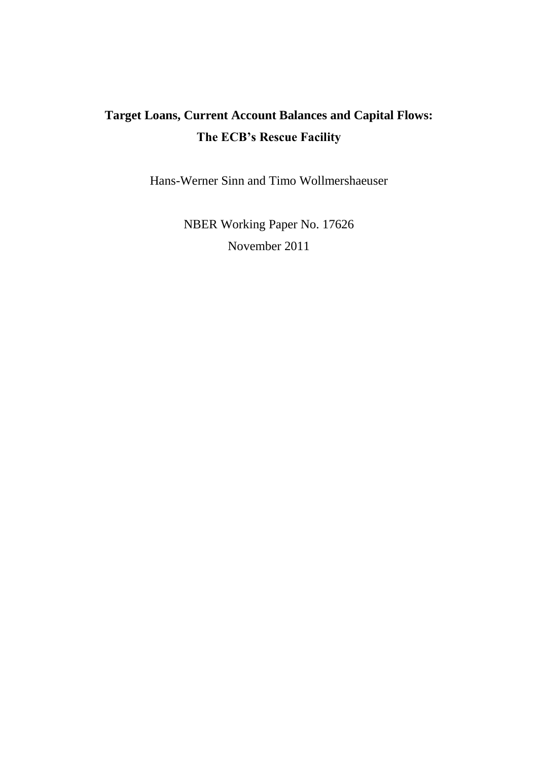# Target Loans, Current Account Balances and Capital Flows: The ECB's Rescue Facility

Hans-Werner Sinn and Timo Wollmershaeuser

NBER Working Paper No. 17626

November 2011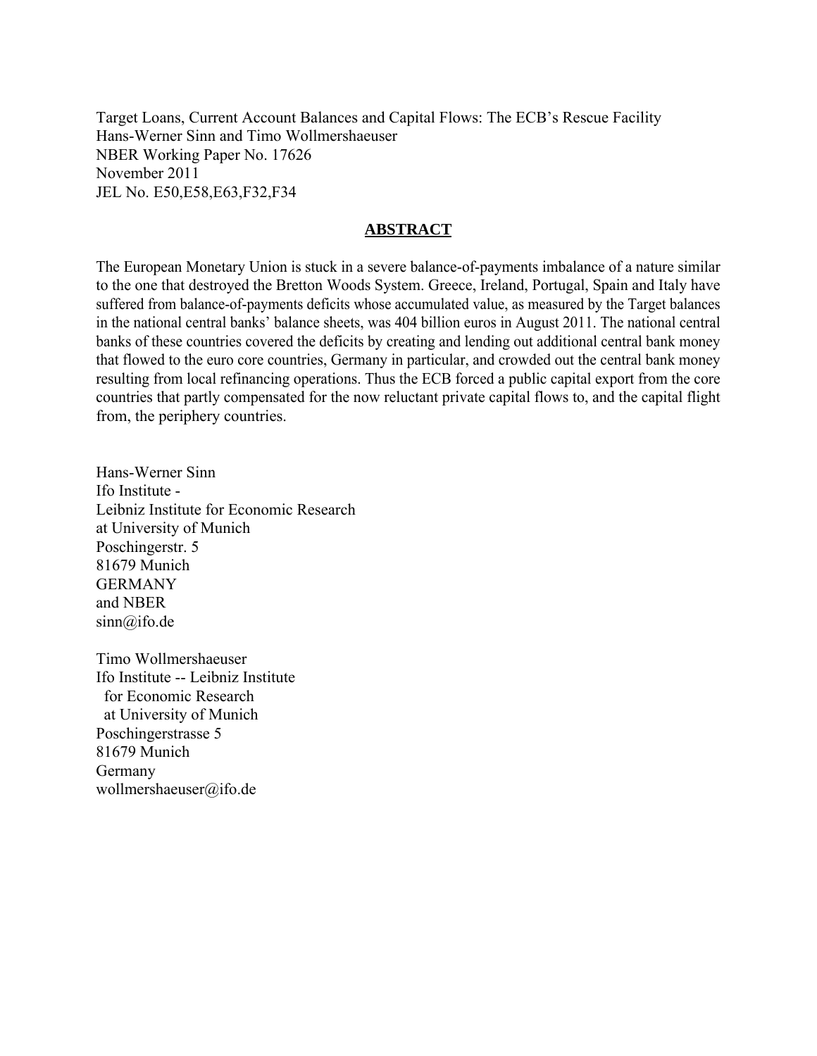Target Loans, Current Account Balances and Capital Flows: The ECB's Rescue Facility
Hans-Werner Sinn and Timo Wollmershaeuser
NBER Working Paper No. 17626
November 2011
JEL No. E50,E58,E63,F32,F34

## ABSTRACT

The European Monetary Union is stuck in a severe balance-of-payments imbalance of a nature similar to the one that destroyed the Bretton Woods System. Greece, Ireland, Portugal, Spain and Italy have suffered from balance-of-payments deficits whose accumulated value, as measured by the Target balances in the national central banks' balance sheets, was 404 billion euros in August 2011. The national central banks of these countries covered the deficits by creating and lending out additional central bank money that flowed to the euro core countries, Germany in particular, and crowded out the central bank money resulting from local refinancing operations. Thus the ECB forced a public capital export from the core countries that partly compensated for the now reluctant private capital flows to, and the capital flight from, the periphery countries.

Hans-Werner Sinn
Ifo Institute -
Leibniz Institute for Economic Research
at University of Munich
Poschingerstr. 5
81679 Munich
GERMANY
and NBER
sinn@ifo.de

Timo Wollmershaeuser
Ifo Institute -- Leibniz Institute
for Economic Research
at University of Munich
Poschingerstrasse 5
81679 Munich
Germany
wollmershaeuser@ifo.de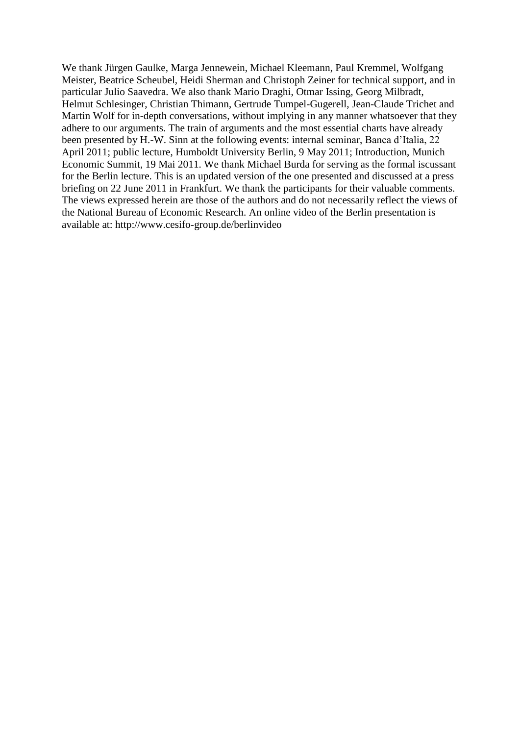We thank Jürgen Gaulke, Marga Jennewein, Michael Kleemann, Paul Kremmel, Wolfgang Meister, Beatrice Scheubel, Heidi Sherman and Christoph Zeiner for technical support, and in particular Julio Saavedra. We also thank Mario Draghi, Otmar Issing, Georg Milbradt, Helmut Schlesinger, Christian Thimann, Gertrude Tumpel-Gugerell, Jean-Claude Trichet and Martin Wolf for in-depth conversations, without implying in any manner whatsoever that they adhere to our arguments. The train of arguments and the most essential charts have already been presented by H.-W. Sinn at the following events: internal seminar, Banca d'Italia, 22 April 2011; public lecture, Humboldt University Berlin, 9 May 2011; Introduction, Munich Economic Summit, 19 Mai 2011. We thank Michael Burda for serving as the formal iscussant for the Berlin lecture. This is an updated version of the one presented and discussed at a press briefing on 22 June 2011 in Frankfurt. We thank the participants for their valuable comments. The views expressed herein are those of the authors and do not necessarily reflect the views of the National Bureau of Economic Research. An online video of the Berlin presentation is available at: http://www.cesifo-group.de/berlinvideo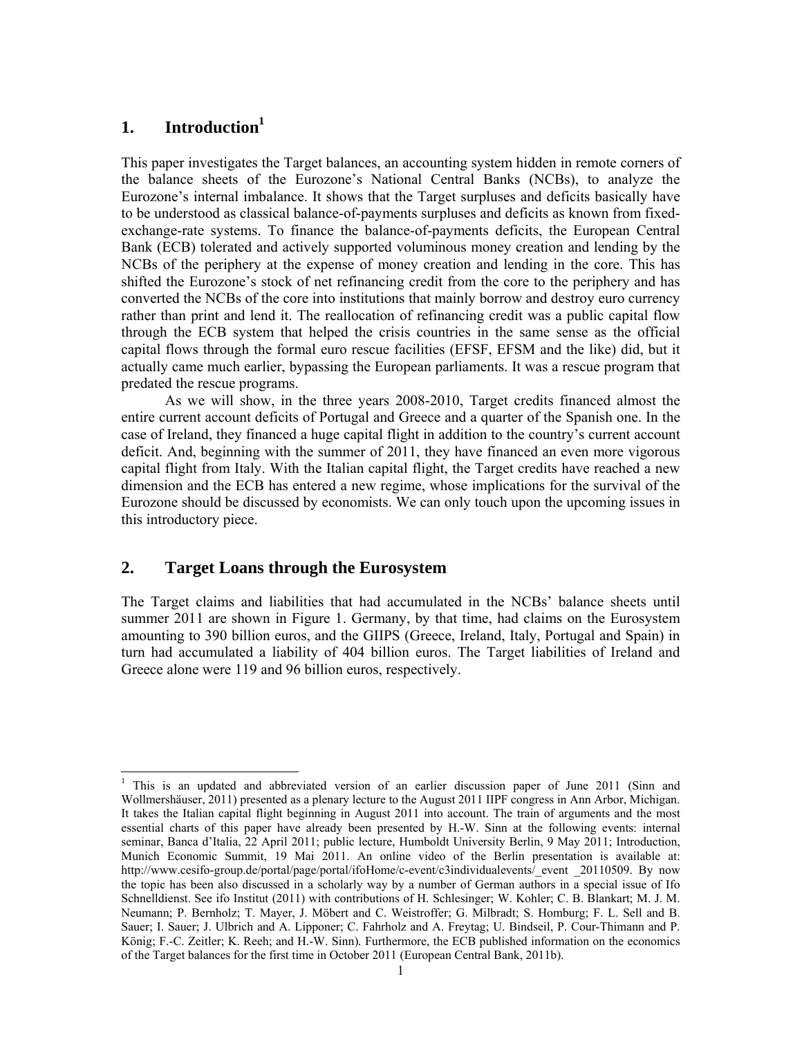# 1. Introduction[1]

This paper investigates the Target balances, an accounting system hidden in remote corners of the balance sheets of the Eurozone's National Central Banks (NCBs), to analyze the Eurozone's internal imbalance. It shows that the Target surpluses and deficits basically have to be understood as classical balance-of-payments surpluses and deficits as known from fixed-exchange-rate systems. To finance the balance-of-payments deficits, the European Central Bank (ECB) tolerated and actively supported voluminous money creation and lending by the NCBs of the periphery at the expense of money creation and lending in the core. This has shifted the Eurozone's stock of net refinancing credit from the core to the periphery and has converted the NCBs of the core into institutions that mainly borrow and destroy euro currency rather than print and lend it. The reallocation of refinancing credit was a public capital flow through the ECB system that helped the crisis countries in the same sense as the official capital flows through the formal euro rescue facilities (EFSF, EFSM and the like) did, but it actually came much earlier, bypassing the European parliaments. It was a rescue program that predated the rescue programs.

As we will show, in the three years 2008-2010, Target credits financed almost the entire current account deficits of Portugal and Greece and a quarter of the Spanish one. In the case of Ireland, they financed a huge capital flight in addition to the country's current account deficit. And, beginning with the summer of 2011, they have financed an even more vigorous capital flight from Italy. With the Italian capital flight, the Target credits have reached a new dimension and the ECB has entered a new regime, whose implications for the survival of the Eurozone should be discussed by economists. We can only touch upon the upcoming issues in this introductory piece.

# 2. Target Loans through the Eurosystem

The Target claims and liabilities that had accumulated in the NCBs' balance sheets until summer 2011 are shown in Figure 1. Germany, by that time, had claims on the Eurosystem amounting to 390 billion euros, and the GIIPS (Greece, Ireland, Italy, Portugal and Spain) in turn had accumulated a liability of 404 billion euros. The Target liabilities of Ireland and Greece alone were 119 and 96 billion euros, respectively.

---

[1] This is an updated and abbreviated version of an earlier discussion paper of June 2011 (Sinn and Wollmershäuser, 2011) presented as a plenary lecture to the August 2011 IIPF congress in Ann Arbor, Michigan. It takes the Italian capital flight beginning in August 2011 into account. The train of arguments and the most essential charts of this paper have already been presented by H.-W. Sinn at the following events: internal seminar, Banca d'Italia, 22 April 2011; public lecture, Humboldt University Berlin, 9 May 2011; Introduction, Munich Economic Summit, 19 Mai 2011. An online video of the Berlin presentation is available at: http://www.cesifo-group.de/portal/page/portal/ifoHome/c-event/c3individualevents/_event _20110509. By now the topic has been also discussed in a scholarly way by a number of German authors in a special issue of Ifo Schnelldienst. See ifo Institut (2011) with contributions of H. Schlesinger; W. Kohler; C. B. Blankart; M. J. M. Neumann; P. Bernholz; T. Mayer, J. Möbert and C. Weistroffer; G. Milbradt; S. Homburg; F. L. Sell and B. Sauer; I. Sauer; J. Ulbrich and A. Lipponer; C. Fahrholz and A. Freytag; U. Bindseil, P. Cour-Thimann and P. König; F.-C. Zeitler; K. Reeh; and H.-W. Sinn). Furthermore, the ECB published information on the economics of the Target balances for the first time in October 2011 (European Central Bank, 2011b).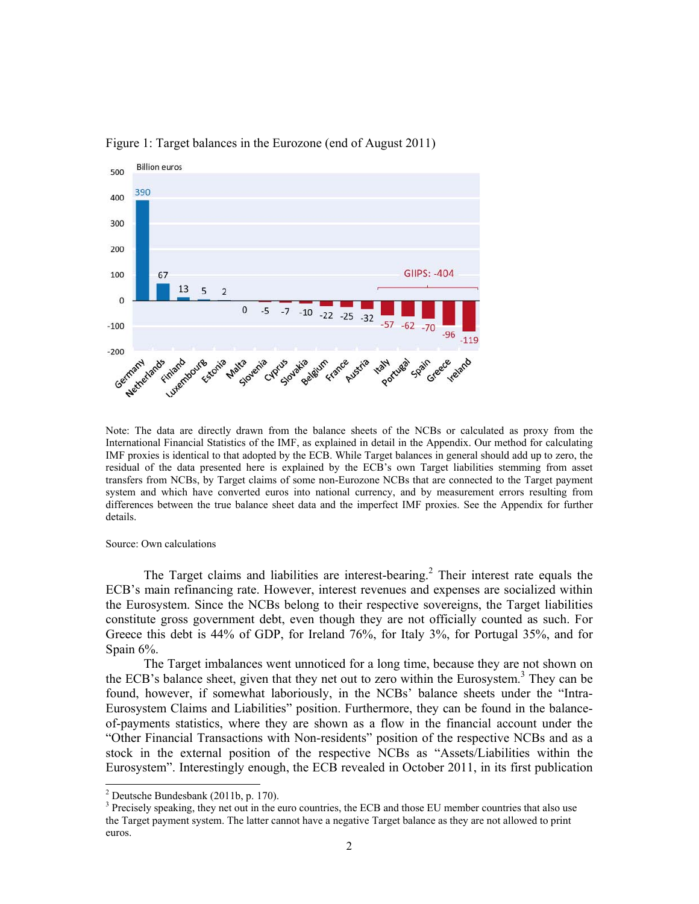Figure 1: Target balances in the Eurozone (end of August 2011)

Note: The data are directly drawn from the balance sheets of the NCBs or calculated as proxy from the International Financial Statistics of the IMF, as explained in detail in the Appendix. Our method for calculating IMF proxies is identical to that adopted by the ECB. While Target balances in general should add up to zero, the residual of the data presented here is explained by the ECB's own Target liabilities stemming from asset transfers from NCBs, by Target claims of some non-Eurozone NCBs that are connected to the Target payment system and which have converted euros into national currency, and by measurement errors resulting from differences between the true balance sheet data and the imperfect IMF proxies. See the Appendix for further details.

Source: Own calculations

The Target claims and liabilities are interest-bearing.[2] Their interest rate equals the ECB's main refinancing rate. However, interest revenues and expenses are socialized within the Eurosystem. Since the NCBs belong to their respective sovereigns, the Target liabilities constitute gross government debt, even though they are not officially counted as such. For Greece this debt is 44% of GDP, for Ireland 76%, for Italy 3%, for Portugal 35%, and for Spain 6%.

The Target imbalances went unnoticed for a long time, because they are not shown on the ECB's balance sheet, given that they net out to zero within the Eurosystem.[3] They can be found, however, if somewhat laboriously, in the NCBs' balance sheets under the "Intra-Eurosystem Claims and Liabilities" position. Furthermore, they can be found in the balance-of-payments statistics, where they are shown as a flow in the financial account under the "Other Financial Transactions with Non-residents" position of the respective NCBs and as a stock in the external position of the respective NCBs as "Assets/Liabilities within the Eurosystem". Interestingly enough, the ECB revealed in October 2011, in its first publication

---

[2] Deutsche Bundesbank (2011b, p. 170).

[3] Precisely speaking, they net out in the euro countries, the ECB and those EU member countries that also use the Target payment system. The latter cannot have a negative Target balance as they are not allowed to print euros.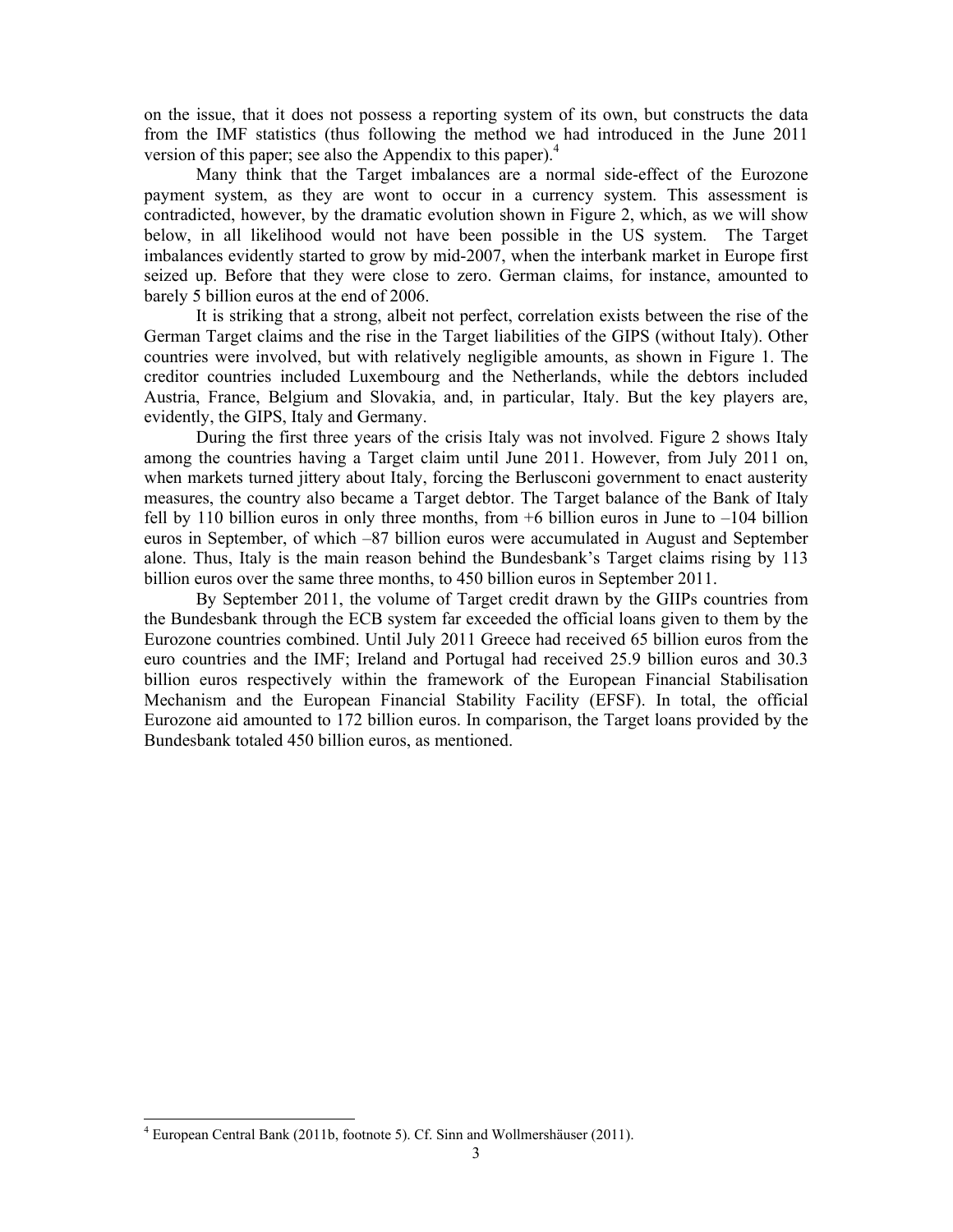on the issue, that it does not possess a reporting system of its own, but constructs the data from the IMF statistics (thus following the method we had introduced in the June 2011 version of this paper; see also the Appendix to this paper).[4]

Many think that the Target imbalances are a normal side-effect of the Eurozone payment system, as they are wont to occur in a currency system. This assessment is contradicted, however, by the dramatic evolution shown in Figure 2, which, as we will show below, in all likelihood would not have been possible in the US system. The Target imbalances evidently started to grow by mid-2007, when the interbank market in Europe first seized up. Before that they were close to zero. German claims, for instance, amounted to barely 5 billion euros at the end of 2006.

It is striking that a strong, albeit not perfect, correlation exists between the rise of the German Target claims and the rise in the Target liabilities of the GIPS (without Italy). Other countries were involved, but with relatively negligible amounts, as shown in Figure 1. The creditor countries included Luxembourg and the Netherlands, while the debtors included Austria, France, Belgium and Slovakia, and, in particular, Italy. But the key players are, evidently, the GIPS, Italy and Germany.

During the first three years of the crisis Italy was not involved. Figure 2 shows Italy among the countries having a Target claim until June 2011. However, from July 2011 on, when markets turned jittery about Italy, forcing the Berlusconi government to enact austerity measures, the country also became a Target debtor. The Target balance of the Bank of Italy fell by 110 billion euros in only three months, from +6 billion euros in June to –104 billion euros in September, of which –87 billion euros were accumulated in August and September alone. Thus, Italy is the main reason behind the Bundesbank's Target claims rising by 113 billion euros over the same three months, to 450 billion euros in September 2011.

By September 2011, the volume of Target credit drawn by the GIIPs countries from the Bundesbank through the ECB system far exceeded the official loans given to them by the Eurozone countries combined. Until July 2011 Greece had received 65 billion euros from the euro countries and the IMF; Ireland and Portugal had received 25.9 billion euros and 30.3 billion euros respectively within the framework of the European Financial Stabilisation Mechanism and the European Financial Stability Facility (EFSF). In total, the official Eurozone aid amounted to 172 billion euros. In comparison, the Target loans provided by the Bundesbank totaled 450 billion euros, as mentioned.

[4] European Central Bank (2011b, footnote 5). Cf. Sinn and Wollmershäuser (2011).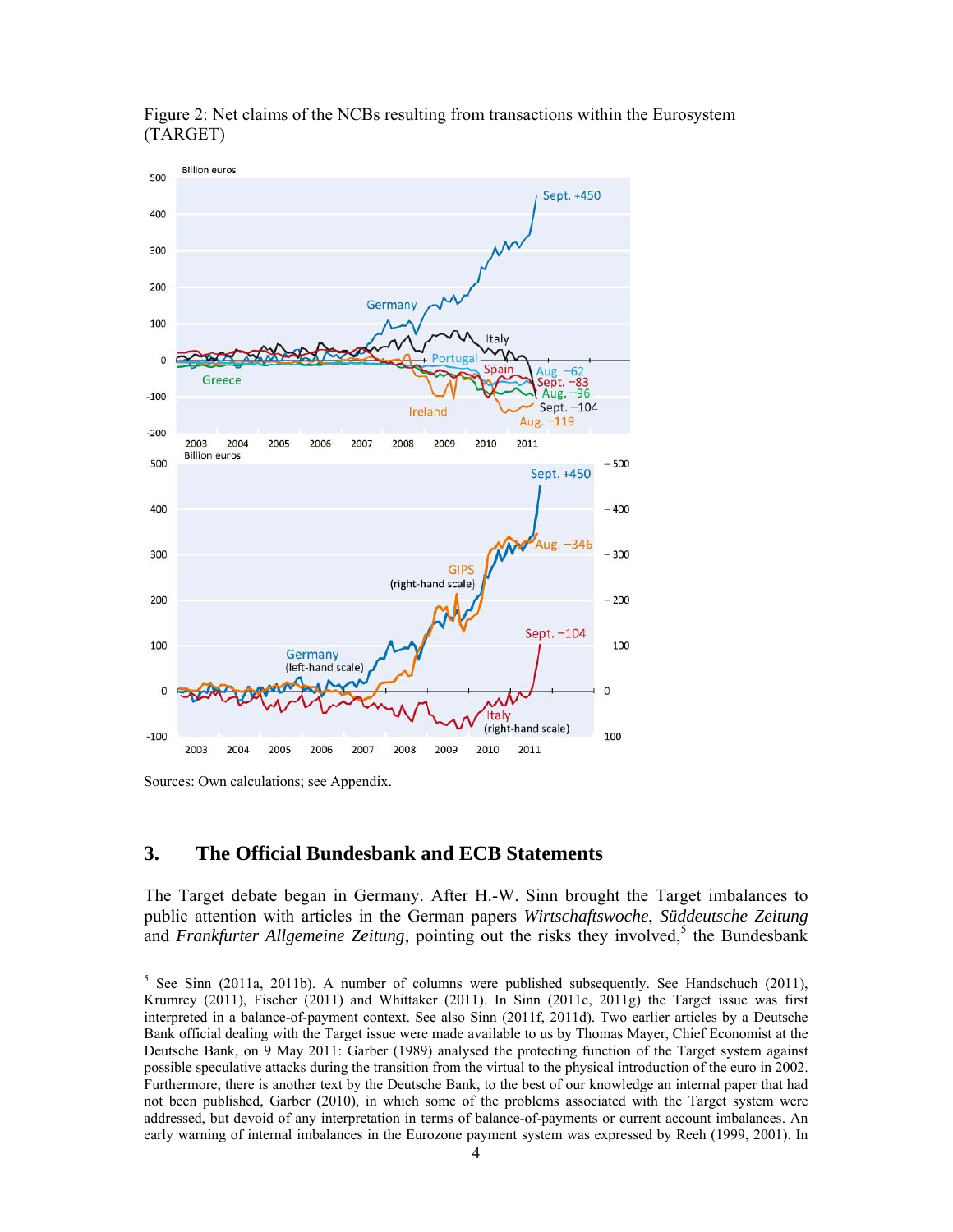Figure 2: Net claims of the NCBs resulting from transactions within the Eurosystem (TARGET)

Sources: Own calculations; see Appendix.

## 3. The Official Bundesbank and ECB Statements

The Target debate began in Germany. After H.-W. Sinn brought the Target imbalances to public attention with articles in the German papers *Wirtschaftswoche*, *Süddeutsche Zeitung* and *Frankfurter Allgemeine Zeitung*, pointing out the risks they involved,[5] the Bundesbank

[5] See Sinn (2011a, 2011b). A number of columns were published subsequently. See Handschuch (2011), Krumrey (2011), Fischer (2011) and Whittaker (2011). In Sinn (2011e, 2011g) the Target issue was first interpreted in a balance-of-payment context. See also Sinn (2011f, 2011d). Two earlier articles by a Deutsche Bank official dealing with the Target issue were made available to us by Thomas Mayer, Chief Economist at the Deutsche Bank, on 9 May 2011: Garber (1989) analysed the protecting function of the Target system against possible speculative attacks during the transition from the virtual to the physical introduction of the euro in 2002. Furthermore, there is another text by the Deutsche Bank, to the best of our knowledge an internal paper that had not been published, Garber (2010), in which some of the problems associated with the Target system were addressed, but devoid of any interpretation in terms of balance-of-payments or current account imbalances. An early warning of internal imbalances in the Eurozone payment system was expressed by Reeh (1999, 2001). In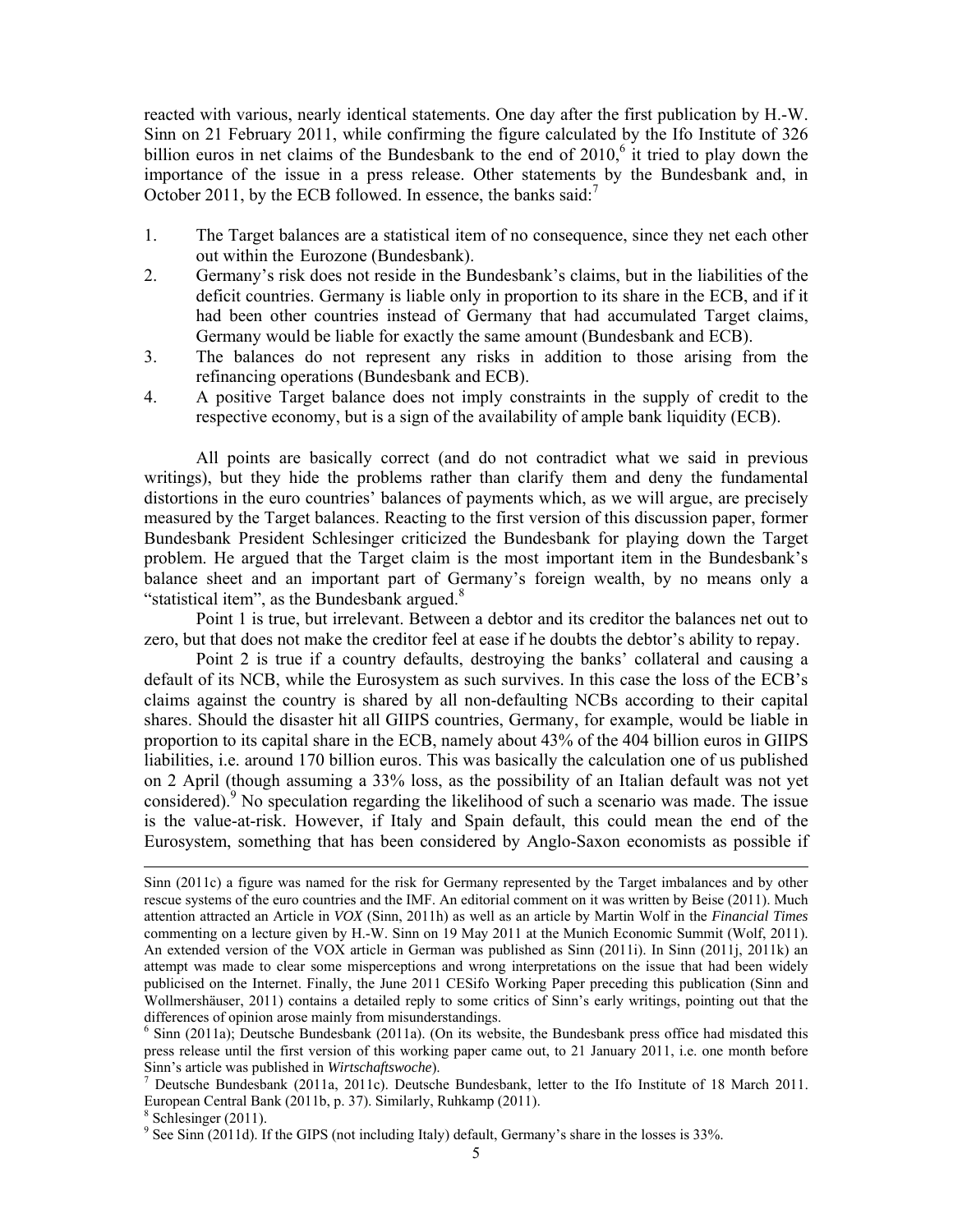reacted with various, nearly identical statements. One day after the first publication by H.-W. Sinn on 21 February 2011, while confirming the figure calculated by the Ifo Institute of 326 billion euros in net claims of the Bundesbank to the end of 2010,[6] it tried to play down the importance of the issue in a press release. Other statements by the Bundesbank and, in October 2011, by the ECB followed. In essence, the banks said:[7]

1. The Target balances are a statistical item of no consequence, since they net each other out within the Eurozone (Bundesbank).
2. Germany's risk does not reside in the Bundesbank's claims, but in the liabilities of the deficit countries. Germany is liable only in proportion to its share in the ECB, and if it had been other countries instead of Germany that had accumulated Target claims, Germany would be liable for exactly the same amount (Bundesbank and ECB).
3. The balances do not represent any risks in addition to those arising from the refinancing operations (Bundesbank and ECB).
4. A positive Target balance does not imply constraints in the supply of credit to the respective economy, but is a sign of the availability of ample bank liquidity (ECB).

All points are basically correct (and do not contradict what we said in previous writings), but they hide the problems rather than clarify them and deny the fundamental distortions in the euro countries' balances of payments which, as we will argue, are precisely measured by the Target balances. Reacting to the first version of this discussion paper, former Bundesbank President Schlesinger criticized the Bundesbank for playing down the Target problem. He argued that the Target claim is the most important item in the Bundesbank's balance sheet and an important part of Germany's foreign wealth, by no means only a "statistical item", as the Bundesbank argued.[8]

Point 1 is true, but irrelevant. Between a debtor and its creditor the balances net out to zero, but that does not make the creditor feel at ease if he doubts the debtor's ability to repay.

Point 2 is true if a country defaults, destroying the banks' collateral and causing a default of its NCB, while the Eurosystem as such survives. In this case the loss of the ECB's claims against the country is shared by all non-defaulting NCBs according to their capital shares. Should the disaster hit all GIIPS countries, Germany, for example, would be liable in proportion to its capital share in the ECB, namely about 43% of the 404 billion euros in GIIPS liabilities, i.e. around 170 billion euros. This was basically the calculation one of us published on 2 April (though assuming a 33% loss, as the possibility of an Italian default was not yet considered).[9] No speculation regarding the likelihood of such a scenario was made. The issue is the value-at-risk. However, if Italy and Spain default, this could mean the end of the Eurosystem, something that has been considered by Anglo-Saxon economists as possible if

---

Sinn (2011c) a figure was named for the risk for Germany represented by the Target imbalances and by other rescue systems of the euro countries and the IMF. An editorial comment on it was written by Beise (2011). Much attention attracted an Article in *VOX* (Sinn, 2011h) as well as an article by Martin Wolf in the *Financial Times* commenting on a lecture given by H.-W. Sinn on 19 May 2011 at the Munich Economic Summit (Wolf, 2011). An extended version of the VOX article in German was published as Sinn (2011i). In Sinn (2011j, 2011k) an attempt was made to clear some misperceptions and wrong interpretations on the issue that had been widely publicised on the Internet. Finally, the June 2011 CESifo Working Paper preceding this publication (Sinn and Wollmershäuser, 2011) contains a detailed reply to some critics of Sinn's early writings, pointing out that the differences of opinion arose mainly from misunderstandings.

[6] Sinn (2011a); Deutsche Bundesbank (2011a). (On its website, the Bundesbank press office had misdated this press release until the first version of this working paper came out, to 21 January 2011, i.e. one month before Sinn's article was published in *Wirtschaftswoche*).

[7] Deutsche Bundesbank (2011a, 2011c). Deutsche Bundesbank, letter to the Ifo Institute of 18 March 2011. European Central Bank (2011b, p. 37). Similarly, Ruhkamp (2011).

[8] Schlesinger (2011).

[9] See Sinn (2011d). If the GIPS (not including Italy) default, Germany's share in the losses is 33%.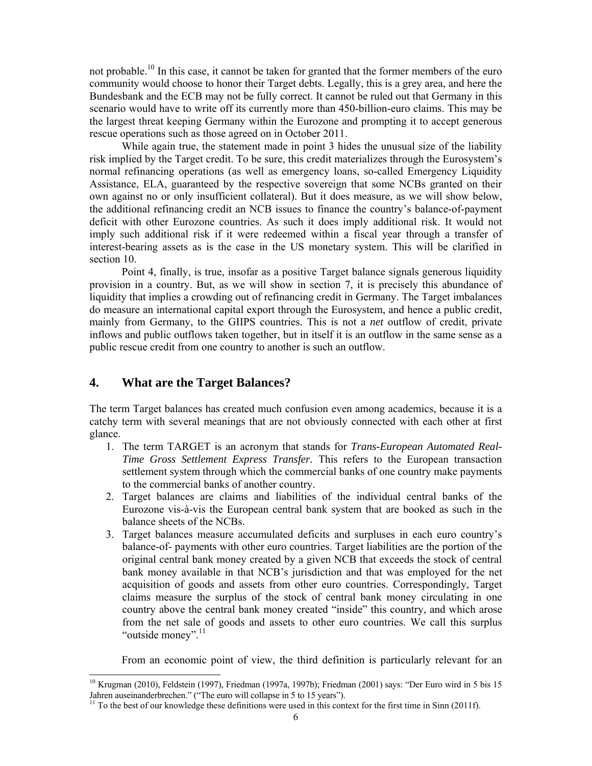not probable.[10] In this case, it cannot be taken for granted that the former members of the euro community would choose to honor their Target debts. Legally, this is a grey area, and here the Bundesbank and the ECB may not be fully correct. It cannot be ruled out that Germany in this scenario would have to write off its currently more than 450-billion-euro claims. This may be the largest threat keeping Germany within the Eurozone and prompting it to accept generous rescue operations such as those agreed on in October 2011.

While again true, the statement made in point 3 hides the unusual size of the liability risk implied by the Target credit. To be sure, this credit materializes through the Eurosystem's normal refinancing operations (as well as emergency loans, so-called Emergency Liquidity Assistance, ELA, guaranteed by the respective sovereign that some NCBs granted on their own against no or only insufficient collateral). But it does measure, as we will show below, the additional refinancing credit an NCB issues to finance the country's balance-of-payment deficit with other Eurozone countries. As such it does imply additional risk. It would not imply such additional risk if it were redeemed within a fiscal year through a transfer of interest-bearing assets as is the case in the US monetary system. This will be clarified in section 10.

Point 4, finally, is true, insofar as a positive Target balance signals generous liquidity provision in a country. But, as we will show in section 7, it is precisely this abundance of liquidity that implies a crowding out of refinancing credit in Germany. The Target imbalances do measure an international capital export through the Eurosystem, and hence a public credit, mainly from Germany, to the GIIPS countries. This is not a *net* outflow of credit, private inflows and public outflows taken together, but in itself it is an outflow in the same sense as a public rescue credit from one country to another is such an outflow.

## 4. What are the Target Balances?

The term Target balances has created much confusion even among academics, because it is a catchy term with several meanings that are not obviously connected with each other at first glance.

1. The term TARGET is an acronym that stands for *Trans-European Automated Real-Time Gross Settlement Express Transfer*. This refers to the European transaction settlement system through which the commercial banks of one country make payments to the commercial banks of another country.
2. Target balances are claims and liabilities of the individual central banks of the Eurozone vis-à-vis the European central bank system that are booked as such in the balance sheets of the NCBs.
3. Target balances measure accumulated deficits and surpluses in each euro country's balance-of- payments with other euro countries. Target liabilities are the portion of the original central bank money created by a given NCB that exceeds the stock of central bank money available in that NCB's jurisdiction and that was employed for the net acquisition of goods and assets from other euro countries. Correspondingly, Target claims measure the surplus of the stock of central bank money circulating in one country above the central bank money created "inside" this country, and which arose from the net sale of goods and assets to other euro countries. We call this surplus "outside money".[11]

From an economic point of view, the third definition is particularly relevant for an

---

[10] Krugman (2010), Feldstein (1997), Friedman (1997a, 1997b); Friedman (2001) says: "Der Euro wird in 5 bis 15 Jahren auseinanderbrechen." ("The euro will collapse in 5 to 15 years").

[11] To the best of our knowledge these definitions were used in this context for the first time in Sinn (2011f).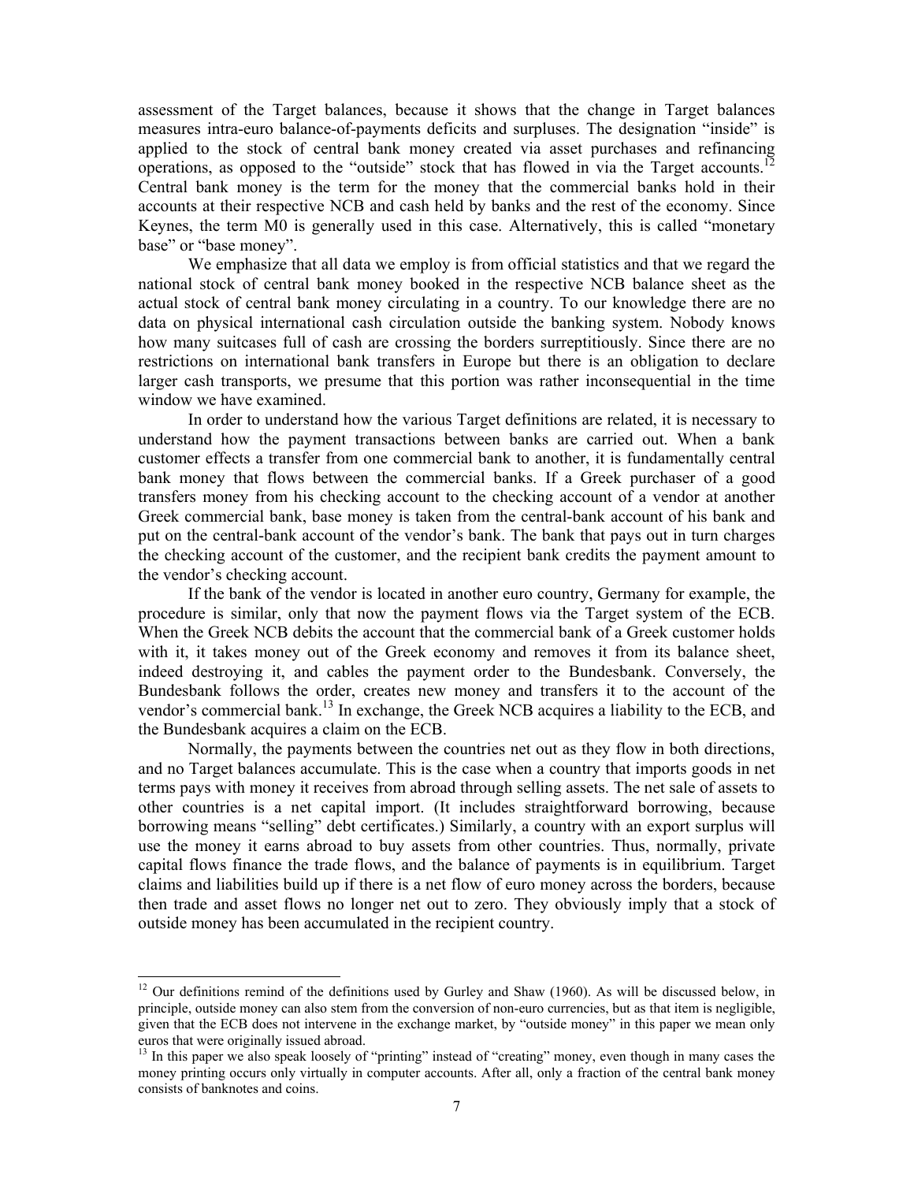assessment of the Target balances, because it shows that the change in Target balances measures intra-euro balance-of-payments deficits and surpluses. The designation "inside" is applied to the stock of central bank money created via asset purchases and refinancing operations, as opposed to the "outside" stock that has flowed in via the Target accounts.[12] Central bank money is the term for the money that the commercial banks hold in their accounts at their respective NCB and cash held by banks and the rest of the economy. Since Keynes, the term M0 is generally used in this case. Alternatively, this is called "monetary base" or "base money".

We emphasize that all data we employ is from official statistics and that we regard the national stock of central bank money booked in the respective NCB balance sheet as the actual stock of central bank money circulating in a country. To our knowledge there are no data on physical international cash circulation outside the banking system. Nobody knows how many suitcases full of cash are crossing the borders surreptitiously. Since there are no restrictions on international bank transfers in Europe but there is an obligation to declare larger cash transports, we presume that this portion was rather inconsequential in the time window we have examined.

In order to understand how the various Target definitions are related, it is necessary to understand how the payment transactions between banks are carried out. When a bank customer effects a transfer from one commercial bank to another, it is fundamentally central bank money that flows between the commercial banks. If a Greek purchaser of a good transfers money from his checking account to the checking account of a vendor at another Greek commercial bank, base money is taken from the central-bank account of his bank and put on the central-bank account of the vendor's bank. The bank that pays out in turn charges the checking account of the customer, and the recipient bank credits the payment amount to the vendor's checking account.

If the bank of the vendor is located in another euro country, Germany for example, the procedure is similar, only that now the payment flows via the Target system of the ECB. When the Greek NCB debits the account that the commercial bank of a Greek customer holds with it, it takes money out of the Greek economy and removes it from its balance sheet, indeed destroying it, and cables the payment order to the Bundesbank. Conversely, the Bundesbank follows the order, creates new money and transfers it to the account of the vendor's commercial bank.[13] In exchange, the Greek NCB acquires a liability to the ECB, and the Bundesbank acquires a claim on the ECB.

Normally, the payments between the countries net out as they flow in both directions, and no Target balances accumulate. This is the case when a country that imports goods in net terms pays with money it receives from abroad through selling assets. The net sale of assets to other countries is a net capital import. (It includes straightforward borrowing, because borrowing means "selling" debt certificates.) Similarly, a country with an export surplus will use the money it earns abroad to buy assets from other countries. Thus, normally, private capital flows finance the trade flows, and the balance of payments is in equilibrium. Target claims and liabilities build up if there is a net flow of euro money across the borders, because then trade and asset flows no longer net out to zero. They obviously imply that a stock of outside money has been accumulated in the recipient country.

---

[12] Our definitions remind of the definitions used by Gurley and Shaw (1960). As will be discussed below, in principle, outside money can also stem from the conversion of non-euro currencies, but as that item is negligible, given that the ECB does not intervene in the exchange market, by "outside money" in this paper we mean only euros that were originally issued abroad.

[13] In this paper we also speak loosely of "printing" instead of "creating" money, even though in many cases the money printing occurs only virtually in computer accounts. After all, only a fraction of the central bank money consists of banknotes and coins.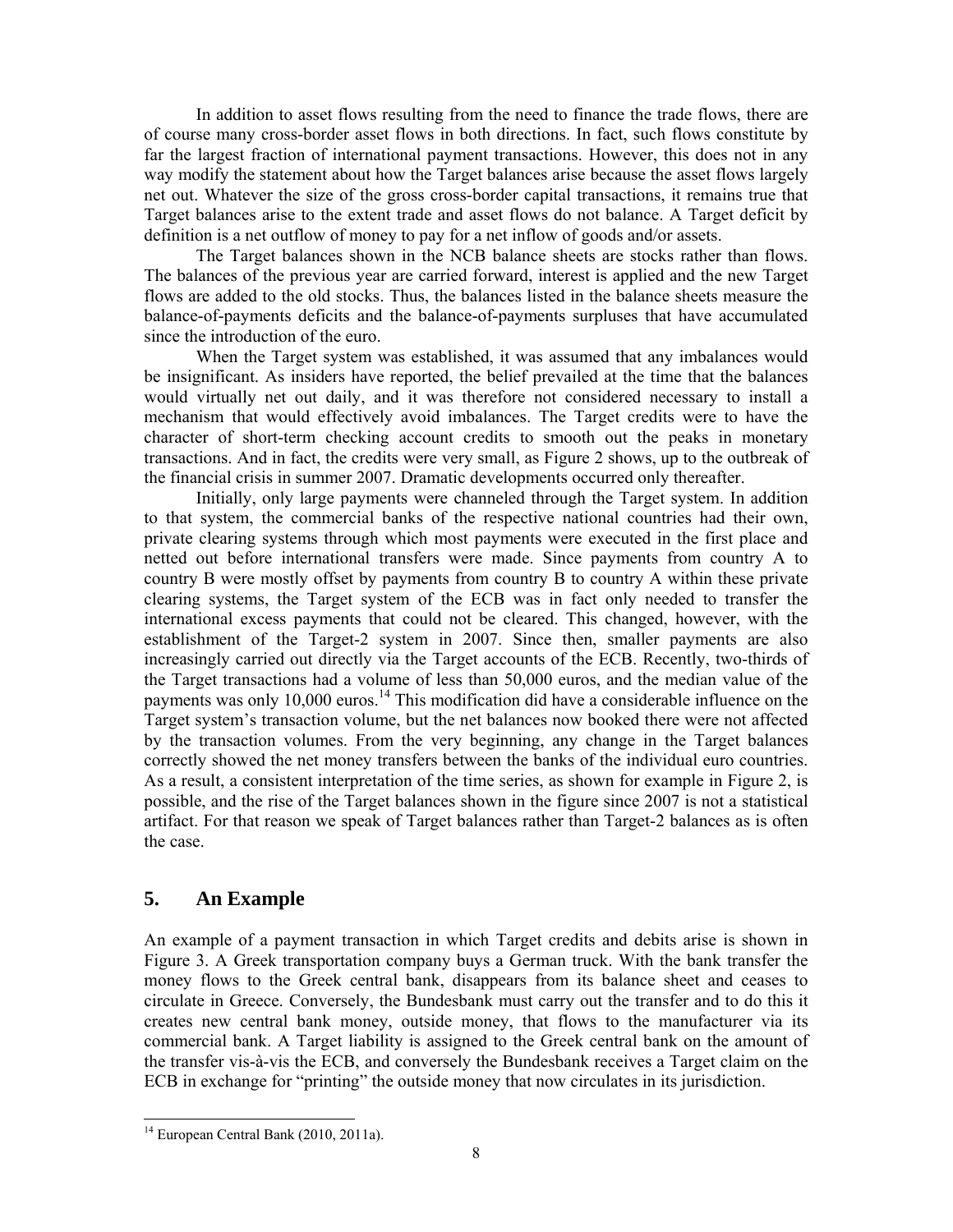In addition to asset flows resulting from the need to finance the trade flows, there are of course many cross-border asset flows in both directions. In fact, such flows constitute by far the largest fraction of international payment transactions. However, this does not in any way modify the statement about how the Target balances arise because the asset flows largely net out. Whatever the size of the gross cross-border capital transactions, it remains true that Target balances arise to the extent trade and asset flows do not balance. A Target deficit by definition is a net outflow of money to pay for a net inflow of goods and/or assets.

The Target balances shown in the NCB balance sheets are stocks rather than flows. The balances of the previous year are carried forward, interest is applied and the new Target flows are added to the old stocks. Thus, the balances listed in the balance sheets measure the balance-of-payments deficits and the balance-of-payments surpluses that have accumulated since the introduction of the euro.

When the Target system was established, it was assumed that any imbalances would be insignificant. As insiders have reported, the belief prevailed at the time that the balances would virtually net out daily, and it was therefore not considered necessary to install a mechanism that would effectively avoid imbalances. The Target credits were to have the character of short-term checking account credits to smooth out the peaks in monetary transactions. And in fact, the credits were very small, as Figure 2 shows, up to the outbreak of the financial crisis in summer 2007. Dramatic developments occurred only thereafter.

Initially, only large payments were channeled through the Target system. In addition to that system, the commercial banks of the respective national countries had their own, private clearing systems through which most payments were executed in the first place and netted out before international transfers were made. Since payments from country A to country B were mostly offset by payments from country B to country A within these private clearing systems, the Target system of the ECB was in fact only needed to transfer the international excess payments that could not be cleared. This changed, however, with the establishment of the Target-2 system in 2007. Since then, smaller payments are also increasingly carried out directly via the Target accounts of the ECB. Recently, two-thirds of the Target transactions had a volume of less than 50,000 euros, and the median value of the payments was only 10,000 euros.[14] This modification did have a considerable influence on the Target system's transaction volume, but the net balances now booked there were not affected by the transaction volumes. From the very beginning, any change in the Target balances correctly showed the net money transfers between the banks of the individual euro countries. As a result, a consistent interpretation of the time series, as shown for example in Figure 2, is possible, and the rise of the Target balances shown in the figure since 2007 is not a statistical artifact. For that reason we speak of Target balances rather than Target-2 balances as is often the case.

## 5. An Example

An example of a payment transaction in which Target credits and debits arise is shown in Figure 3. A Greek transportation company buys a German truck. With the bank transfer the money flows to the Greek central bank, disappears from its balance sheet and ceases to circulate in Greece. Conversely, the Bundesbank must carry out the transfer and to do this it creates new central bank money, outside money, that flows to the manufacturer via its commercial bank. A Target liability is assigned to the Greek central bank on the amount of the transfer vis-à-vis the ECB, and conversely the Bundesbank receives a Target claim on the ECB in exchange for "printing" the outside money that now circulates in its jurisdiction.

[14] European Central Bank (2010, 2011a).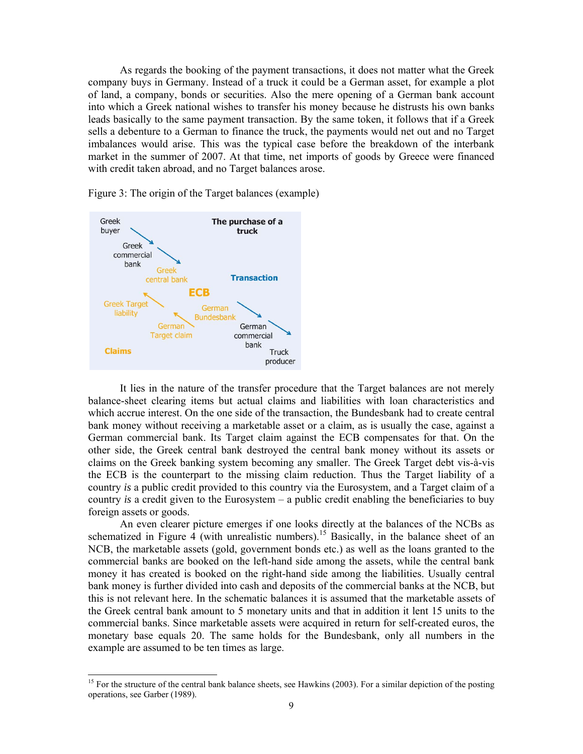As regards the booking of the payment transactions, it does not matter what the Greek company buys in Germany. Instead of a truck it could be a German asset, for example a plot of land, a company, bonds or securities. Also the mere opening of a German bank account into which a Greek national wishes to transfer his money because he distrusts his own banks leads basically to the same payment transaction. By the same token, it follows that if a Greek sells a debenture to a German to finance the truck, the payments would net out and no Target imbalances would arise. This was the typical case before the breakdown of the interbank market in the summer of 2007. At that time, net imports of goods by Greece were financed with credit taken abroad, and no Target balances arose.

Figure 3: The origin of the Target balances (example)

It lies in the nature of the transfer procedure that the Target balances are not merely balance-sheet clearing items but actual claims and liabilities with loan characteristics and which accrue interest. On the one side of the transaction, the Bundesbank had to create central bank money without receiving a marketable asset or a claim, as is usually the case, against a German commercial bank. Its Target claim against the ECB compensates for that. On the other side, the Greek central bank destroyed the central bank money without its assets or claims on the Greek banking system becoming any smaller. The Greek Target debt vis-à-vis the ECB is the counterpart to the missing claim reduction. Thus the Target liability of a country *is* a public credit provided to this country via the Eurosystem, and a Target claim of a country *is* a credit given to the Eurosystem – a public credit enabling the beneficiaries to buy foreign assets or goods.

An even clearer picture emerges if one looks directly at the balances of the NCBs as schematized in Figure 4 (with unrealistic numbers).[15] Basically, in the balance sheet of an NCB, the marketable assets (gold, government bonds etc.) as well as the loans granted to the commercial banks are booked on the left-hand side among the assets, while the central bank money it has created is booked on the right-hand side among the liabilities. Usually central bank money is further divided into cash and deposits of the commercial banks at the NCB, but this is not relevant here. In the schematic balances it is assumed that the marketable assets of the Greek central bank amount to 5 monetary units and that in addition it lent 15 units to the commercial banks. Since marketable assets were acquired in return for self-created euros, the monetary base equals 20. The same holds for the Bundesbank, only all numbers in the example are assumed to be ten times as large.

[15] For the structure of the central bank balance sheets, see Hawkins (2003). For a similar depiction of the posting operations, see Garber (1989).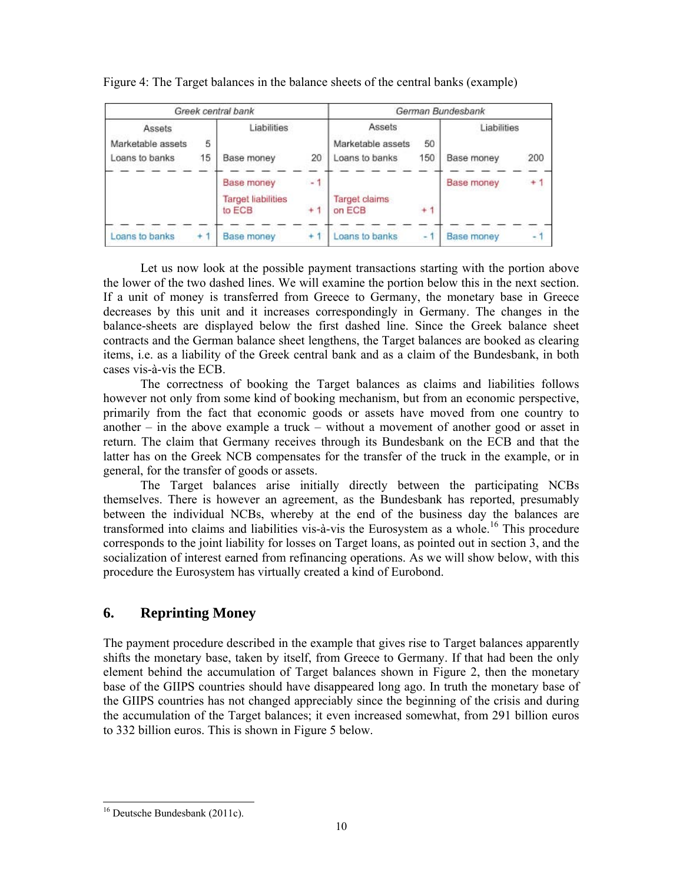Figure 4: The Target balances in the balance sheets of the central banks (example)

| Greek central bank | | | | German Bundesbank | | | |
|---|---|---|---|---|---|---|---|
| Assets | | Liabilities | | Assets | | Liabilities | |
| Marketable assets | 5 | | | Marketable assets | 50 | | |
| Loans to banks | 15 | Base money | 20 | Loans to banks | 150 | Base money | 200 |
| | | Base money | - 1 | | | Base money | + 1 |
| | | Target liabilities to ECB | + 1 | Target claims on ECB | + 1 | | |
| Loans to banks | + 1 | Base money | + 1 | Loans to banks | - 1 | Base money | - 1 |

Let us now look at the possible payment transactions starting with the portion above the lower of the two dashed lines. We will examine the portion below this in the next section. If a unit of money is transferred from Greece to Germany, the monetary base in Greece decreases by this unit and it increases correspondingly in Germany. The changes in the balance-sheets are displayed below the first dashed line. Since the Greek balance sheet contracts and the German balance sheet lengthens, the Target balances are booked as clearing items, i.e. as a liability of the Greek central bank and as a claim of the Bundesbank, in both cases vis-à-vis the ECB.

The correctness of booking the Target balances as claims and liabilities follows however not only from some kind of booking mechanism, but from an economic perspective, primarily from the fact that economic goods or assets have moved from one country to another – in the above example a truck – without a movement of another good or asset in return. The claim that Germany receives through its Bundesbank on the ECB and that the latter has on the Greek NCB compensates for the transfer of the truck in the example, or in general, for the transfer of goods or assets.

The Target balances arise initially directly between the participating NCBs themselves. There is however an agreement, as the Bundesbank has reported, presumably between the individual NCBs, whereby at the end of the business day the balances are transformed into claims and liabilities vis-à-vis the Eurosystem as a whole.[16] This procedure corresponds to the joint liability for losses on Target loans, as pointed out in section 3, and the socialization of interest earned from refinancing operations. As we will show below, with this procedure the Eurosystem has virtually created a kind of Eurobond.

## 6. Reprinting Money

The payment procedure described in the example that gives rise to Target balances apparently shifts the monetary base, taken by itself, from Greece to Germany. If that had been the only element behind the accumulation of Target balances shown in Figure 2, then the monetary base of the GIIPS countries should have disappeared long ago. In truth the monetary base of the GIIPS countries has not changed appreciably since the beginning of the crisis and during the accumulation of the Target balances; it even increased somewhat, from 291 billion euros to 332 billion euros. This is shown in Figure 5 below.

[16] Deutsche Bundesbank (2011c).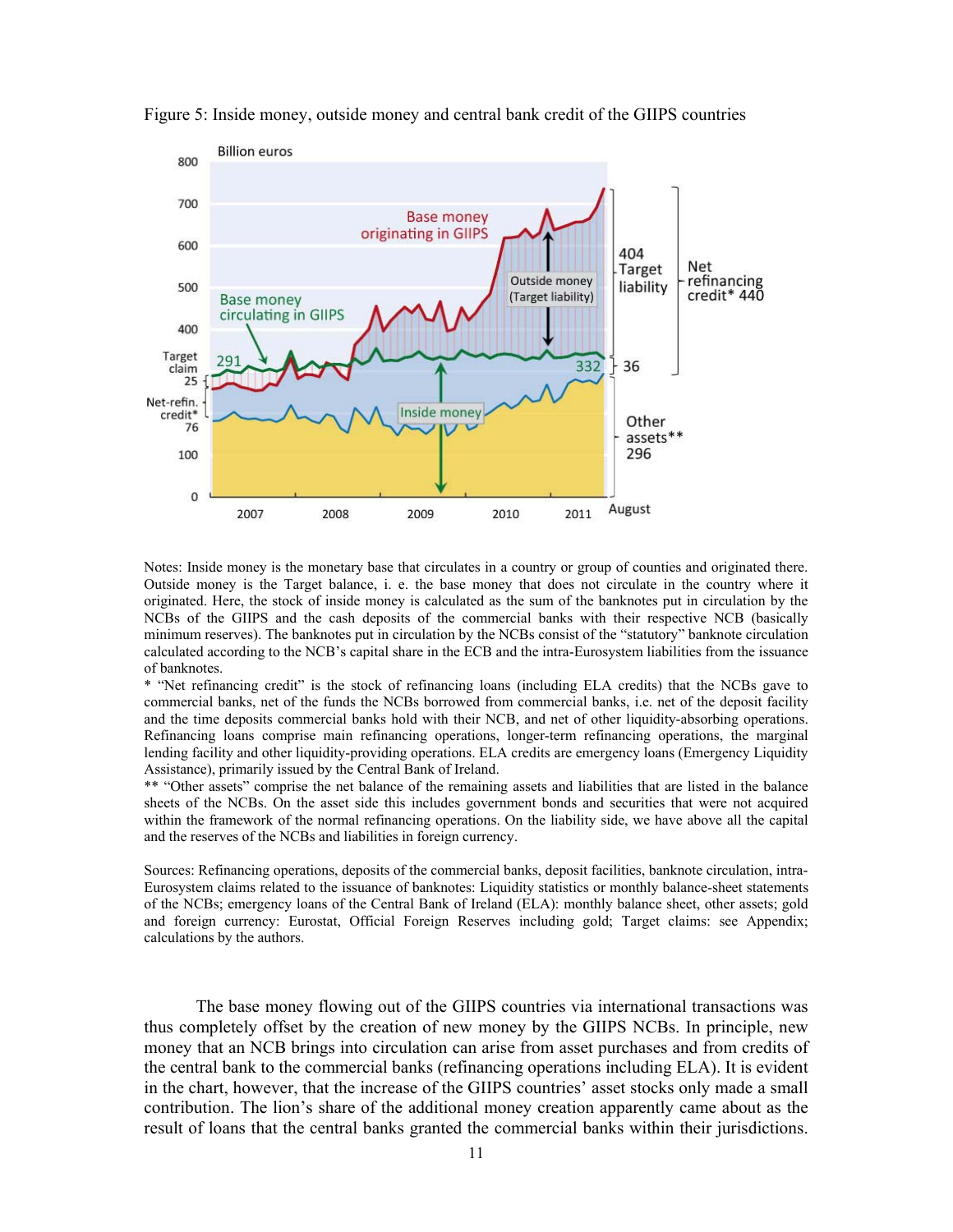Figure 5: Inside money, outside money and central bank credit of the GIIPS countries

Notes: Inside money is the monetary base that circulates in a country or group of counties and originated there. Outside money is the Target balance, i. e. the base money that does not circulate in the country where it originated. Here, the stock of inside money is calculated as the sum of the banknotes put in circulation by the NCBs of the GIIPS and the cash deposits of the commercial banks with their respective NCB (basically minimum reserves). The banknotes put in circulation by the NCBs consist of the "statutory" banknote circulation calculated according to the NCB's capital share in the ECB and the intra-Eurosystem liabilities from the issuance of banknotes.

* "Net refinancing credit" is the stock of refinancing loans (including ELA credits) that the NCBs gave to commercial banks, net of the funds the NCBs borrowed from commercial banks, i.e. net of the deposit facility and the time deposits commercial banks hold with their NCB, and net of other liquidity-absorbing operations. Refinancing loans comprise main refinancing operations, longer-term refinancing operations, the marginal lending facility and other liquidity-providing operations. ELA credits are emergency loans (Emergency Liquidity Assistance), primarily issued by the Central Bank of Ireland.

** "Other assets" comprise the net balance of the remaining assets and liabilities that are listed in the balance sheets of the NCBs. On the asset side this includes government bonds and securities that were not acquired within the framework of the normal refinancing operations. On the liability side, we have above all the capital and the reserves of the NCBs and liabilities in foreign currency.

Sources: Refinancing operations, deposits of the commercial banks, deposit facilities, banknote circulation, intra-Eurosystem claims related to the issuance of banknotes: Liquidity statistics or monthly balance-sheet statements of the NCBs; emergency loans of the Central Bank of Ireland (ELA): monthly balance sheet, other assets; gold and foreign currency: Eurostat, Official Foreign Reserves including gold; Target claims: see Appendix; calculations by the authors.

The base money flowing out of the GIIPS countries via international transactions was thus completely offset by the creation of new money by the GIIPS NCBs. In principle, new money that an NCB brings into circulation can arise from asset purchases and from credits of the central bank to the commercial banks (refinancing operations including ELA). It is evident in the chart, however, that the increase of the GIIPS countries' asset stocks only made a small contribution. The lion's share of the additional money creation apparently came about as the result of loans that the central banks granted the commercial banks within their jurisdictions.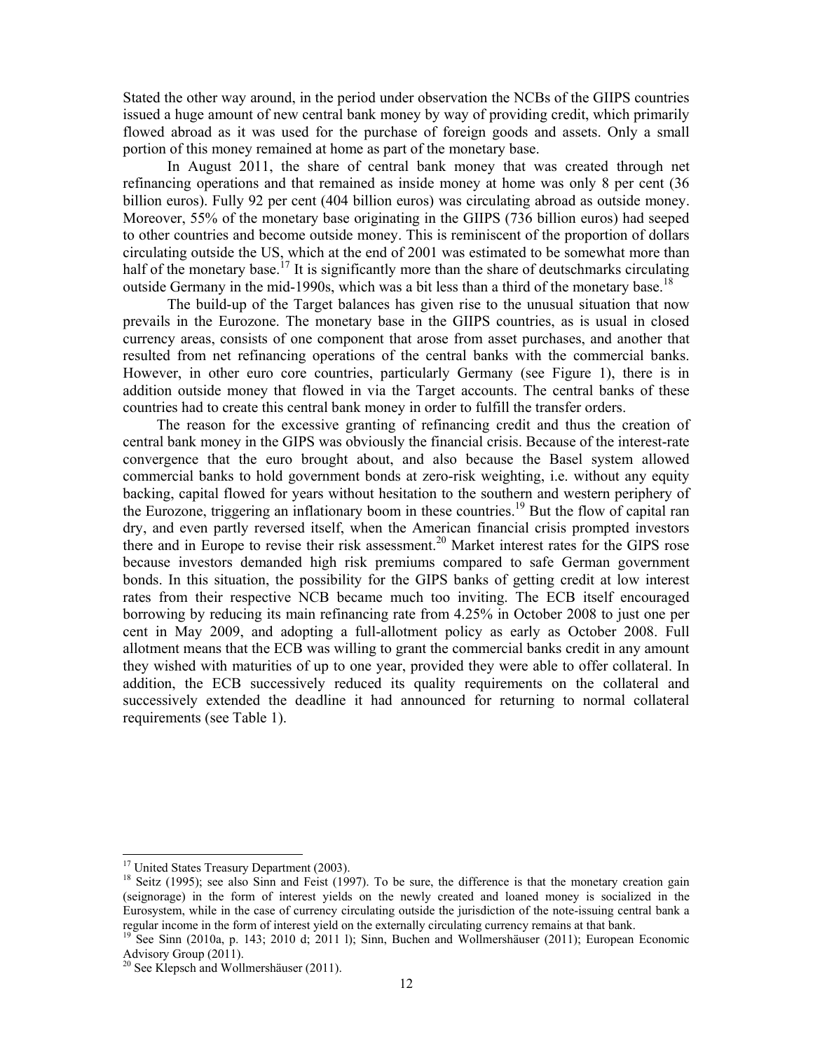Stated the other way around, in the period under observation the NCBs of the GIIPS countries issued a huge amount of new central bank money by way of providing credit, which primarily flowed abroad as it was used for the purchase of foreign goods and assets. Only a small portion of this money remained at home as part of the monetary base.

In August 2011, the share of central bank money that was created through net refinancing operations and that remained as inside money at home was only 8 per cent (36 billion euros). Fully 92 per cent (404 billion euros) was circulating abroad as outside money. Moreover, 55% of the monetary base originating in the GIIPS (736 billion euros) had seeped to other countries and become outside money. This is reminiscent of the proportion of dollars circulating outside the US, which at the end of 2001 was estimated to be somewhat more than half of the monetary base.[17] It is significantly more than the share of deutschmarks circulating outside Germany in the mid-1990s, which was a bit less than a third of the monetary base.[18]

The build-up of the Target balances has given rise to the unusual situation that now prevails in the Eurozone. The monetary base in the GIIPS countries, as is usual in closed currency areas, consists of one component that arose from asset purchases, and another that resulted from net refinancing operations of the central banks with the commercial banks. However, in other euro core countries, particularly Germany (see Figure 1), there is in addition outside money that flowed in via the Target accounts. The central banks of these countries had to create this central bank money in order to fulfill the transfer orders.

The reason for the excessive granting of refinancing credit and thus the creation of central bank money in the GIPS was obviously the financial crisis. Because of the interest-rate convergence that the euro brought about, and also because the Basel system allowed commercial banks to hold government bonds at zero-risk weighting, i.e. without any equity backing, capital flowed for years without hesitation to the southern and western periphery of the Eurozone, triggering an inflationary boom in these countries.[19] But the flow of capital ran dry, and even partly reversed itself, when the American financial crisis prompted investors there and in Europe to revise their risk assessment.[20] Market interest rates for the GIPS rose because investors demanded high risk premiums compared to safe German government bonds. In this situation, the possibility for the GIPS banks of getting credit at low interest rates from their respective NCB became much too inviting. The ECB itself encouraged borrowing by reducing its main refinancing rate from 4.25% in October 2008 to just one per cent in May 2009, and adopting a full-allotment policy as early as October 2008. Full allotment means that the ECB was willing to grant the commercial banks credit in any amount they wished with maturities of up to one year, provided they were able to offer collateral. In addition, the ECB successively reduced its quality requirements on the collateral and successively extended the deadline it had announced for returning to normal collateral requirements (see Table 1).

---

[17] United States Treasury Department (2003).

[18] Seitz (1995); see also Sinn and Feist (1997). To be sure, the difference is that the monetary creation gain (seignorage) in the form of interest yields on the newly created and loaned money is socialized in the Eurosystem, while in the case of currency circulating outside the jurisdiction of the note-issuing central bank a regular income in the form of interest yield on the externally circulating currency remains at that bank.

[19] See Sinn (2010a, p. 143; 2010 d; 2011 l); Sinn, Buchen and Wollmershäuser (2011); European Economic Advisory Group (2011).

[20] See Klepsch and Wollmershäuser (2011).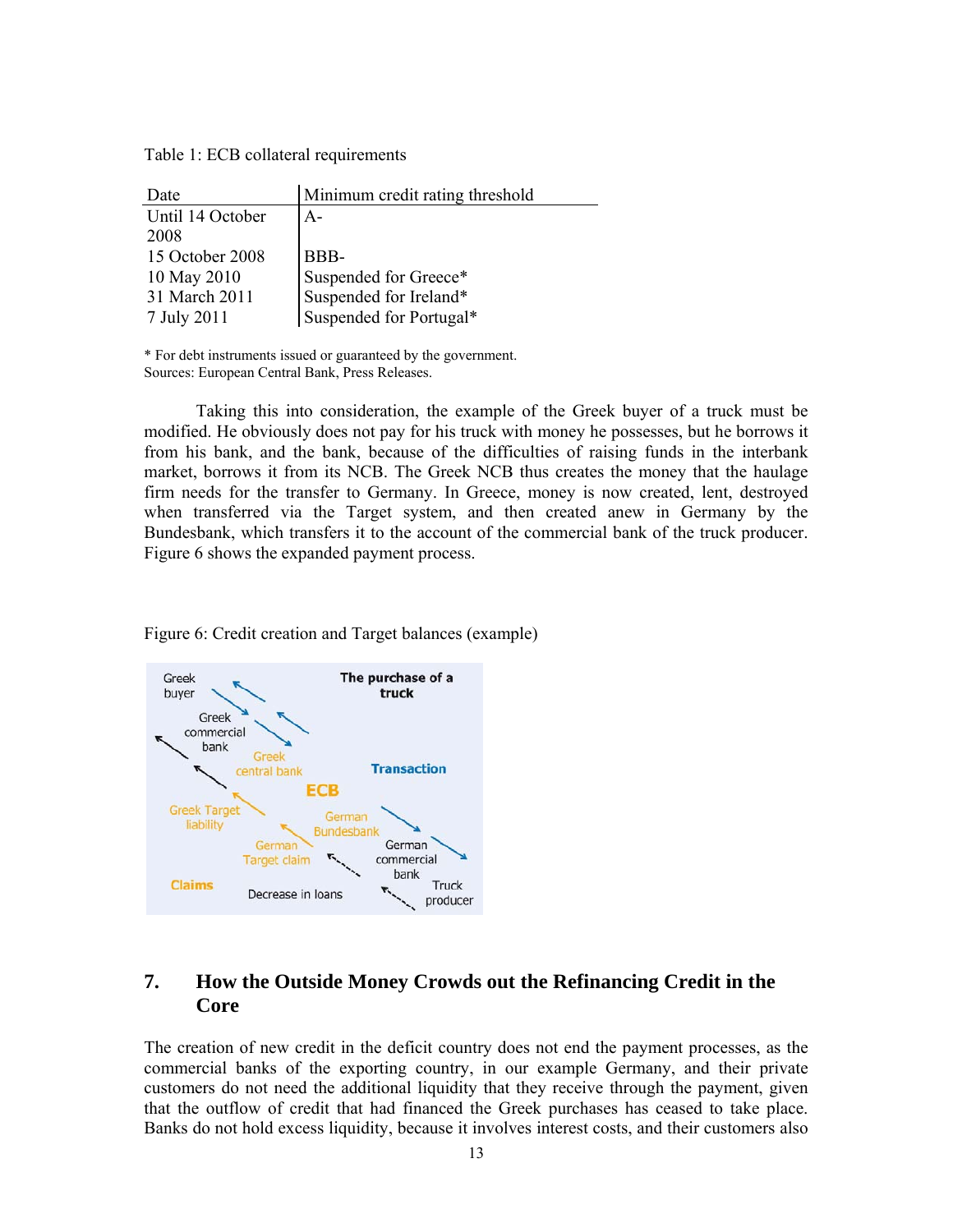Table 1: ECB collateral requirements

| Date | Minimum credit rating threshold |
|---|---|
| Until 14 October 2008 | A- |
| 15 October 2008 | BBB- |
| 10 May 2010 | Suspended for Greece* |
| 31 March 2011 | Suspended for Ireland* |
| 7 July 2011 | Suspended for Portugal* |

* For debt instruments issued or guaranteed by the government.
Sources: European Central Bank, Press Releases.

Taking this into consideration, the example of the Greek buyer of a truck must be modified. He obviously does not pay for his truck with money he possesses, but he borrows it from his bank, and the bank, because of the difficulties of raising funds in the interbank market, borrows it from its NCB. The Greek NCB thus creates the money that the haulage firm needs for the transfer to Germany. In Greece, money is now created, lent, destroyed when transferred via the Target system, and then created anew in Germany by the Bundesbank, which transfers it to the account of the commercial bank of the truck producer. Figure 6 shows the expanded payment process.

Figure 6: Credit creation and Target balances (example)

## 7. How the Outside Money Crowds out the Refinancing Credit in the Core

The creation of new credit in the deficit country does not end the payment processes, as the commercial banks of the exporting country, in our example Germany, and their private customers do not need the additional liquidity that they receive through the payment, given that the outflow of credit that had financed the Greek purchases has ceased to take place. Banks do not hold excess liquidity, because it involves interest costs, and their customers also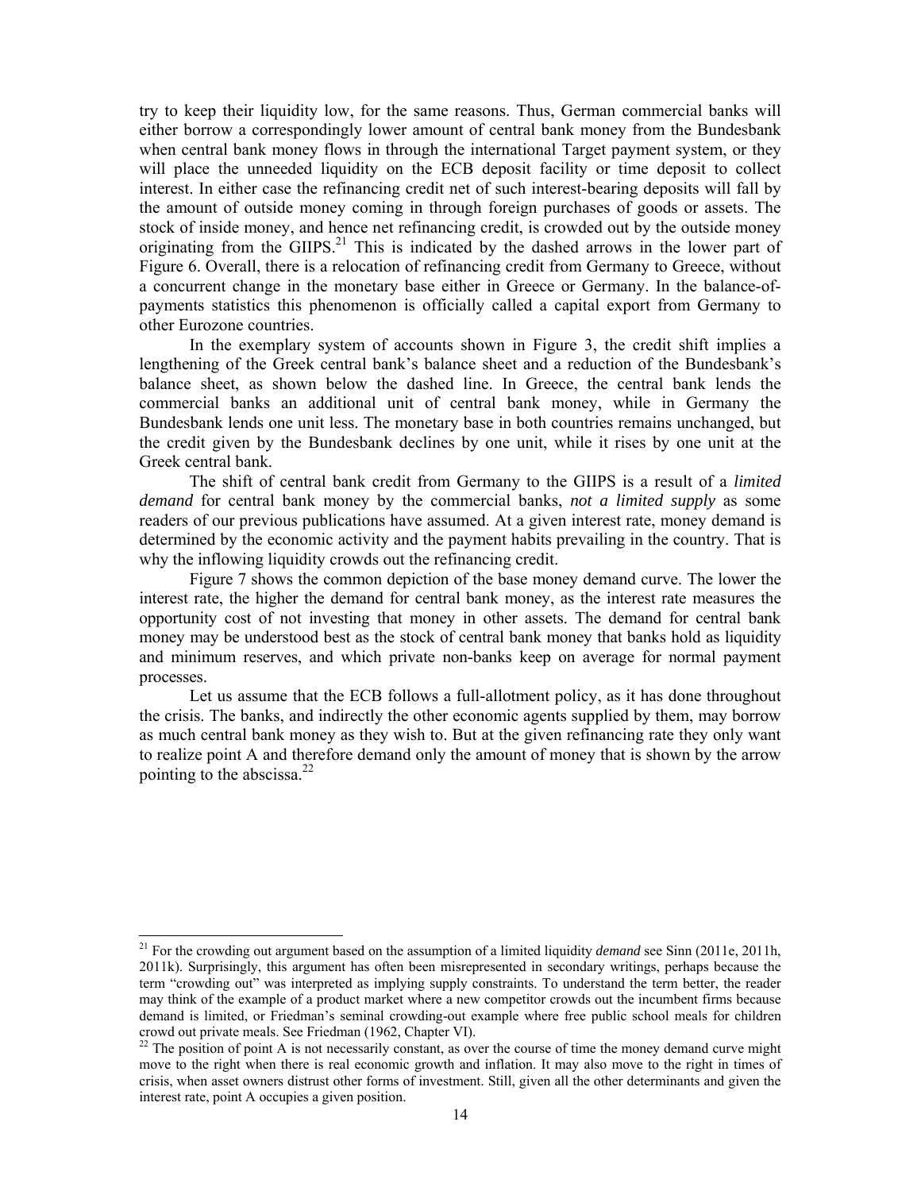try to keep their liquidity low, for the same reasons. Thus, German commercial banks will either borrow a correspondingly lower amount of central bank money from the Bundesbank when central bank money flows in through the international Target payment system, or they will place the unneeded liquidity on the ECB deposit facility or time deposit to collect interest. In either case the refinancing credit net of such interest-bearing deposits will fall by the amount of outside money coming in through foreign purchases of goods or assets. The stock of inside money, and hence net refinancing credit, is crowded out by the outside money originating from the GIIPS.[21] This is indicated by the dashed arrows in the lower part of Figure 6. Overall, there is a relocation of refinancing credit from Germany to Greece, without a concurrent change in the monetary base either in Greece or Germany. In the balance-of-payments statistics this phenomenon is officially called a capital export from Germany to other Eurozone countries.

In the exemplary system of accounts shown in Figure 3, the credit shift implies a lengthening of the Greek central bank's balance sheet and a reduction of the Bundesbank's balance sheet, as shown below the dashed line. In Greece, the central bank lends the commercial banks an additional unit of central bank money, while in Germany the Bundesbank lends one unit less. The monetary base in both countries remains unchanged, but the credit given by the Bundesbank declines by one unit, while it rises by one unit at the Greek central bank.

The shift of central bank credit from Germany to the GIIPS is a result of a *limited demand* for central bank money by the commercial banks, *not a limited supply* as some readers of our previous publications have assumed. At a given interest rate, money demand is determined by the economic activity and the payment habits prevailing in the country. That is why the inflowing liquidity crowds out the refinancing credit.

Figure 7 shows the common depiction of the base money demand curve. The lower the interest rate, the higher the demand for central bank money, as the interest rate measures the opportunity cost of not investing that money in other assets. The demand for central bank money may be understood best as the stock of central bank money that banks hold as liquidity and minimum reserves, and which private non-banks keep on average for normal payment processes.

Let us assume that the ECB follows a full-allotment policy, as it has done throughout the crisis. The banks, and indirectly the other economic agents supplied by them, may borrow as much central bank money as they wish to. But at the given refinancing rate they only want to realize point A and therefore demand only the amount of money that is shown by the arrow pointing to the abscissa.[22]

---

[21] For the crowding out argument based on the assumption of a limited liquidity *demand* see Sinn (2011e, 2011h, 2011k). Surprisingly, this argument has often been misrepresented in secondary writings, perhaps because the term "crowding out" was interpreted as implying supply constraints. To understand the term better, the reader may think of the example of a product market where a new competitor crowds out the incumbent firms because demand is limited, or Friedman's seminal crowding-out example where free public school meals for children crowd out private meals. See Friedman (1962, Chapter VI).

[22] The position of point A is not necessarily constant, as over the course of time the money demand curve might move to the right when there is real economic growth and inflation. It may also move to the right in times of crisis, when asset owners distrust other forms of investment. Still, given all the other determinants and given the interest rate, point A occupies a given position.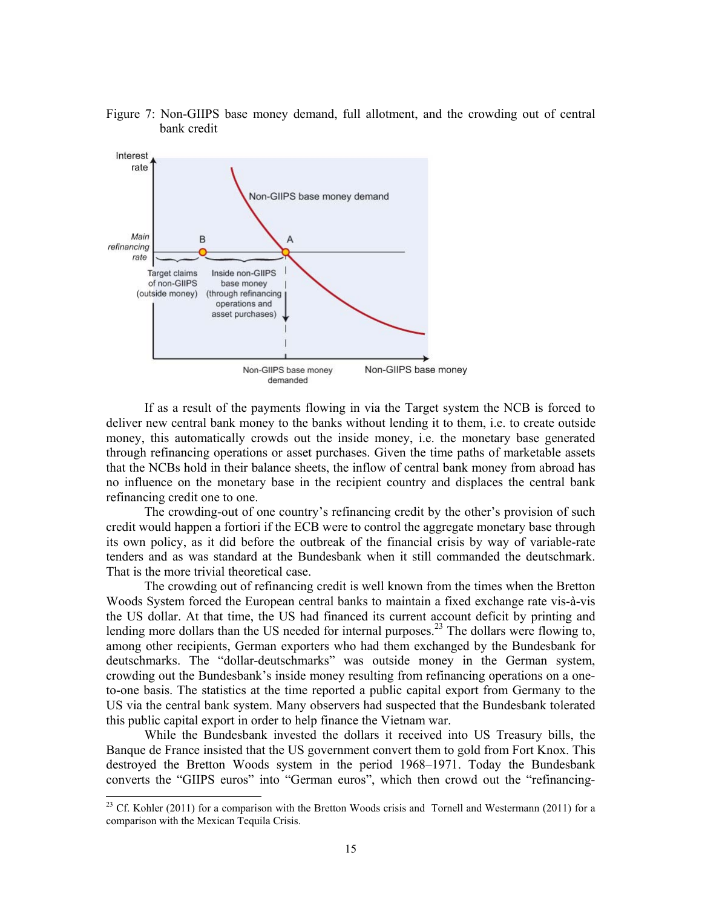Figure 7: Non-GIIPS base money demand, full allotment, and the crowding out of central bank credit

If as a result of the payments flowing in via the Target system the NCB is forced to deliver new central bank money to the banks without lending it to them, i.e. to create outside money, this automatically crowds out the inside money, i.e. the monetary base generated through refinancing operations or asset purchases. Given the time paths of marketable assets that the NCBs hold in their balance sheets, the inflow of central bank money from abroad has no influence on the monetary base in the recipient country and displaces the central bank refinancing credit one to one.

The crowding-out of one country's refinancing credit by the other's provision of such credit would happen a fortiori if the ECB were to control the aggregate monetary base through its own policy, as it did before the outbreak of the financial crisis by way of variable-rate tenders and as was standard at the Bundesbank when it still commanded the deutschmark. That is the more trivial theoretical case.

The crowding out of refinancing credit is well known from the times when the Bretton Woods System forced the European central banks to maintain a fixed exchange rate vis-à-vis the US dollar. At that time, the US had financed its current account deficit by printing and lending more dollars than the US needed for internal purposes.[23] The dollars were flowing to, among other recipients, German exporters who had them exchanged by the Bundesbank for deutschmarks. The "dollar-deutschmarks" was outside money in the German system, crowding out the Bundesbank's inside money resulting from refinancing operations on a one-to-one basis. The statistics at the time reported a public capital export from Germany to the US via the central bank system. Many observers had suspected that the Bundesbank tolerated this public capital export in order to help finance the Vietnam war.

While the Bundesbank invested the dollars it received into US Treasury bills, the Banque de France insisted that the US government convert them to gold from Fort Knox. This destroyed the Bretton Woods system in the period 1968–1971. Today the Bundesbank converts the "GIIPS euros" into "German euros", which then crowd out the "refinancing-

[23] Cf. Kohler (2011) for a comparison with the Bretton Woods crisis and Tornell and Westermann (2011) for a comparison with the Mexican Tequila Crisis.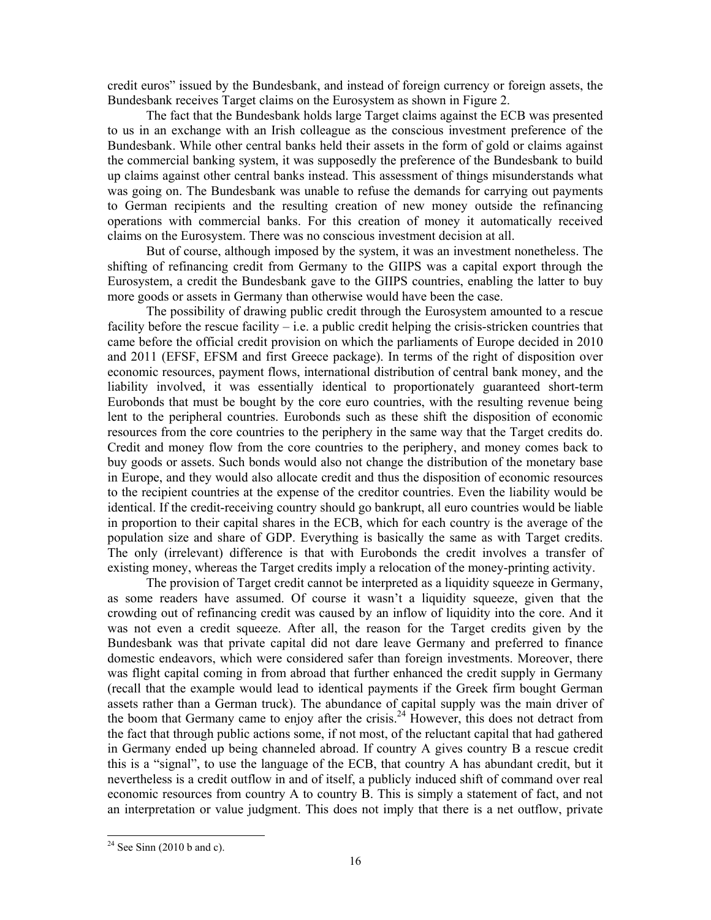credit euros" issued by the Bundesbank, and instead of foreign currency or foreign assets, the Bundesbank receives Target claims on the Eurosystem as shown in Figure 2.

The fact that the Bundesbank holds large Target claims against the ECB was presented to us in an exchange with an Irish colleague as the conscious investment preference of the Bundesbank. While other central banks held their assets in the form of gold or claims against the commercial banking system, it was supposedly the preference of the Bundesbank to build up claims against other central banks instead. This assessment of things misunderstands what was going on. The Bundesbank was unable to refuse the demands for carrying out payments to German recipients and the resulting creation of new money outside the refinancing operations with commercial banks. For this creation of money it automatically received claims on the Eurosystem. There was no conscious investment decision at all.

But of course, although imposed by the system, it was an investment nonetheless. The shifting of refinancing credit from Germany to the GIIPS was a capital export through the Eurosystem, a credit the Bundesbank gave to the GIIPS countries, enabling the latter to buy more goods or assets in Germany than otherwise would have been the case.

The possibility of drawing public credit through the Eurosystem amounted to a rescue facility before the rescue facility – i.e. a public credit helping the crisis-stricken countries that came before the official credit provision on which the parliaments of Europe decided in 2010 and 2011 (EFSF, EFSM and first Greece package). In terms of the right of disposition over economic resources, payment flows, international distribution of central bank money, and the liability involved, it was essentially identical to proportionately guaranteed short-term Eurobonds that must be bought by the core euro countries, with the resulting revenue being lent to the peripheral countries. Eurobonds such as these shift the disposition of economic resources from the core countries to the periphery in the same way that the Target credits do. Credit and money flow from the core countries to the periphery, and money comes back to buy goods or assets. Such bonds would also not change the distribution of the monetary base in Europe, and they would also allocate credit and thus the disposition of economic resources to the recipient countries at the expense of the creditor countries. Even the liability would be identical. If the credit-receiving country should go bankrupt, all euro countries would be liable in proportion to their capital shares in the ECB, which for each country is the average of the population size and share of GDP. Everything is basically the same as with Target credits. The only (irrelevant) difference is that with Eurobonds the credit involves a transfer of existing money, whereas the Target credits imply a relocation of the money-printing activity.

The provision of Target credit cannot be interpreted as a liquidity squeeze in Germany, as some readers have assumed. Of course it wasn't a liquidity squeeze, given that the crowding out of refinancing credit was caused by an inflow of liquidity into the core. And it was not even a credit squeeze. After all, the reason for the Target credits given by the Bundesbank was that private capital did not dare leave Germany and preferred to finance domestic endeavors, which were considered safer than foreign investments. Moreover, there was flight capital coming in from abroad that further enhanced the credit supply in Germany (recall that the example would lead to identical payments if the Greek firm bought German assets rather than a German truck). The abundance of capital supply was the main driver of the boom that Germany came to enjoy after the crisis.[24] However, this does not detract from the fact that through public actions some, if not most, of the reluctant capital that had gathered in Germany ended up being channeled abroad. If country A gives country B a rescue credit this is a "signal", to use the language of the ECB, that country A has abundant credit, but it nevertheless is a credit outflow in and of itself, a publicly induced shift of command over real economic resources from country A to country B. This is simply a statement of fact, and not an interpretation or value judgment. This does not imply that there is a net outflow, private

[24] See Sinn (2010 b and c).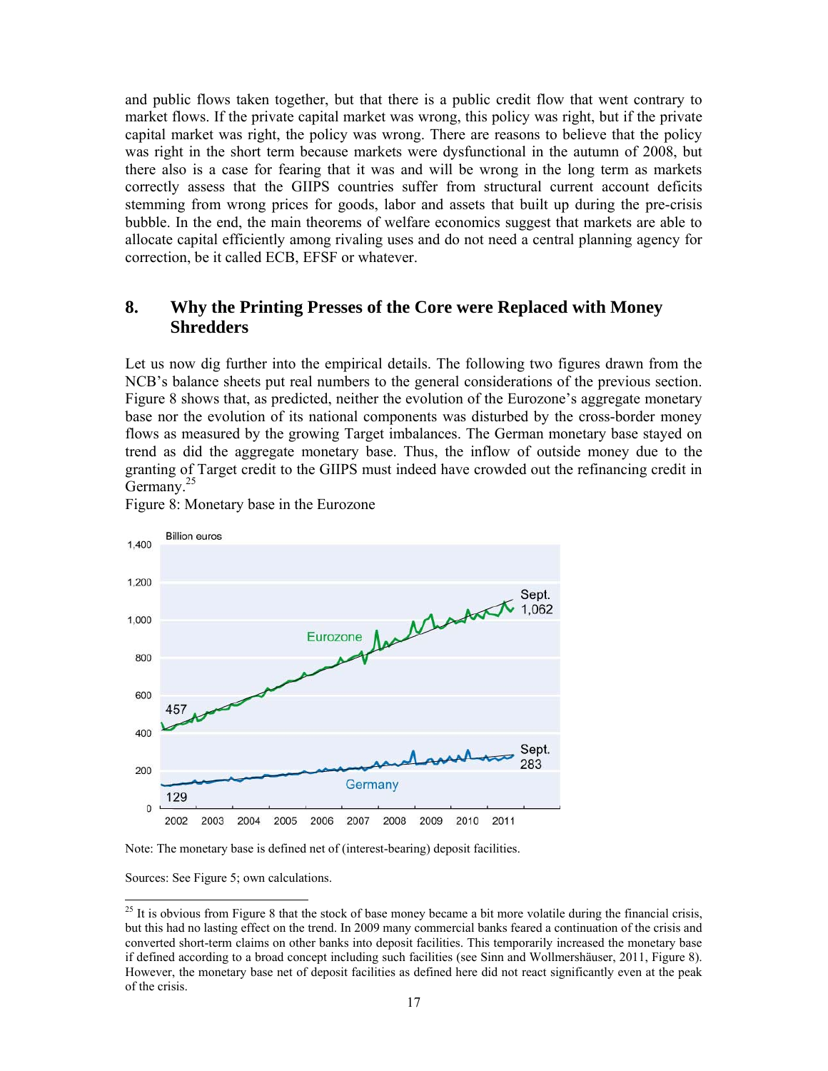and public flows taken together, but that there is a public credit flow that went contrary to market flows. If the private capital market was wrong, this policy was right, but if the private capital market was right, the policy was wrong. There are reasons to believe that the policy was right in the short term because markets were dysfunctional in the autumn of 2008, but there also is a case for fearing that it was and will be wrong in the long term as markets correctly assess that the GIIPS countries suffer from structural current account deficits stemming from wrong prices for goods, labor and assets that built up during the pre-crisis bubble. In the end, the main theorems of welfare economics suggest that markets are able to allocate capital efficiently among rivaling uses and do not need a central planning agency for correction, be it called ECB, EFSF or whatever.

## 8. Why the Printing Presses of the Core were Replaced with Money Shredders

Let us now dig further into the empirical details. The following two figures drawn from the NCB's balance sheets put real numbers to the general considerations of the previous section. Figure 8 shows that, as predicted, neither the evolution of the Eurozone's aggregate monetary base nor the evolution of its national components was disturbed by the cross-border money flows as measured by the growing Target imbalances. The German monetary base stayed on trend as did the aggregate monetary base. Thus, the inflow of outside money due to the granting of Target credit to the GIIPS must indeed have crowded out the refinancing credit in Germany.[25]

Figure 8: Monetary base in the Eurozone

Note: The monetary base is defined net of (interest-bearing) deposit facilities.

Sources: See Figure 5; own calculations.

[25] It is obvious from Figure 8 that the stock of base money became a bit more volatile during the financial crisis, but this had no lasting effect on the trend. In 2009 many commercial banks feared a continuation of the crisis and converted short-term claims on other banks into deposit facilities. This temporarily increased the monetary base if defined according to a broad concept including such facilities (see Sinn and Wollmershäuser, 2011, Figure 8). However, the monetary base net of deposit facilities as defined here did not react significantly even at the peak of the crisis.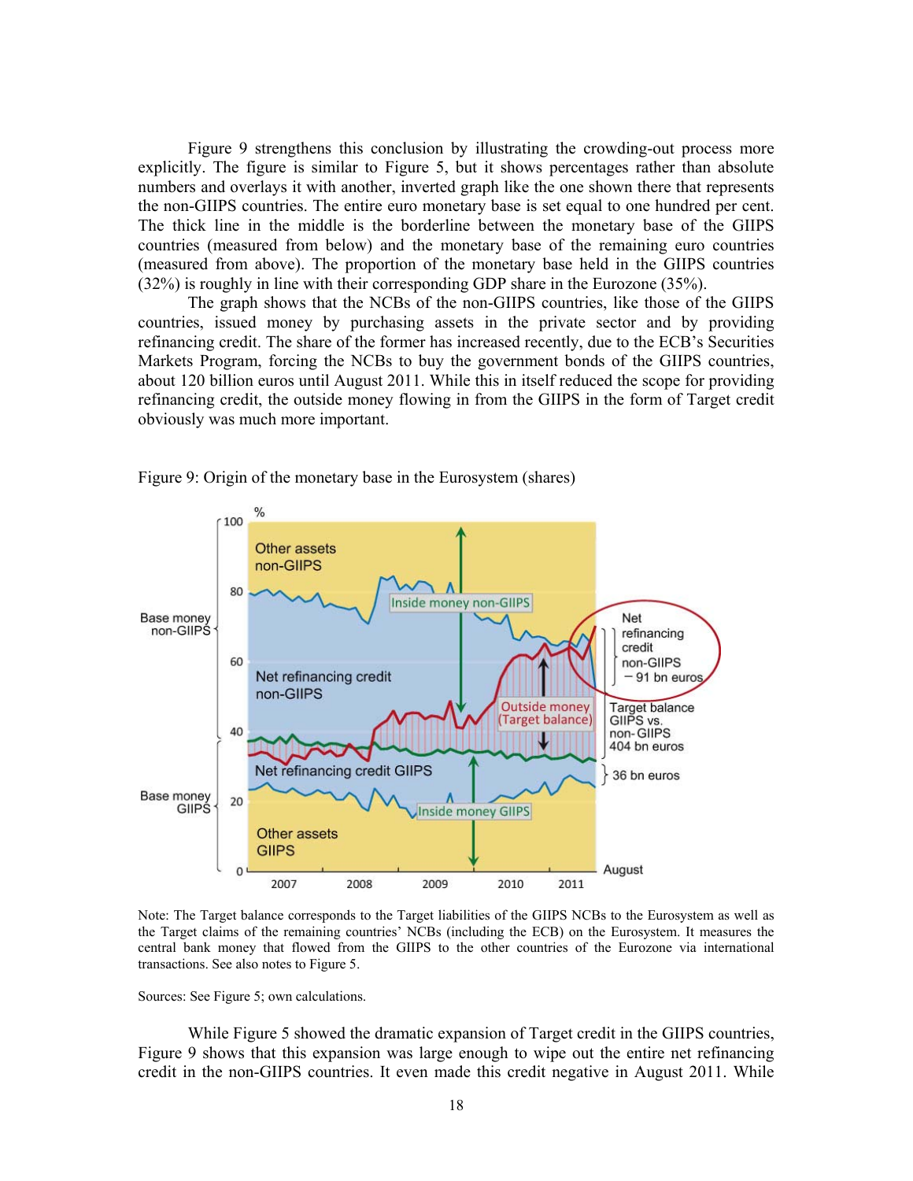Figure 9 strengthens this conclusion by illustrating the crowding-out process more explicitly. The figure is similar to Figure 5, but it shows percentages rather than absolute numbers and overlays it with another, inverted graph like the one shown there that represents the non-GIIPS countries. The entire euro monetary base is set equal to one hundred per cent. The thick line in the middle is the borderline between the monetary base of the GIIPS countries (measured from below) and the monetary base of the remaining euro countries (measured from above). The proportion of the monetary base held in the GIIPS countries (32%) is roughly in line with their corresponding GDP share in the Eurozone (35%).

The graph shows that the NCBs of the non-GIIPS countries, like those of the GIIPS countries, issued money by purchasing assets in the private sector and by providing refinancing credit. The share of the former has increased recently, due to the ECB's Securities Markets Program, forcing the NCBs to buy the government bonds of the GIIPS countries, about 120 billion euros until August 2011. While this in itself reduced the scope for providing refinancing credit, the outside money flowing in from the GIIPS in the form of Target credit obviously was much more important.

Figure 9: Origin of the monetary base in the Eurosystem (shares)

Note: The Target balance corresponds to the Target liabilities of the GIIPS NCBs to the Eurosystem as well as the Target claims of the remaining countries' NCBs (including the ECB) on the Eurosystem. It measures the central bank money that flowed from the GIIPS to the other countries of the Eurozone via international transactions. See also notes to Figure 5.

Sources: See Figure 5; own calculations.

While Figure 5 showed the dramatic expansion of Target credit in the GIIPS countries, Figure 9 shows that this expansion was large enough to wipe out the entire net refinancing credit in the non-GIIPS countries. It even made this credit negative in August 2011. While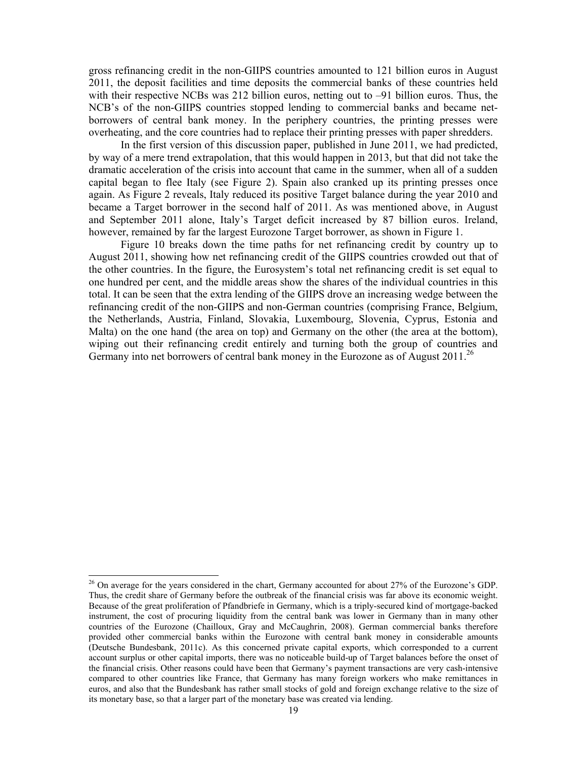gross refinancing credit in the non-GIIPS countries amounted to 121 billion euros in August 2011, the deposit facilities and time deposits the commercial banks of these countries held with their respective NCBs was 212 billion euros, netting out to –91 billion euros. Thus, the NCB's of the non-GIIPS countries stopped lending to commercial banks and became net-borrowers of central bank money. In the periphery countries, the printing presses were overheating, and the core countries had to replace their printing presses with paper shredders.

In the first version of this discussion paper, published in June 2011, we had predicted, by way of a mere trend extrapolation, that this would happen in 2013, but that did not take the dramatic acceleration of the crisis into account that came in the summer, when all of a sudden capital began to flee Italy (see Figure 2). Spain also cranked up its printing presses once again. As Figure 2 reveals, Italy reduced its positive Target balance during the year 2010 and became a Target borrower in the second half of 2011. As was mentioned above, in August and September 2011 alone, Italy's Target deficit increased by 87 billion euros. Ireland, however, remained by far the largest Eurozone Target borrower, as shown in Figure 1.

Figure 10 breaks down the time paths for net refinancing credit by country up to August 2011, showing how net refinancing credit of the GIIPS countries crowded out that of the other countries. In the figure, the Eurosystem's total net refinancing credit is set equal to one hundred per cent, and the middle areas show the shares of the individual countries in this total. It can be seen that the extra lending of the GIIPS drove an increasing wedge between the refinancing credit of the non-GIIPS and non-German countries (comprising France, Belgium, the Netherlands, Austria, Finland, Slovakia, Luxembourg, Slovenia, Cyprus, Estonia and Malta) on the one hand (the area on top) and Germany on the other (the area at the bottom), wiping out their refinancing credit entirely and turning both the group of countries and Germany into net borrowers of central bank money in the Eurozone as of August 2011.[26]

[26] On average for the years considered in the chart, Germany accounted for about 27% of the Eurozone's GDP. Thus, the credit share of Germany before the outbreak of the financial crisis was far above its economic weight. Because of the great proliferation of Pfandbriefe in Germany, which is a triply-secured kind of mortgage-backed instrument, the cost of procuring liquidity from the central bank was lower in Germany than in many other countries of the Eurozone (Chailloux, Gray and McCaughrin, 2008). German commercial banks therefore provided other commercial banks within the Eurozone with central bank money in considerable amounts (Deutsche Bundesbank, 2011c). As this concerned private capital exports, which corresponded to a current account surplus or other capital imports, there was no noticeable build-up of Target balances before the onset of the financial crisis. Other reasons could have been that Germany's payment transactions are very cash-intensive compared to other countries like France, that Germany has many foreign workers who make remittances in euros, and also that the Bundesbank has rather small stocks of gold and foreign exchange relative to the size of its monetary base, so that a larger part of the monetary base was created via lending.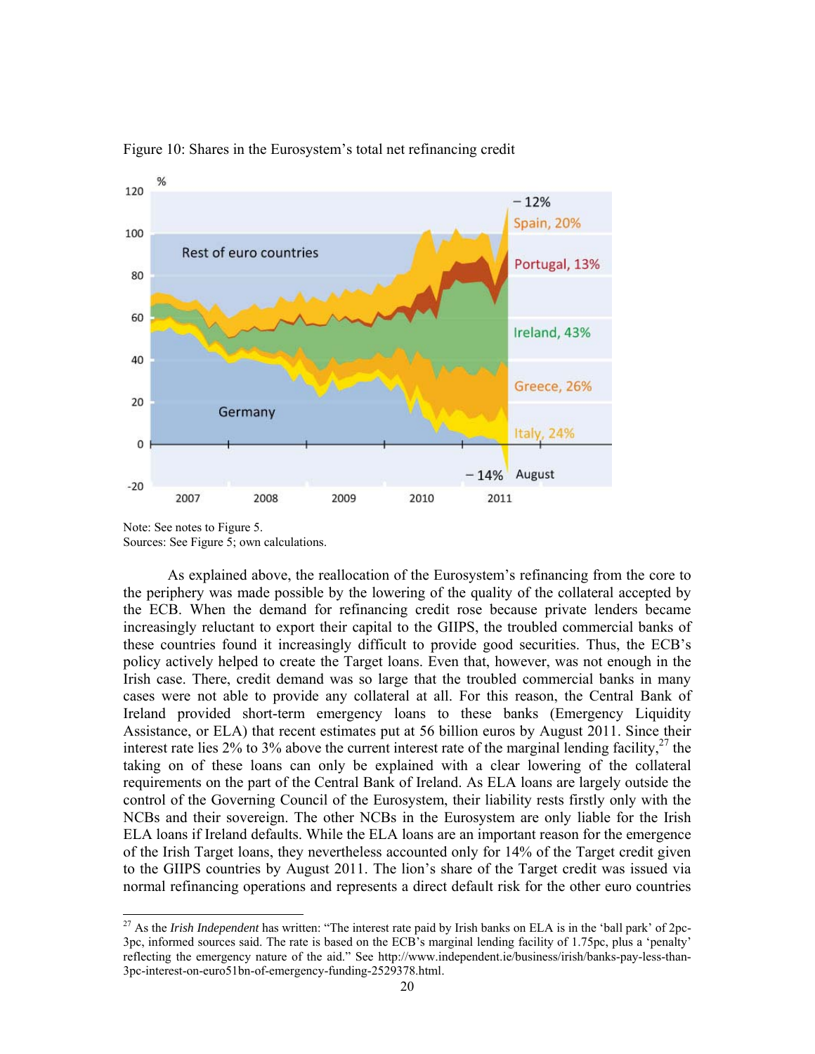Figure 10: Shares in the Eurosystem's total net refinancing credit

Note: See notes to Figure 5.
Sources: See Figure 5; own calculations.

As explained above, the reallocation of the Eurosystem's refinancing from the core to the periphery was made possible by the lowering of the quality of the collateral accepted by the ECB. When the demand for refinancing credit rose because private lenders became increasingly reluctant to export their capital to the GIIPS, the troubled commercial banks of these countries found it increasingly difficult to provide good securities. Thus, the ECB's policy actively helped to create the Target loans. Even that, however, was not enough in the Irish case. There, credit demand was so large that the troubled commercial banks in many cases were not able to provide any collateral at all. For this reason, the Central Bank of Ireland provided short-term emergency loans to these banks (Emergency Liquidity Assistance, or ELA) that recent estimates put at 56 billion euros by August 2011. Since their interest rate lies 2% to 3% above the current interest rate of the marginal lending facility,[27] the taking on of these loans can only be explained with a clear lowering of the collateral requirements on the part of the Central Bank of Ireland. As ELA loans are largely outside the control of the Governing Council of the Eurosystem, their liability rests firstly only with the NCBs and their sovereign. The other NCBs in the Eurosystem are only liable for the Irish ELA loans if Ireland defaults. While the ELA loans are an important reason for the emergence of the Irish Target loans, they nevertheless accounted only for 14% of the Target credit given to the GIIPS countries by August 2011. The lion's share of the Target credit was issued via normal refinancing operations and represents a direct default risk for the other euro countries

[27] As the *Irish Independent* has written: "The interest rate paid by Irish banks on ELA is in the 'ball park' of 2pc-3pc, informed sources said. The rate is based on the ECB's marginal lending facility of 1.75pc, plus a 'penalty' reflecting the emergency nature of the aid." See http://www.independent.ie/business/irish/banks-pay-less-than-3pc-interest-on-euro51bn-of-emergency-funding-2529378.html.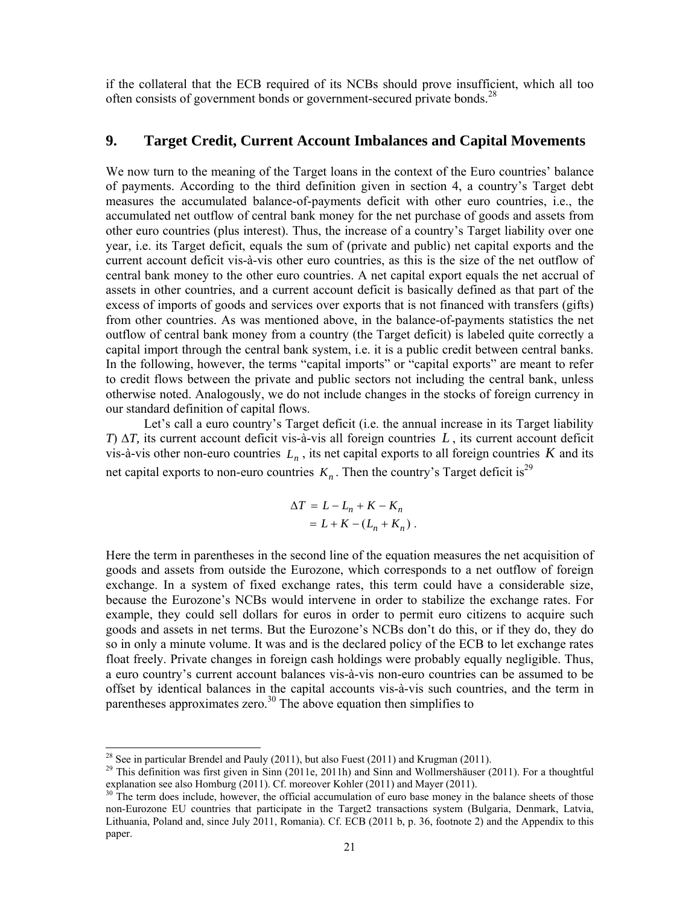if the collateral that the ECB required of its NCBs should prove insufficient, which all too often consists of government bonds or government-secured private bonds.[28]

## 9. Target Credit, Current Account Imbalances and Capital Movements

We now turn to the meaning of the Target loans in the context of the Euro countries' balance of payments. According to the third definition given in section 4, a country's Target debt measures the accumulated balance-of-payments deficit with other euro countries, i.e., the accumulated net outflow of central bank money for the net purchase of goods and assets from other euro countries (plus interest). Thus, the increase of a country's Target liability over one year, i.e. its Target deficit, equals the sum of (private and public) net capital exports and the current account deficit vis-à-vis other euro countries, as this is the size of the net outflow of central bank money to the other euro countries. A net capital export equals the net accrual of assets in other countries, and a current account deficit is basically defined as that part of the excess of imports of goods and services over exports that is not financed with transfers (gifts) from other countries. As was mentioned above, in the balance-of-payments statistics the net outflow of central bank money from a country (the Target deficit) is labeled quite correctly a capital import through the central bank system, i.e. it is a public credit between central banks. In the following, however, the terms "capital imports" or "capital exports" are meant to refer to credit flows between the private and public sectors not including the central bank, unless otherwise noted. Analogously, we do not include changes in the stocks of foreign currency in our standard definition of capital flows.

Let's call a euro country's Target deficit (i.e. the annual increase in its Target liability $T$) $\Delta T$, its current account deficit vis-à-vis all foreign countries $L$, its current account deficit vis-à-vis other non-euro countries $L_n$, its net capital exports to all foreign countries $K$ and its net capital exports to non-euro countries $K_n$. Then the country's Target deficit is[29]

$$
\begin{aligned}
\Delta T &= L - L_n + K - K_n \\
&= L + K - (L_n + K_n)\ .
\end{aligned}
$$

Here the term in parentheses in the second line of the equation measures the net acquisition of goods and assets from outside the Eurozone, which corresponds to a net outflow of foreign exchange. In a system of fixed exchange rates, this term could have a considerable size, because the Eurozone's NCBs would intervene in order to stabilize the exchange rates. For example, they could sell dollars for euros in order to permit euro citizens to acquire such goods and assets in net terms. But the Eurozone's NCBs don't do this, or if they do, they do so in only a minute volume. It was and is the declared policy of the ECB to let exchange rates float freely. Private changes in foreign cash holdings were probably equally negligible. Thus, a euro country's current account balances vis-à-vis non-euro countries can be assumed to be offset by identical balances in the capital accounts vis-à-vis such countries, and the term in parentheses approximates zero.[30] The above equation then simplifies to

---

[28] See in particular Brendel and Pauly (2011), but also Fuest (2011) and Krugman (2011).

[29] This definition was first given in Sinn (2011e, 2011h) and Sinn and Wollmershäuser (2011). For a thoughtful explanation see also Homburg (2011). Cf. moreover Kohler (2011) and Mayer (2011).

[30] The term does include, however, the official accumulation of euro base money in the balance sheets of those non-Eurozone EU countries that participate in the Target2 transactions system (Bulgaria, Denmark, Latvia, Lithuania, Poland and, since July 2011, Romania). Cf. ECB (2011 b, p. 36, footnote 2) and the Appendix to this paper.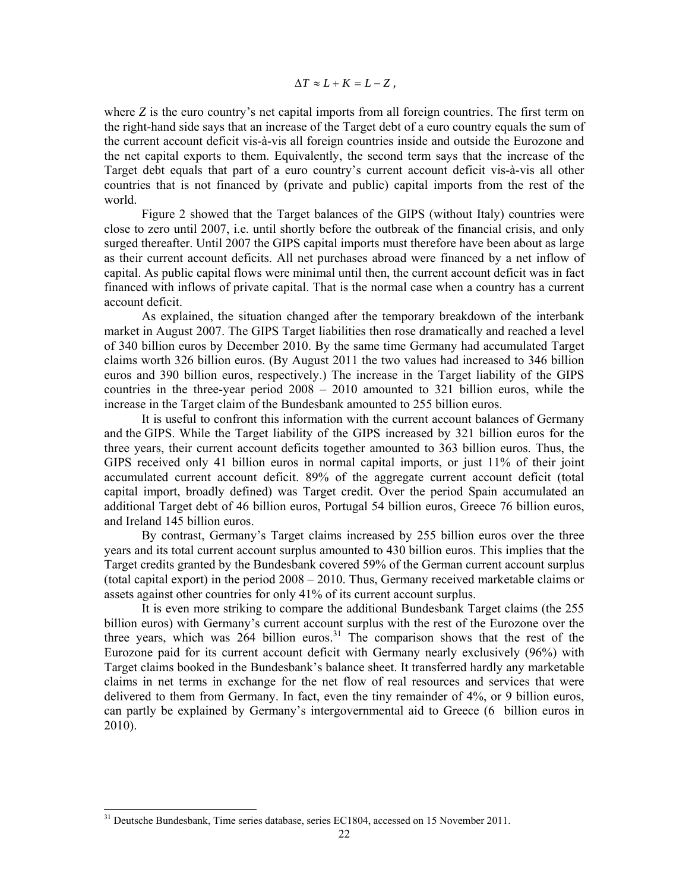$$\Delta T \approx L + K = L - Z \,,$$

where $Z$ is the euro country's net capital imports from all foreign countries. The first term on the right-hand side says that an increase of the Target debt of a euro country equals the sum of the current account deficit vis-à-vis all foreign countries inside and outside the Eurozone and the net capital exports to them. Equivalently, the second term says that the increase of the Target debt equals that part of a euro country's current account deficit vis-à-vis all other countries that is not financed by (private and public) capital imports from the rest of the world.

Figure 2 showed that the Target balances of the GIPS (without Italy) countries were close to zero until 2007, i.e. until shortly before the outbreak of the financial crisis, and only surged thereafter. Until 2007 the GIPS capital imports must therefore have been about as large as their current account deficits. All net purchases abroad were financed by a net inflow of capital. As public capital flows were minimal until then, the current account deficit was in fact financed with inflows of private capital. That is the normal case when a country has a current account deficit.

As explained, the situation changed after the temporary breakdown of the interbank market in August 2007. The GIPS Target liabilities then rose dramatically and reached a level of 340 billion euros by December 2010. By the same time Germany had accumulated Target claims worth 326 billion euros. (By August 2011 the two values had increased to 346 billion euros and 390 billion euros, respectively.) The increase in the Target liability of the GIPS countries in the three-year period 2008 – 2010 amounted to 321 billion euros, while the increase in the Target claim of the Bundesbank amounted to 255 billion euros.

It is useful to confront this information with the current account balances of Germany and the GIPS. While the Target liability of the GIPS increased by 321 billion euros for the three years, their current account deficits together amounted to 363 billion euros. Thus, the GIPS received only 41 billion euros in normal capital imports, or just 11% of their joint accumulated current account deficit. 89% of the aggregate current account deficit (total capital import, broadly defined) was Target credit. Over the period Spain accumulated an additional Target debt of 46 billion euros, Portugal 54 billion euros, Greece 76 billion euros, and Ireland 145 billion euros.

By contrast, Germany's Target claims increased by 255 billion euros over the three years and its total current account surplus amounted to 430 billion euros. This implies that the Target credits granted by the Bundesbank covered 59% of the German current account surplus (total capital export) in the period 2008 – 2010. Thus, Germany received marketable claims or assets against other countries for only 41% of its current account surplus.

It is even more striking to compare the additional Bundesbank Target claims (the 255 billion euros) with Germany's current account surplus with the rest of the Eurozone over the three years, which was 264 billion euros.[31] The comparison shows that the rest of the Eurozone paid for its current account deficit with Germany nearly exclusively (96%) with Target claims booked in the Bundesbank's balance sheet. It transferred hardly any marketable claims in net terms in exchange for the net flow of real resources and services that were delivered to them from Germany. In fact, even the tiny remainder of 4%, or 9 billion euros, can partly be explained by Germany's intergovernmental aid to Greece (6 billion euros in 2010).

[31] Deutsche Bundesbank, Time series database, series EC1804, accessed on 15 November 2011.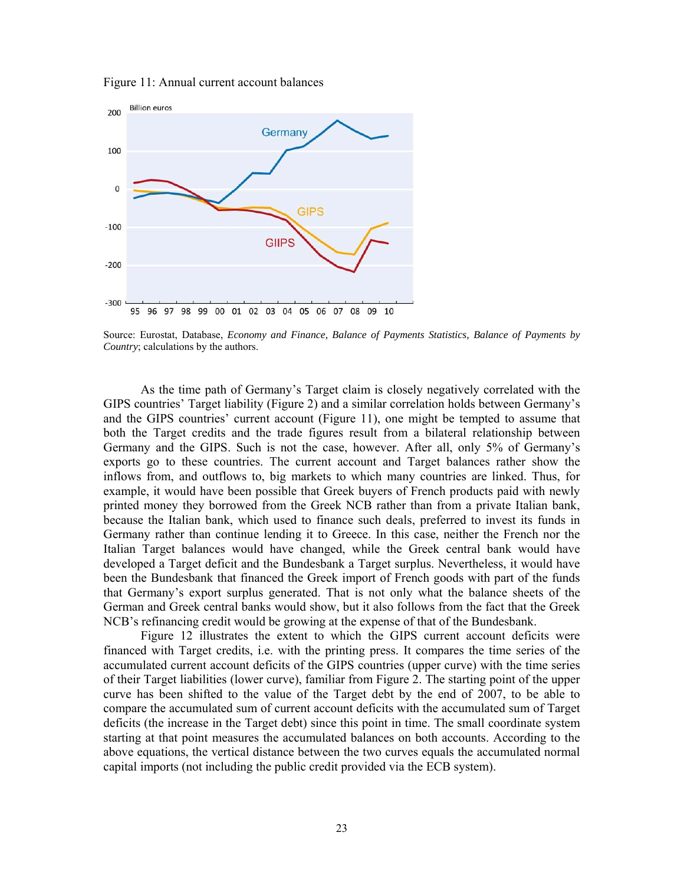Figure 11: Annual current account balances

Source: Eurostat, Database, *Economy and Finance, Balance of Payments Statistics, Balance of Payments by Country*; calculations by the authors.

As the time path of Germany's Target claim is closely negatively correlated with the GIPS countries' Target liability (Figure 2) and a similar correlation holds between Germany's and the GIPS countries' current account (Figure 11), one might be tempted to assume that both the Target credits and the trade figures result from a bilateral relationship between Germany and the GIPS. Such is not the case, however. After all, only 5% of Germany's exports go to these countries. The current account and Target balances rather show the inflows from, and outflows to, big markets to which many countries are linked. Thus, for example, it would have been possible that Greek buyers of French products paid with newly printed money they borrowed from the Greek NCB rather than from a private Italian bank, because the Italian bank, which used to finance such deals, preferred to invest its funds in Germany rather than continue lending it to Greece. In this case, neither the French nor the Italian Target balances would have changed, while the Greek central bank would have developed a Target deficit and the Bundesbank a Target surplus. Nevertheless, it would have been the Bundesbank that financed the Greek import of French goods with part of the funds that Germany's export surplus generated. That is not only what the balance sheets of the German and Greek central banks would show, but it also follows from the fact that the Greek NCB's refinancing credit would be growing at the expense of that of the Bundesbank.

Figure 12 illustrates the extent to which the GIPS current account deficits were financed with Target credits, i.e. with the printing press. It compares the time series of the accumulated current account deficits of the GIPS countries (upper curve) with the time series of their Target liabilities (lower curve), familiar from Figure 2. The starting point of the upper curve has been shifted to the value of the Target debt by the end of 2007, to be able to compare the accumulated sum of current account deficits with the accumulated sum of Target deficits (the increase in the Target debt) since this point in time. The small coordinate system starting at that point measures the accumulated balances on both accounts. According to the above equations, the vertical distance between the two curves equals the accumulated normal capital imports (not including the public credit provided via the ECB system).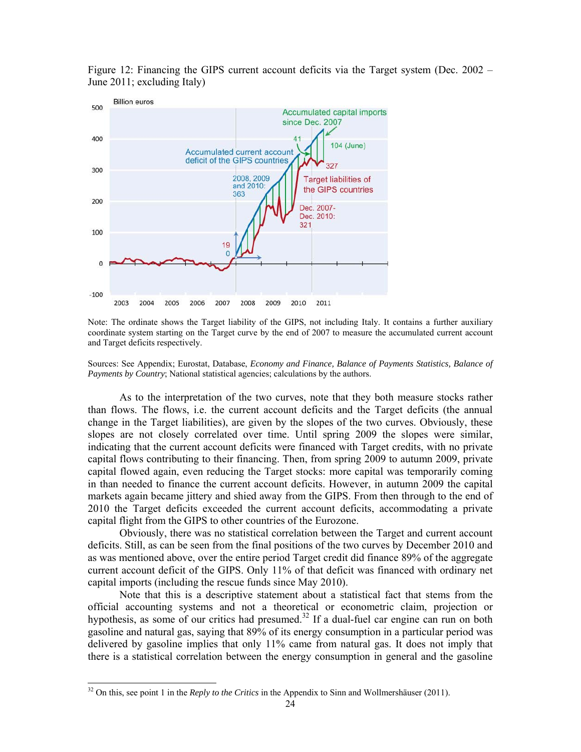Figure 12: Financing the GIPS current account deficits via the Target system (Dec. 2002 – June 2011; excluding Italy)

Note: The ordinate shows the Target liability of the GIPS, not including Italy. It contains a further auxiliary coordinate system starting on the Target curve by the end of 2007 to measure the accumulated current account and Target deficits respectively.

Sources: See Appendix; Eurostat, Database, *Economy and Finance, Balance of Payments Statistics, Balance of Payments by Country*; National statistical agencies; calculations by the authors.

As to the interpretation of the two curves, note that they both measure stocks rather than flows. The flows, i.e. the current account deficits and the Target deficits (the annual change in the Target liabilities), are given by the slopes of the two curves. Obviously, these slopes are not closely correlated over time. Until spring 2009 the slopes were similar, indicating that the current account deficits were financed with Target credits, with no private capital flows contributing to their financing. Then, from spring 2009 to autumn 2009, private capital flowed again, even reducing the Target stocks: more capital was temporarily coming in than needed to finance the current account deficits. However, in autumn 2009 the capital markets again became jittery and shied away from the GIPS. From then through to the end of 2010 the Target deficits exceeded the current account deficits, accommodating a private capital flight from the GIPS to other countries of the Eurozone.

Obviously, there was no statistical correlation between the Target and current account deficits. Still, as can be seen from the final positions of the two curves by December 2010 and as was mentioned above, over the entire period Target credit did finance 89% of the aggregate current account deficit of the GIPS. Only 11% of that deficit was financed with ordinary net capital imports (including the rescue funds since May 2010).

Note that this is a descriptive statement about a statistical fact that stems from the official accounting systems and not a theoretical or econometric claim, projection or hypothesis, as some of our critics had presumed.[32] If a dual-fuel car engine can run on both gasoline and natural gas, saying that 89% of its energy consumption in a particular period was delivered by gasoline implies that only 11% came from natural gas. It does not imply that there is a statistical correlation between the energy consumption in general and the gasoline

[32] On this, see point 1 in the *Reply to the Critics* in the Appendix to Sinn and Wollmershäuser (2011).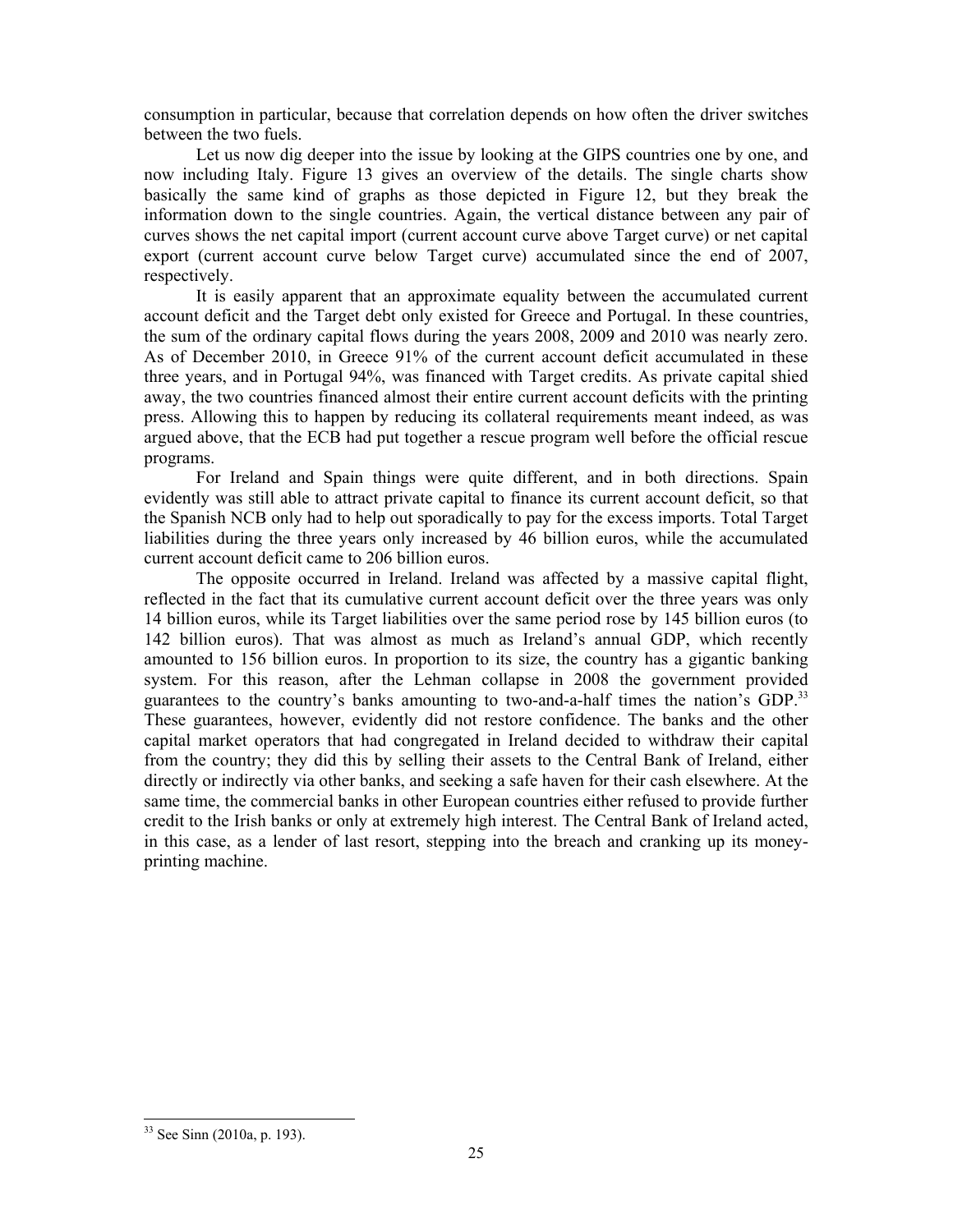consumption in particular, because that correlation depends on how often the driver switches between the two fuels.

Let us now dig deeper into the issue by looking at the GIPS countries one by one, and now including Italy. Figure 13 gives an overview of the details. The single charts show basically the same kind of graphs as those depicted in Figure 12, but they break the information down to the single countries. Again, the vertical distance between any pair of curves shows the net capital import (current account curve above Target curve) or net capital export (current account curve below Target curve) accumulated since the end of 2007, respectively.

It is easily apparent that an approximate equality between the accumulated current account deficit and the Target debt only existed for Greece and Portugal. In these countries, the sum of the ordinary capital flows during the years 2008, 2009 and 2010 was nearly zero. As of December 2010, in Greece 91% of the current account deficit accumulated in these three years, and in Portugal 94%, was financed with Target credits. As private capital shied away, the two countries financed almost their entire current account deficits with the printing press. Allowing this to happen by reducing its collateral requirements meant indeed, as was argued above, that the ECB had put together a rescue program well before the official rescue programs.

For Ireland and Spain things were quite different, and in both directions. Spain evidently was still able to attract private capital to finance its current account deficit, so that the Spanish NCB only had to help out sporadically to pay for the excess imports. Total Target liabilities during the three years only increased by 46 billion euros, while the accumulated current account deficit came to 206 billion euros.

The opposite occurred in Ireland. Ireland was affected by a massive capital flight, reflected in the fact that its cumulative current account deficit over the three years was only 14 billion euros, while its Target liabilities over the same period rose by 145 billion euros (to 142 billion euros). That was almost as much as Ireland's annual GDP, which recently amounted to 156 billion euros. In proportion to its size, the country has a gigantic banking system. For this reason, after the Lehman collapse in 2008 the government provided guarantees to the country's banks amounting to two-and-a-half times the nation's GDP.[33] These guarantees, however, evidently did not restore confidence. The banks and the other capital market operators that had congregated in Ireland decided to withdraw their capital from the country; they did this by selling their assets to the Central Bank of Ireland, either directly or indirectly via other banks, and seeking a safe haven for their cash elsewhere. At the same time, the commercial banks in other European countries either refused to provide further credit to the Irish banks or only at extremely high interest. The Central Bank of Ireland acted, in this case, as a lender of last resort, stepping into the breach and cranking up its money-printing machine.

[33] See Sinn (2010a, p. 193).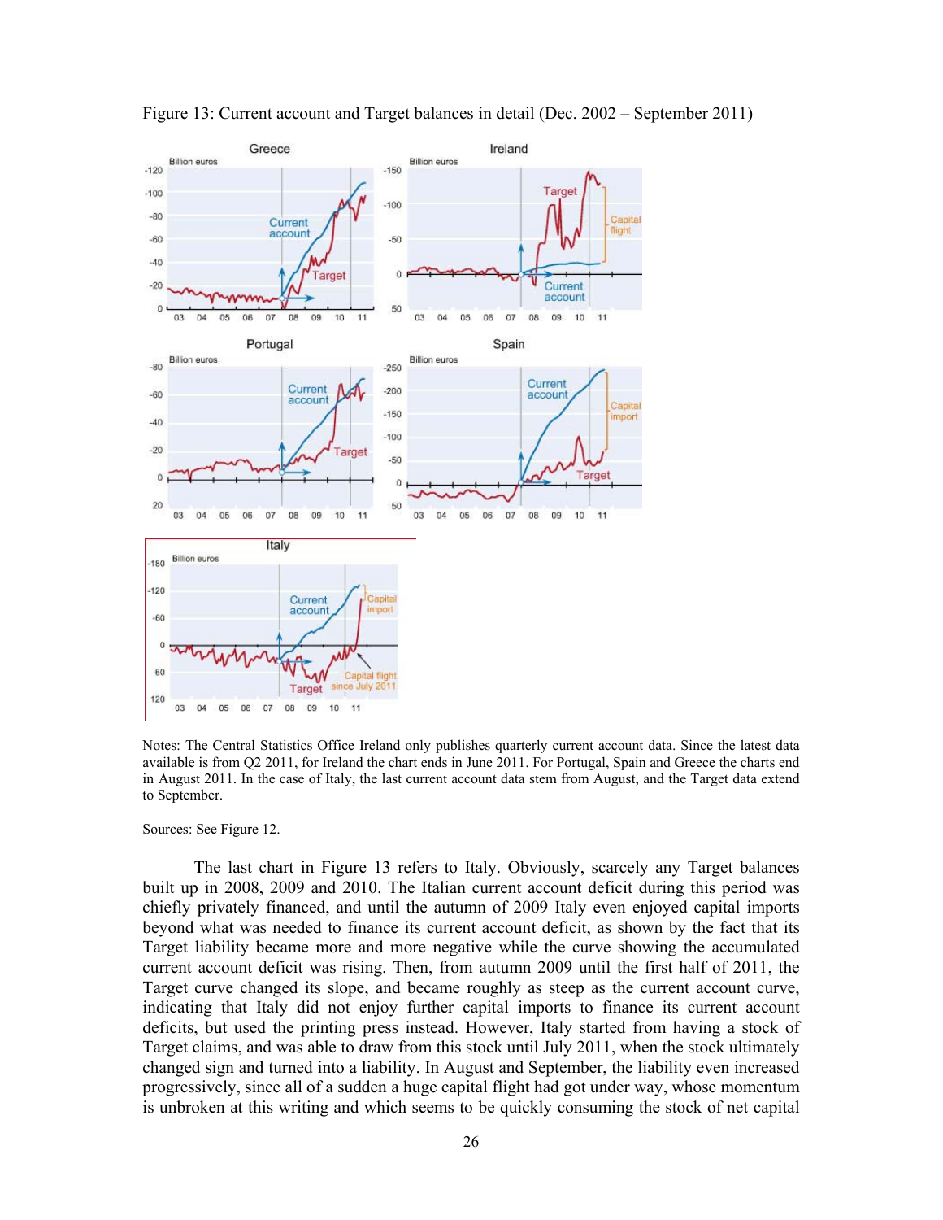Figure 13: Current account and Target balances in detail (Dec. 2002 – September 2011)

Notes: The Central Statistics Office Ireland only publishes quarterly current account data. Since the latest data available is from Q2 2011, for Ireland the chart ends in June 2011. For Portugal, Spain and Greece the charts end in August 2011. In the case of Italy, the last current account data stem from August, and the Target data extend to September.

Sources: See Figure 12.

The last chart in Figure 13 refers to Italy. Obviously, scarcely any Target balances built up in 2008, 2009 and 2010. The Italian current account deficit during this period was chiefly privately financed, and until the autumn of 2009 Italy even enjoyed capital imports beyond what was needed to finance its current account deficit, as shown by the fact that its Target liability became more and more negative while the curve showing the accumulated current account deficit was rising. Then, from autumn 2009 until the first half of 2011, the Target curve changed its slope, and became roughly as steep as the current account curve, indicating that Italy did not enjoy further capital imports to finance its current account deficits, but used the printing press instead. However, Italy started from having a stock of Target claims, and was able to draw from this stock until July 2011, when the stock ultimately changed sign and turned into a liability. In August and September, the liability even increased progressively, since all of a sudden a huge capital flight had got under way, whose momentum is unbroken at this writing and which seems to be quickly consuming the stock of net capital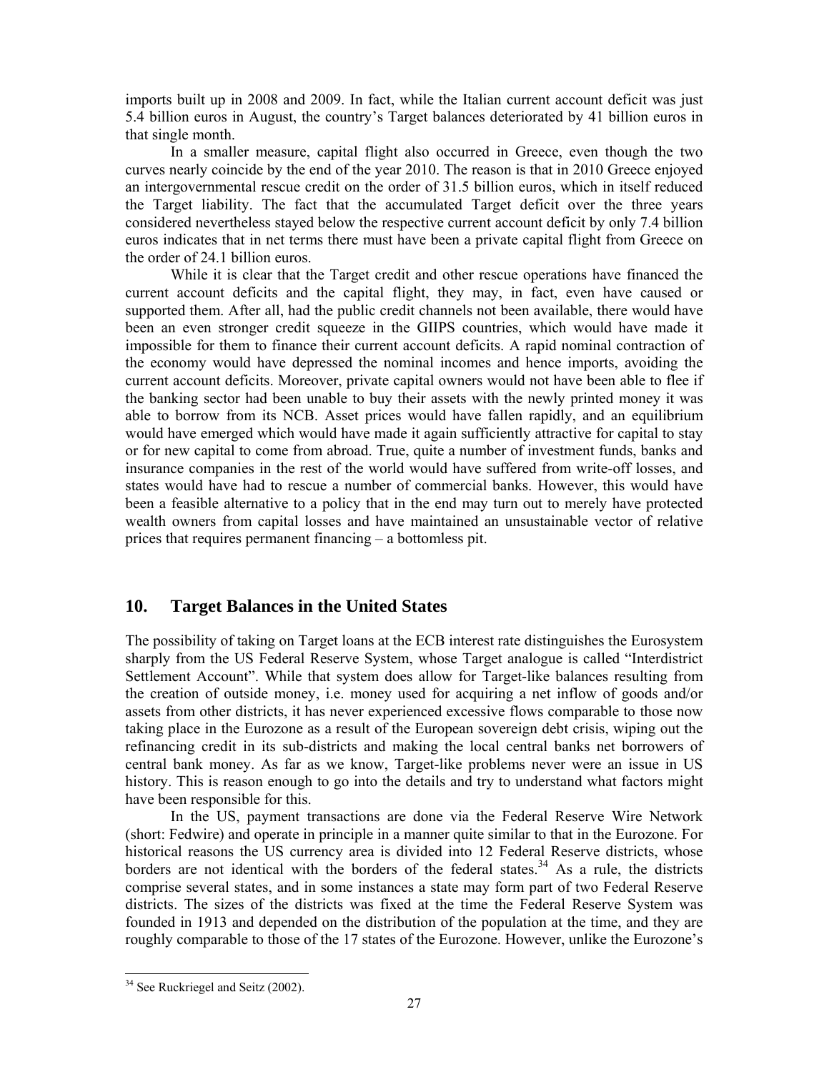imports built up in 2008 and 2009. In fact, while the Italian current account deficit was just 5.4 billion euros in August, the country's Target balances deteriorated by 41 billion euros in that single month.

In a smaller measure, capital flight also occurred in Greece, even though the two curves nearly coincide by the end of the year 2010. The reason is that in 2010 Greece enjoyed an intergovernmental rescue credit on the order of 31.5 billion euros, which in itself reduced the Target liability. The fact that the accumulated Target deficit over the three years considered nevertheless stayed below the respective current account deficit by only 7.4 billion euros indicates that in net terms there must have been a private capital flight from Greece on the order of 24.1 billion euros.

While it is clear that the Target credit and other rescue operations have financed the current account deficits and the capital flight, they may, in fact, even have caused or supported them. After all, had the public credit channels not been available, there would have been an even stronger credit squeeze in the GIIPS countries, which would have made it impossible for them to finance their current account deficits. A rapid nominal contraction of the economy would have depressed the nominal incomes and hence imports, avoiding the current account deficits. Moreover, private capital owners would not have been able to flee if the banking sector had been unable to buy their assets with the newly printed money it was able to borrow from its NCB. Asset prices would have fallen rapidly, and an equilibrium would have emerged which would have made it again sufficiently attractive for capital to stay or for new capital to come from abroad. True, quite a number of investment funds, banks and insurance companies in the rest of the world would have suffered from write-off losses, and states would have had to rescue a number of commercial banks. However, this would have been a feasible alternative to a policy that in the end may turn out to merely have protected wealth owners from capital losses and have maintained an unsustainable vector of relative prices that requires permanent financing – a bottomless pit.

## 10. Target Balances in the United States

The possibility of taking on Target loans at the ECB interest rate distinguishes the Eurosystem sharply from the US Federal Reserve System, whose Target analogue is called "Interdistrict Settlement Account". While that system does allow for Target-like balances resulting from the creation of outside money, i.e. money used for acquiring a net inflow of goods and/or assets from other districts, it has never experienced excessive flows comparable to those now taking place in the Eurozone as a result of the European sovereign debt crisis, wiping out the refinancing credit in its sub-districts and making the local central banks net borrowers of central bank money. As far as we know, Target-like problems never were an issue in US history. This is reason enough to go into the details and try to understand what factors might have been responsible for this.

In the US, payment transactions are done via the Federal Reserve Wire Network (short: Fedwire) and operate in principle in a manner quite similar to that in the Eurozone. For historical reasons the US currency area is divided into 12 Federal Reserve districts, whose borders are not identical with the borders of the federal states.[34] As a rule, the districts comprise several states, and in some instances a state may form part of two Federal Reserve districts. The sizes of the districts was fixed at the time the Federal Reserve System was founded in 1913 and depended on the distribution of the population at the time, and they are roughly comparable to those of the 17 states of the Eurozone. However, unlike the Eurozone's

[34] See Ruckriegel and Seitz (2002).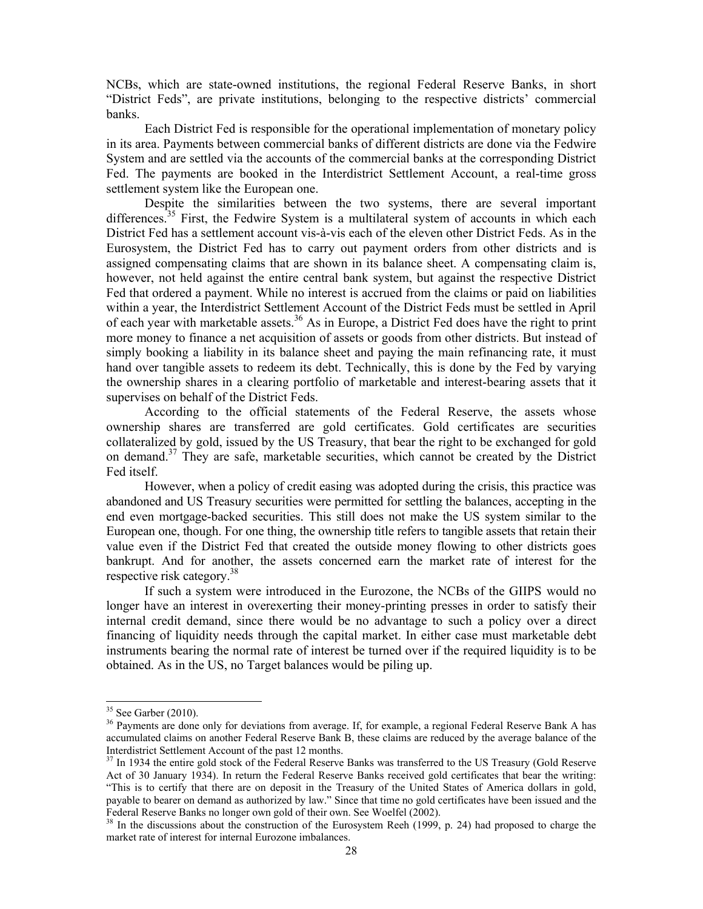NCBs, which are state-owned institutions, the regional Federal Reserve Banks, in short "District Feds", are private institutions, belonging to the respective districts' commercial banks.

Each District Fed is responsible for the operational implementation of monetary policy in its area. Payments between commercial banks of different districts are done via the Fedwire System and are settled via the accounts of the commercial banks at the corresponding District Fed. The payments are booked in the Interdistrict Settlement Account, a real-time gross settlement system like the European one.

Despite the similarities between the two systems, there are several important differences.[35] First, the Fedwire System is a multilateral system of accounts in which each District Fed has a settlement account vis-à-vis each of the eleven other District Feds. As in the Eurosystem, the District Fed has to carry out payment orders from other districts and is assigned compensating claims that are shown in its balance sheet. A compensating claim is, however, not held against the entire central bank system, but against the respective District Fed that ordered a payment. While no interest is accrued from the claims or paid on liabilities within a year, the Interdistrict Settlement Account of the District Feds must be settled in April of each year with marketable assets.[36] As in Europe, a District Fed does have the right to print more money to finance a net acquisition of assets or goods from other districts. But instead of simply booking a liability in its balance sheet and paying the main refinancing rate, it must hand over tangible assets to redeem its debt. Technically, this is done by the Fed by varying the ownership shares in a clearing portfolio of marketable and interest-bearing assets that it supervises on behalf of the District Feds.

According to the official statements of the Federal Reserve, the assets whose ownership shares are transferred are gold certificates. Gold certificates are securities collateralized by gold, issued by the US Treasury, that bear the right to be exchanged for gold on demand.[37] They are safe, marketable securities, which cannot be created by the District Fed itself.

However, when a policy of credit easing was adopted during the crisis, this practice was abandoned and US Treasury securities were permitted for settling the balances, accepting in the end even mortgage-backed securities. This still does not make the US system similar to the European one, though. For one thing, the ownership title refers to tangible assets that retain their value even if the District Fed that created the outside money flowing to other districts goes bankrupt. And for another, the assets concerned earn the market rate of interest for the respective risk category.[38]

If such a system were introduced in the Eurozone, the NCBs of the GIIPS would no longer have an interest in overexerting their money-printing presses in order to satisfy their internal credit demand, since there would be no advantage to such a policy over a direct financing of liquidity needs through the capital market. In either case must marketable debt instruments bearing the normal rate of interest be turned over if the required liquidity is to be obtained. As in the US, no Target balances would be piling up.

---

[35] See Garber (2010).

[36] Payments are done only for deviations from average. If, for example, a regional Federal Reserve Bank A has accumulated claims on another Federal Reserve Bank B, these claims are reduced by the average balance of the Interdistrict Settlement Account of the past 12 months.

[37] In 1934 the entire gold stock of the Federal Reserve Banks was transferred to the US Treasury (Gold Reserve Act of 30 January 1934). In return the Federal Reserve Banks received gold certificates that bear the writing: "This is to certify that there are on deposit in the Treasury of the United States of America dollars in gold, payable to bearer on demand as authorized by law." Since that time no gold certificates have been issued and the Federal Reserve Banks no longer own gold of their own. See Woelfel (2002).

[38] In the discussions about the construction of the Eurosystem Reeh (1999, p. 24) had proposed to charge the market rate of interest for internal Eurozone imbalances.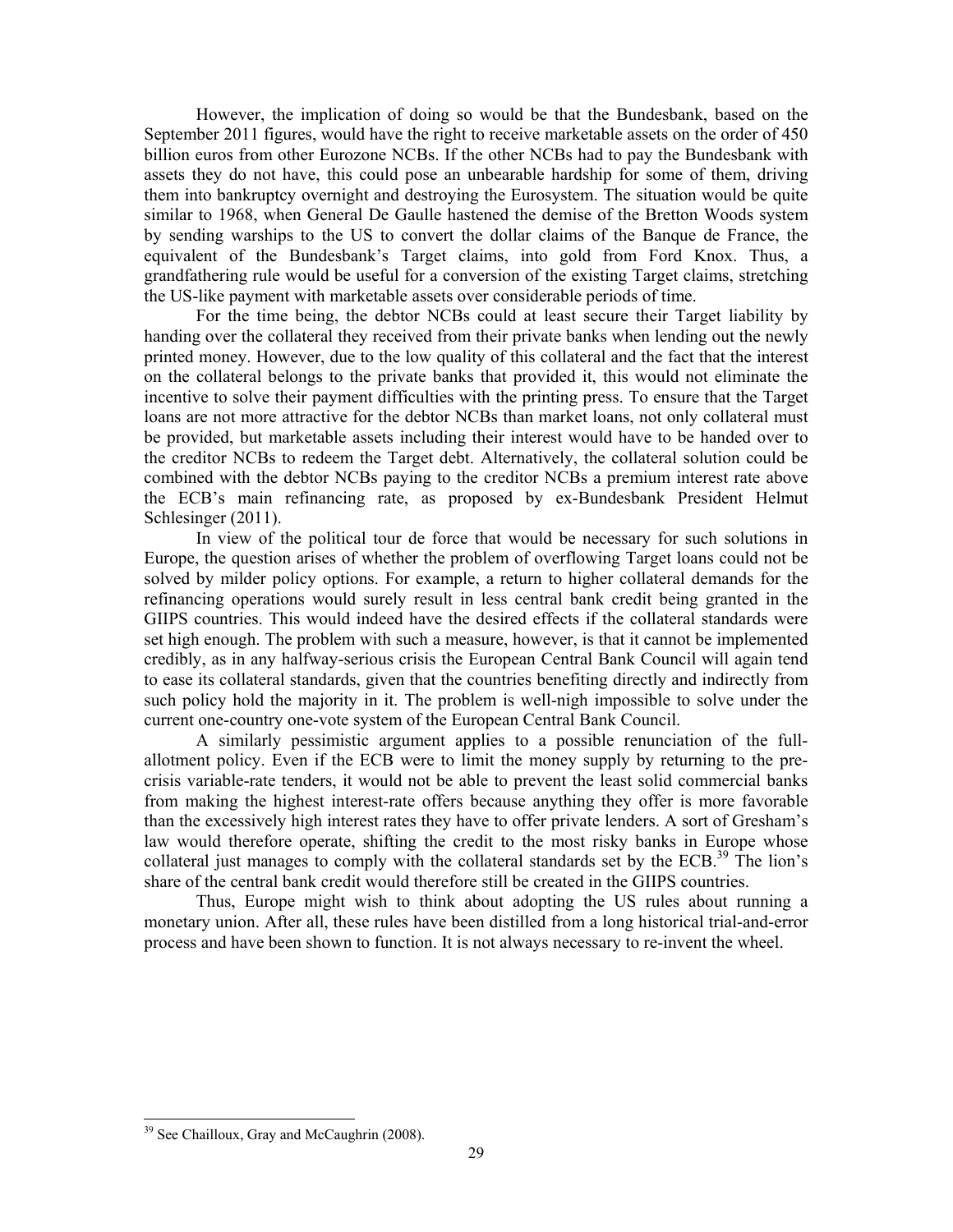However, the implication of doing so would be that the Bundesbank, based on the September 2011 figures, would have the right to receive marketable assets on the order of 450 billion euros from other Eurozone NCBs. If the other NCBs had to pay the Bundesbank with assets they do not have, this could pose an unbearable hardship for some of them, driving them into bankruptcy overnight and destroying the Eurosystem. The situation would be quite similar to 1968, when General De Gaulle hastened the demise of the Bretton Woods system by sending warships to the US to convert the dollar claims of the Banque de France, the equivalent of the Bundesbank's Target claims, into gold from Ford Knox. Thus, a grandfathering rule would be useful for a conversion of the existing Target claims, stretching the US-like payment with marketable assets over considerable periods of time.

For the time being, the debtor NCBs could at least secure their Target liability by handing over the collateral they received from their private banks when lending out the newly printed money. However, due to the low quality of this collateral and the fact that the interest on the collateral belongs to the private banks that provided it, this would not eliminate the incentive to solve their payment difficulties with the printing press. To ensure that the Target loans are not more attractive for the debtor NCBs than market loans, not only collateral must be provided, but marketable assets including their interest would have to be handed over to the creditor NCBs to redeem the Target debt. Alternatively, the collateral solution could be combined with the debtor NCBs paying to the creditor NCBs a premium interest rate above the ECB's main refinancing rate, as proposed by ex-Bundesbank President Helmut Schlesinger (2011).

In view of the political tour de force that would be necessary for such solutions in Europe, the question arises of whether the problem of overflowing Target loans could not be solved by milder policy options. For example, a return to higher collateral demands for the refinancing operations would surely result in less central bank credit being granted in the GIIPS countries. This would indeed have the desired effects if the collateral standards were set high enough. The problem with such a measure, however, is that it cannot be implemented credibly, as in any halfway-serious crisis the European Central Bank Council will again tend to ease its collateral standards, given that the countries benefiting directly and indirectly from such policy hold the majority in it. The problem is well-nigh impossible to solve under the current one-country one-vote system of the European Central Bank Council.

A similarly pessimistic argument applies to a possible renunciation of the full-allotment policy. Even if the ECB were to limit the money supply by returning to the pre-crisis variable-rate tenders, it would not be able to prevent the least solid commercial banks from making the highest interest-rate offers because anything they offer is more favorable than the excessively high interest rates they have to offer private lenders. A sort of Gresham's law would therefore operate, shifting the credit to the most risky banks in Europe whose collateral just manages to comply with the collateral standards set by the ECB.[39] The lion's share of the central bank credit would therefore still be created in the GIIPS countries.

Thus, Europe might wish to think about adopting the US rules about running a monetary union. After all, these rules have been distilled from a long historical trial-and-error process and have been shown to function. It is not always necessary to re-invent the wheel.

---

[39] See Chailloux, Gray and McCaughrin (2008).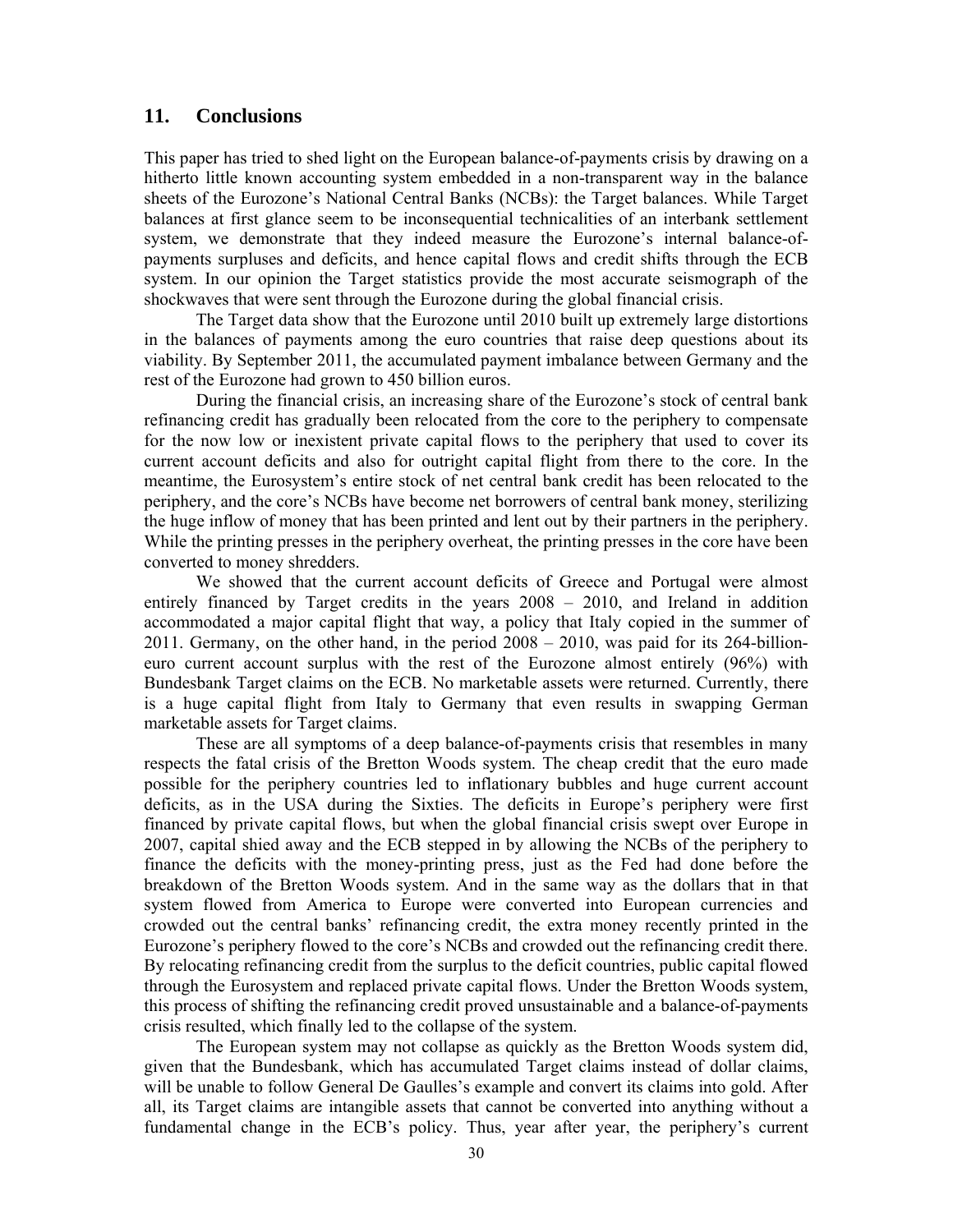## 11. Conclusions

This paper has tried to shed light on the European balance-of-payments crisis by drawing on a hitherto little known accounting system embedded in a non-transparent way in the balance sheets of the Eurozone's National Central Banks (NCBs): the Target balances. While Target balances at first glance seem to be inconsequential technicalities of an interbank settlement system, we demonstrate that they indeed measure the Eurozone's internal balance-of-payments surpluses and deficits, and hence capital flows and credit shifts through the ECB system. In our opinion the Target statistics provide the most accurate seismograph of the shockwaves that were sent through the Eurozone during the global financial crisis.

The Target data show that the Eurozone until 2010 built up extremely large distortions in the balances of payments among the euro countries that raise deep questions about its viability. By September 2011, the accumulated payment imbalance between Germany and the rest of the Eurozone had grown to 450 billion euros.

During the financial crisis, an increasing share of the Eurozone's stock of central bank refinancing credit has gradually been relocated from the core to the periphery to compensate for the now low or inexistent private capital flows to the periphery that used to cover its current account deficits and also for outright capital flight from there to the core. In the meantime, the Eurosystem's entire stock of net central bank credit has been relocated to the periphery, and the core's NCBs have become net borrowers of central bank money, sterilizing the huge inflow of money that has been printed and lent out by their partners in the periphery. While the printing presses in the periphery overheat, the printing presses in the core have been converted to money shredders.

We showed that the current account deficits of Greece and Portugal were almost entirely financed by Target credits in the years 2008 – 2010, and Ireland in addition accommodated a major capital flight that way, a policy that Italy copied in the summer of 2011. Germany, on the other hand, in the period 2008 – 2010, was paid for its 264-billion-euro current account surplus with the rest of the Eurozone almost entirely (96%) with Bundesbank Target claims on the ECB. No marketable assets were returned. Currently, there is a huge capital flight from Italy to Germany that even results in swapping German marketable assets for Target claims.

These are all symptoms of a deep balance-of-payments crisis that resembles in many respects the fatal crisis of the Bretton Woods system. The cheap credit that the euro made possible for the periphery countries led to inflationary bubbles and huge current account deficits, as in the USA during the Sixties. The deficits in Europe's periphery were first financed by private capital flows, but when the global financial crisis swept over Europe in 2007, capital shied away and the ECB stepped in by allowing the NCBs of the periphery to finance the deficits with the money-printing press, just as the Fed had done before the breakdown of the Bretton Woods system. And in the same way as the dollars that in that system flowed from America to Europe were converted into European currencies and crowded out the central banks' refinancing credit, the extra money recently printed in the Eurozone's periphery flowed to the core's NCBs and crowded out the refinancing credit there. By relocating refinancing credit from the surplus to the deficit countries, public capital flowed through the Eurosystem and replaced private capital flows. Under the Bretton Woods system, this process of shifting the refinancing credit proved unsustainable and a balance-of-payments crisis resulted, which finally led to the collapse of the system.

The European system may not collapse as quickly as the Bretton Woods system did, given that the Bundesbank, which has accumulated Target claims instead of dollar claims, will be unable to follow General De Gaulles's example and convert its claims into gold. After all, its Target claims are intangible assets that cannot be converted into anything without a fundamental change in the ECB's policy. Thus, year after year, the periphery's current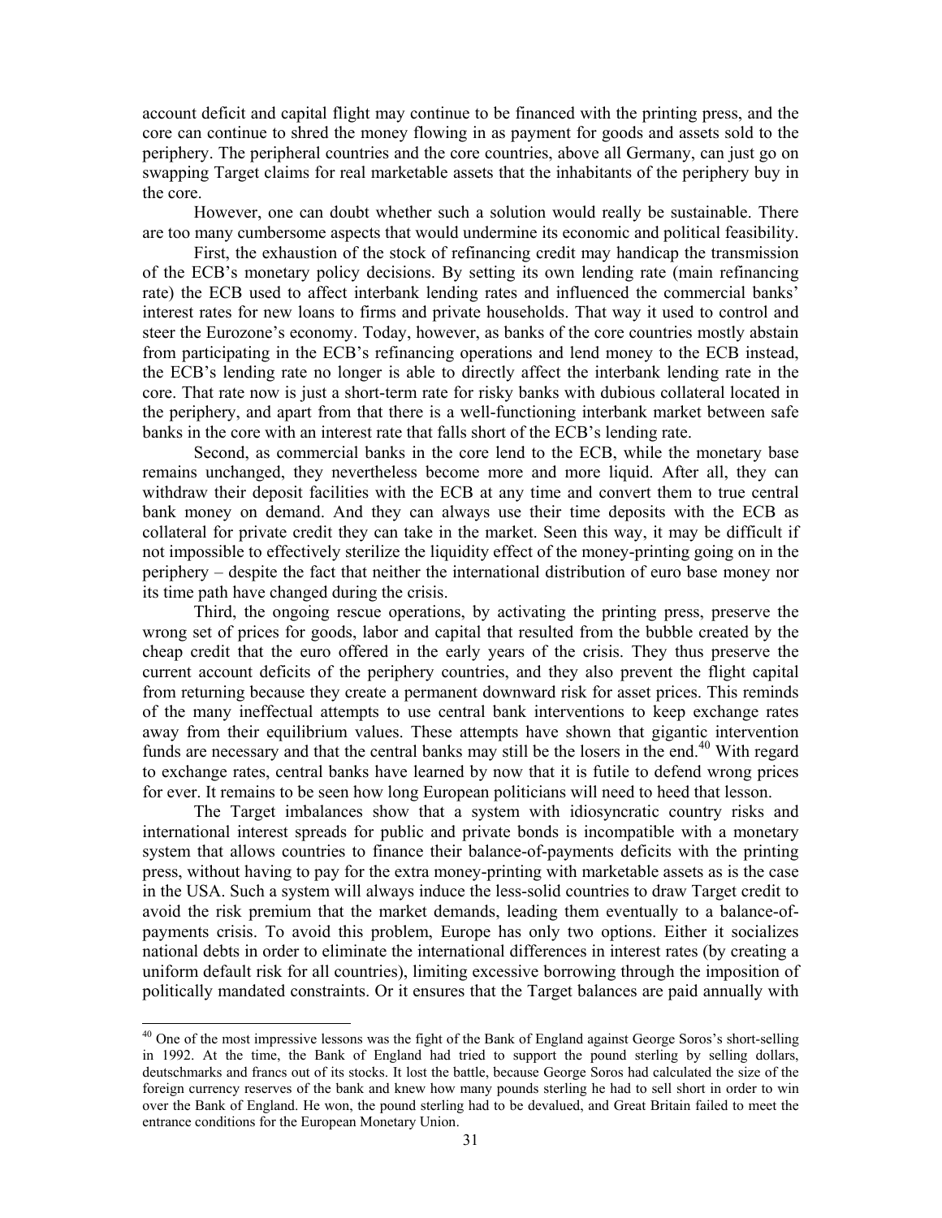account deficit and capital flight may continue to be financed with the printing press, and the core can continue to shred the money flowing in as payment for goods and assets sold to the periphery. The peripheral countries and the core countries, above all Germany, can just go on swapping Target claims for real marketable assets that the inhabitants of the periphery buy in the core.

However, one can doubt whether such a solution would really be sustainable. There are too many cumbersome aspects that would undermine its economic and political feasibility.

First, the exhaustion of the stock of refinancing credit may handicap the transmission of the ECB's monetary policy decisions. By setting its own lending rate (main refinancing rate) the ECB used to affect interbank lending rates and influenced the commercial banks' interest rates for new loans to firms and private households. That way it used to control and steer the Eurozone's economy. Today, however, as banks of the core countries mostly abstain from participating in the ECB's refinancing operations and lend money to the ECB instead, the ECB's lending rate no longer is able to directly affect the interbank lending rate in the core. That rate now is just a short-term rate for risky banks with dubious collateral located in the periphery, and apart from that there is a well-functioning interbank market between safe banks in the core with an interest rate that falls short of the ECB's lending rate.

Second, as commercial banks in the core lend to the ECB, while the monetary base remains unchanged, they nevertheless become more and more liquid. After all, they can withdraw their deposit facilities with the ECB at any time and convert them to true central bank money on demand. And they can always use their time deposits with the ECB as collateral for private credit they can take in the market. Seen this way, it may be difficult if not impossible to effectively sterilize the liquidity effect of the money-printing going on in the periphery – despite the fact that neither the international distribution of euro base money nor its time path have changed during the crisis.

Third, the ongoing rescue operations, by activating the printing press, preserve the wrong set of prices for goods, labor and capital that resulted from the bubble created by the cheap credit that the euro offered in the early years of the crisis. They thus preserve the current account deficits of the periphery countries, and they also prevent the flight capital from returning because they create a permanent downward risk for asset prices. This reminds of the many ineffectual attempts to use central bank interventions to keep exchange rates away from their equilibrium values. These attempts have shown that gigantic intervention funds are necessary and that the central banks may still be the losers in the end.[40] With regard to exchange rates, central banks have learned by now that it is futile to defend wrong prices for ever. It remains to be seen how long European politicians will need to heed that lesson.

The Target imbalances show that a system with idiosyncratic country risks and international interest spreads for public and private bonds is incompatible with a monetary system that allows countries to finance their balance-of-payments deficits with the printing press, without having to pay for the extra money-printing with marketable assets as is the case in the USA. Such a system will always induce the less-solid countries to draw Target credit to avoid the risk premium that the market demands, leading them eventually to a balance-of-payments crisis. To avoid this problem, Europe has only two options. Either it socializes national debts in order to eliminate the international differences in interest rates (by creating a uniform default risk for all countries), limiting excessive borrowing through the imposition of politically mandated constraints. Or it ensures that the Target balances are paid annually with

---

[40] One of the most impressive lessons was the fight of the Bank of England against George Soros's short-selling in 1992. At the time, the Bank of England had tried to support the pound sterling by selling dollars, deutschmarks and francs out of its stocks. It lost the battle, because George Soros had calculated the size of the foreign currency reserves of the bank and knew how many pounds sterling he had to sell short in order to win over the Bank of England. He won, the pound sterling had to be devalued, and Great Britain failed to meet the entrance conditions for the European Monetary Union.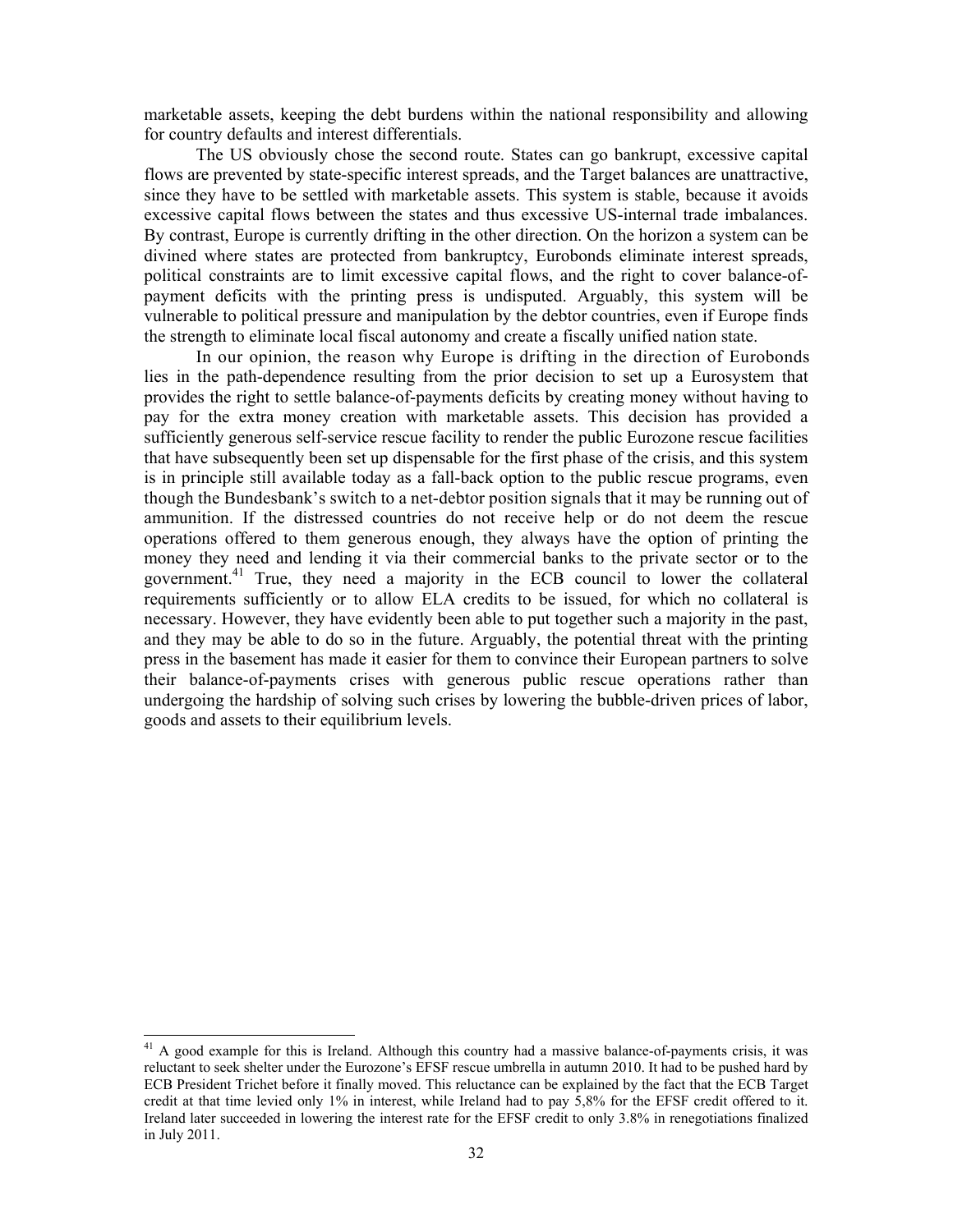marketable assets, keeping the debt burdens within the national responsibility and allowing for country defaults and interest differentials.

The US obviously chose the second route. States can go bankrupt, excessive capital flows are prevented by state-specific interest spreads, and the Target balances are unattractive, since they have to be settled with marketable assets. This system is stable, because it avoids excessive capital flows between the states and thus excessive US-internal trade imbalances. By contrast, Europe is currently drifting in the other direction. On the horizon a system can be divined where states are protected from bankruptcy, Eurobonds eliminate interest spreads, political constraints are to limit excessive capital flows, and the right to cover balance-of-payment deficits with the printing press is undisputed. Arguably, this system will be vulnerable to political pressure and manipulation by the debtor countries, even if Europe finds the strength to eliminate local fiscal autonomy and create a fiscally unified nation state.

In our opinion, the reason why Europe is drifting in the direction of Eurobonds lies in the path-dependence resulting from the prior decision to set up a Eurosystem that provides the right to settle balance-of-payments deficits by creating money without having to pay for the extra money creation with marketable assets. This decision has provided a sufficiently generous self-service rescue facility to render the public Eurozone rescue facilities that have subsequently been set up dispensable for the first phase of the crisis, and this system is in principle still available today as a fall-back option to the public rescue programs, even though the Bundesbank's switch to a net-debtor position signals that it may be running out of ammunition. If the distressed countries do not receive help or do not deem the rescue operations offered to them generous enough, they always have the option of printing the money they need and lending it via their commercial banks to the private sector or to the government.[41] True, they need a majority in the ECB council to lower the collateral requirements sufficiently or to allow ELA credits to be issued, for which no collateral is necessary. However, they have evidently been able to put together such a majority in the past, and they may be able to do so in the future. Arguably, the potential threat with the printing press in the basement has made it easier for them to convince their European partners to solve their balance-of-payments crises with generous public rescue operations rather than undergoing the hardship of solving such crises by lowering the bubble-driven prices of labor, goods and assets to their equilibrium levels.

---

[41] A good example for this is Ireland. Although this country had a massive balance-of-payments crisis, it was reluctant to seek shelter under the Eurozone's EFSF rescue umbrella in autumn 2010. It had to be pushed hard by ECB President Trichet before it finally moved. This reluctance can be explained by the fact that the ECB Target credit at that time levied only 1% in interest, while Ireland had to pay 5,8% for the EFSF credit offered to it. Ireland later succeeded in lowering the interest rate for the EFSF credit to only 3.8% in renegotiations finalized in July 2011.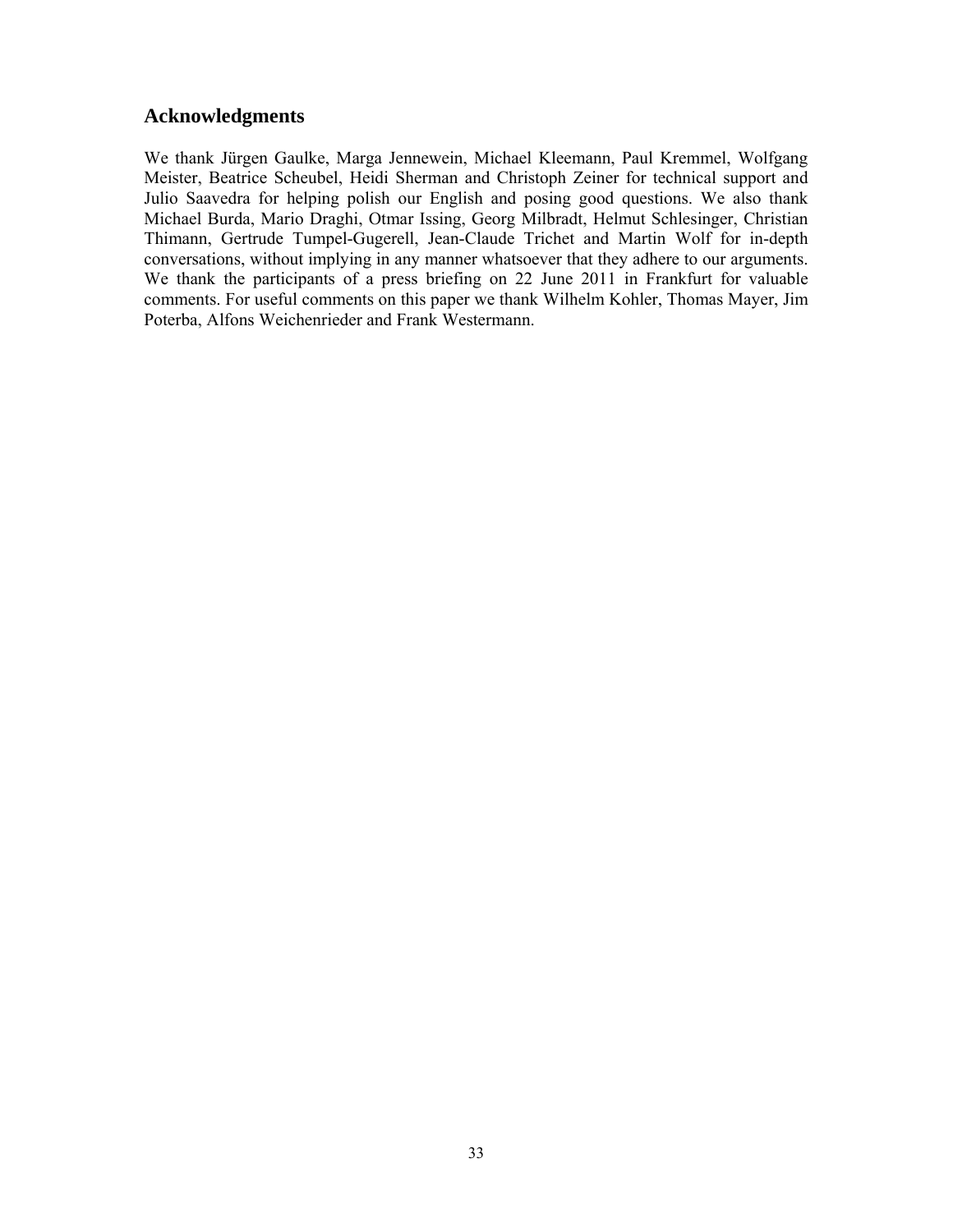## Acknowledgments

We thank Jürgen Gaulke, Marga Jennewein, Michael Kleemann, Paul Kremmel, Wolfgang Meister, Beatrice Scheubel, Heidi Sherman and Christoph Zeiner for technical support and Julio Saavedra for helping polish our English and posing good questions. We also thank Michael Burda, Mario Draghi, Otmar Issing, Georg Milbradt, Helmut Schlesinger, Christian Thimann, Gertrude Tumpel-Gugerell, Jean-Claude Trichet and Martin Wolf for in-depth conversations, without implying in any manner whatsoever that they adhere to our arguments. We thank the participants of a press briefing on 22 June 2011 in Frankfurt for valuable comments. For useful comments on this paper we thank Wilhelm Kohler, Thomas Mayer, Jim Poterba, Alfons Weichenrieder and Frank Westermann.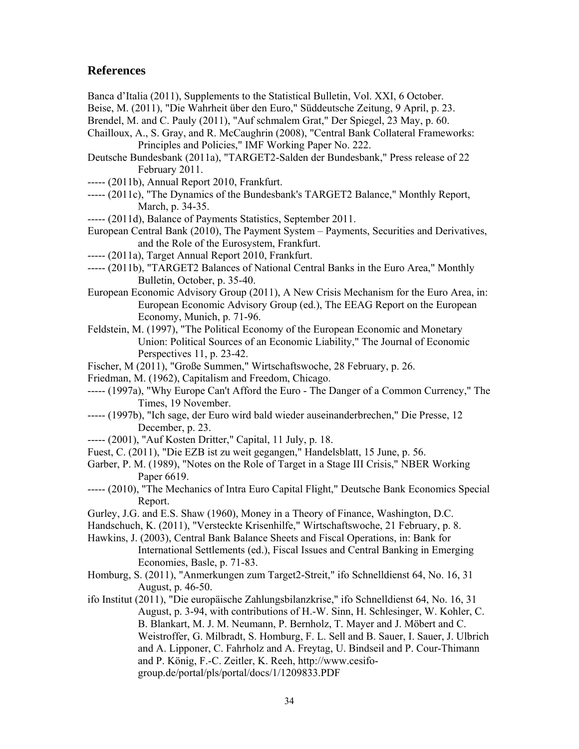## References

Banca d'Italia (2011), Supplements to the Statistical Bulletin, Vol. XXI, 6 October.

Beise, M. (2011), "Die Wahrheit über den Euro," Süddeutsche Zeitung, 9 April, p. 23.

Brendel, M. and C. Pauly (2011), "Auf schmalem Grat," Der Spiegel, 23 May, p. 60.

Chailloux, A., S. Gray, and R. McCaughrin (2008), "Central Bank Collateral Frameworks: Principles and Policies," IMF Working Paper No. 222.

Deutsche Bundesbank (2011a), "TARGET2-Salden der Bundesbank," Press release of 22 February 2011.

----- (2011b), Annual Report 2010, Frankfurt.

----- (2011c), "The Dynamics of the Bundesbank's TARGET2 Balance," Monthly Report, March, p. 34-35.

----- (2011d), Balance of Payments Statistics, September 2011.

European Central Bank (2010), The Payment System – Payments, Securities and Derivatives, and the Role of the Eurosystem, Frankfurt.

----- (2011a), Target Annual Report 2010, Frankfurt.

----- (2011b), "TARGET2 Balances of National Central Banks in the Euro Area," Monthly Bulletin, October, p. 35-40.

European Economic Advisory Group (2011), A New Crisis Mechanism for the Euro Area, in: European Economic Advisory Group (ed.), The EEAG Report on the European Economy, Munich, p. 71-96.

Feldstein, M. (1997), "The Political Economy of the European Economic and Monetary Union: Political Sources of an Economic Liability," The Journal of Economic Perspectives 11, p. 23-42.

Fischer, M (2011), "Große Summen," Wirtschaftswoche, 28 February, p. 26.

Friedman, M. (1962), Capitalism and Freedom, Chicago.

----- (1997a), "Why Europe Can't Afford the Euro - The Danger of a Common Currency," The Times, 19 November.

----- (1997b), "Ich sage, der Euro wird bald wieder auseinanderbrechen," Die Presse, 12 December, p. 23.

----- (2001), "Auf Kosten Dritter," Capital, 11 July, p. 18.

Fuest, C. (2011), "Die EZB ist zu weit gegangen," Handelsblatt, 15 June, p. 56.

Garber, P. M. (1989), "Notes on the Role of Target in a Stage III Crisis," NBER Working Paper 6619.

----- (2010), "The Mechanics of Intra Euro Capital Flight," Deutsche Bank Economics Special Report.

Gurley, J.G. and E.S. Shaw (1960), Money in a Theory of Finance, Washington, D.C.

Handschuch, K. (2011), "Versteckte Krisenhilfe," Wirtschaftswoche, 21 February, p. 8.

Hawkins, J. (2003), Central Bank Balance Sheets and Fiscal Operations, in: Bank for International Settlements (ed.), Fiscal Issues and Central Banking in Emerging Economies, Basle, p. 71-83.

Homburg, S. (2011), "Anmerkungen zum Target2-Streit," ifo Schnelldienst 64, No. 16, 31 August, p. 46-50.

ifo Institut (2011), "Die europäische Zahlungsbilanzkrise," ifo Schnelldienst 64, No. 16, 31 August, p. 3-94, with contributions of H.-W. Sinn, H. Schlesinger, W. Kohler, C. B. Blankart, M. J. M. Neumann, P. Bernholz, T. Mayer and J. Möbert and C. Weistroffer, G. Milbradt, S. Homburg, F. L. Sell and B. Sauer, I. Sauer, J. Ulbrich and A. Lipponer, C. Fahrholz and A. Freytag, U. Bindseil and P. Cour-Thimann and P. König, F.-C. Zeitler, K. Reeh, http://www.cesifo-group.de/portal/pls/portal/docs/1/1209833.PDF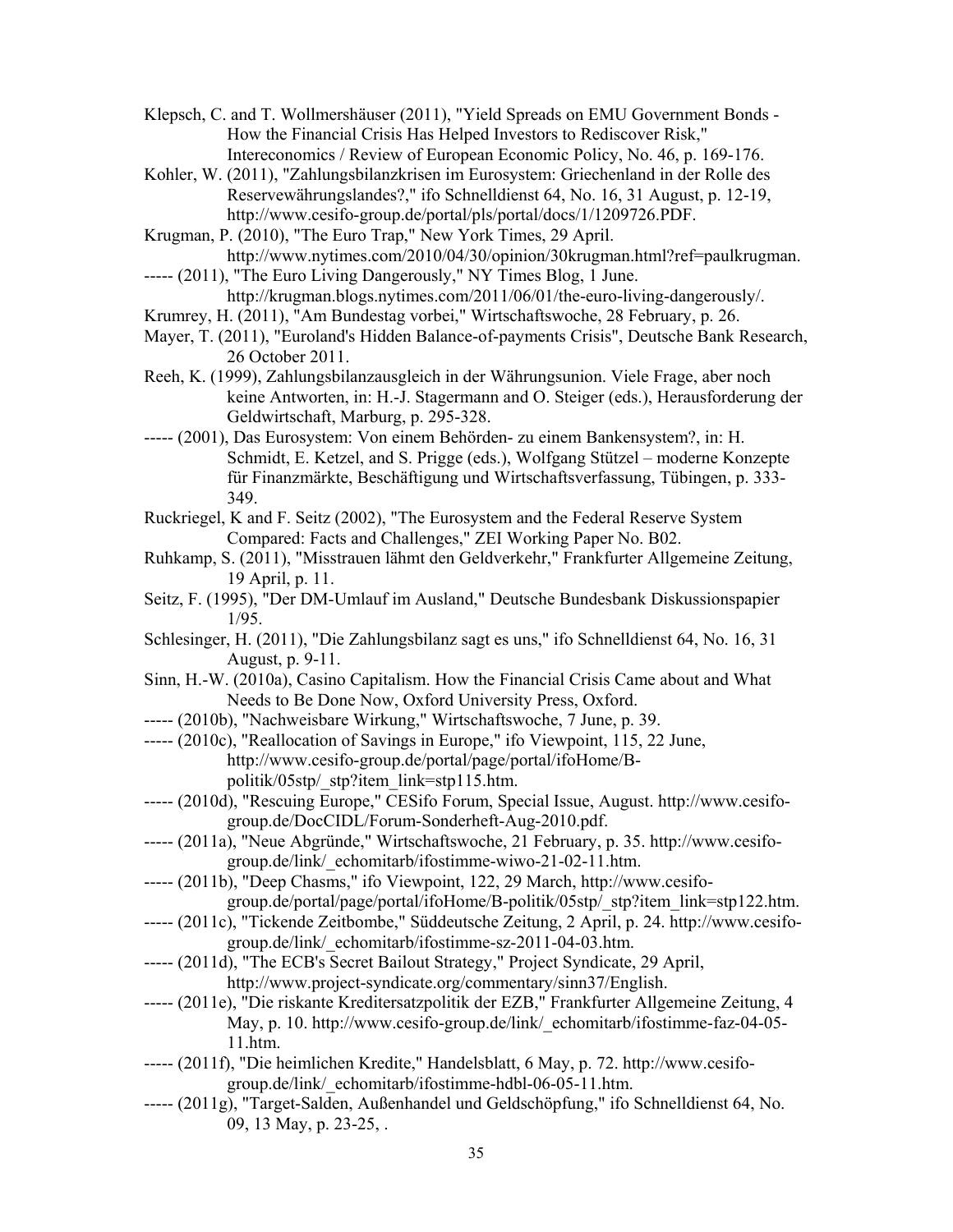Klepsch, C. and T. Wollmershäuser (2011), "Yield Spreads on EMU Government Bonds - How the Financial Crisis Has Helped Investors to Rediscover Risk," Intereconomics / Review of European Economic Policy, No. 46, p. 169-176.

Kohler, W. (2011), "Zahlungsbilanzkrisen im Eurosystem: Griechenland in der Rolle des Reservewährungslandes?," ifo Schnelldienst 64, No. 16, 31 August, p. 12-19, http://www.cesifo-group.de/portal/pls/portal/docs/1/1209726.PDF.

Krugman, P. (2010), "The Euro Trap," New York Times, 29 April. http://www.nytimes.com/2010/04/30/opinion/30krugman.html?ref=paulkrugman.

----- (2011), "The Euro Living Dangerously," NY Times Blog, 1 June. http://krugman.blogs.nytimes.com/2011/06/01/the-euro-living-dangerously/.

Krumrey, H. (2011), "Am Bundestag vorbei," Wirtschaftswoche, 28 February, p. 26.

Mayer, T. (2011), "Euroland's Hidden Balance-of-payments Crisis", Deutsche Bank Research, 26 October 2011.

Reeh, K. (1999), Zahlungsbilanzausgleich in der Währungsunion. Viele Frage, aber noch keine Antworten, in: H.-J. Stagermann and O. Steiger (eds.), Herausforderung der Geldwirtschaft, Marburg, p. 295-328.

----- (2001), Das Eurosystem: Von einem Behörden- zu einem Bankensystem?, in: H. Schmidt, E. Ketzel, and S. Prigge (eds.), Wolfgang Stützel – moderne Konzepte für Finanzmärkte, Beschäftigung und Wirtschaftsverfassung, Tübingen, p. 333-349.

Ruckriegel, K and F. Seitz (2002), "The Eurosystem and the Federal Reserve System Compared: Facts and Challenges," ZEI Working Paper No. B02.

Ruhkamp, S. (2011), "Misstrauen lähmt den Geldverkehr," Frankfurter Allgemeine Zeitung, 19 April, p. 11.

Seitz, F. (1995), "Der DM-Umlauf im Ausland," Deutsche Bundesbank Diskussionspapier 1/95.

Schlesinger, H. (2011), "Die Zahlungsbilanz sagt es uns," ifo Schnelldienst 64, No. 16, 31 August, p. 9-11.

Sinn, H.-W. (2010a), Casino Capitalism. How the Financial Crisis Came about and What Needs to Be Done Now, Oxford University Press, Oxford.

----- (2010b), "Nachweisbare Wirkung," Wirtschaftswoche, 7 June, p. 39.

----- (2010c), "Reallocation of Savings in Europe," ifo Viewpoint, 115, 22 June, http://www.cesifo-group.de/portal/page/portal/ifoHome/B-politik/05stp/_stp?item_link=stp115.htm.

----- (2010d), "Rescuing Europe," CESifo Forum, Special Issue, August. http://www.cesifo-group.de/DocCIDL/Forum-Sonderheft-Aug-2010.pdf.

----- (2011a), "Neue Abgründe," Wirtschaftswoche, 21 February, p. 35. http://www.cesifo-group.de/link/_echomitarb/ifostimme-wiwo-21-02-11.htm.

----- (2011b), "Deep Chasms," ifo Viewpoint, 122, 29 March, http://www.cesifo-group.de/portal/page/portal/ifoHome/B-politik/05stp/_stp?item_link=stp122.htm.

----- (2011c), "Tickende Zeitbombe," Süddeutsche Zeitung, 2 April, p. 24. http://www.cesifo-group.de/link/_echomitarb/ifostimme-sz-2011-04-03.htm.

----- (2011d), "The ECB's Secret Bailout Strategy," Project Syndicate, 29 April, http://www.project-syndicate.org/commentary/sinn37/English.

----- (2011e), "Die riskante Kreditersatzpolitik der EZB," Frankfurter Allgemeine Zeitung, 4 May, p. 10. http://www.cesifo-group.de/link/_echomitarb/ifostimme-faz-04-05-11.htm.

----- (2011f), "Die heimlichen Kredite," Handelsblatt, 6 May, p. 72. http://www.cesifo-group.de/link/_echomitarb/ifostimme-hdbl-06-05-11.htm.

----- (2011g), "Target-Salden, Außenhandel und Geldschöpfung," ifo Schnelldienst 64, No. 09, 13 May, p. 23-25, .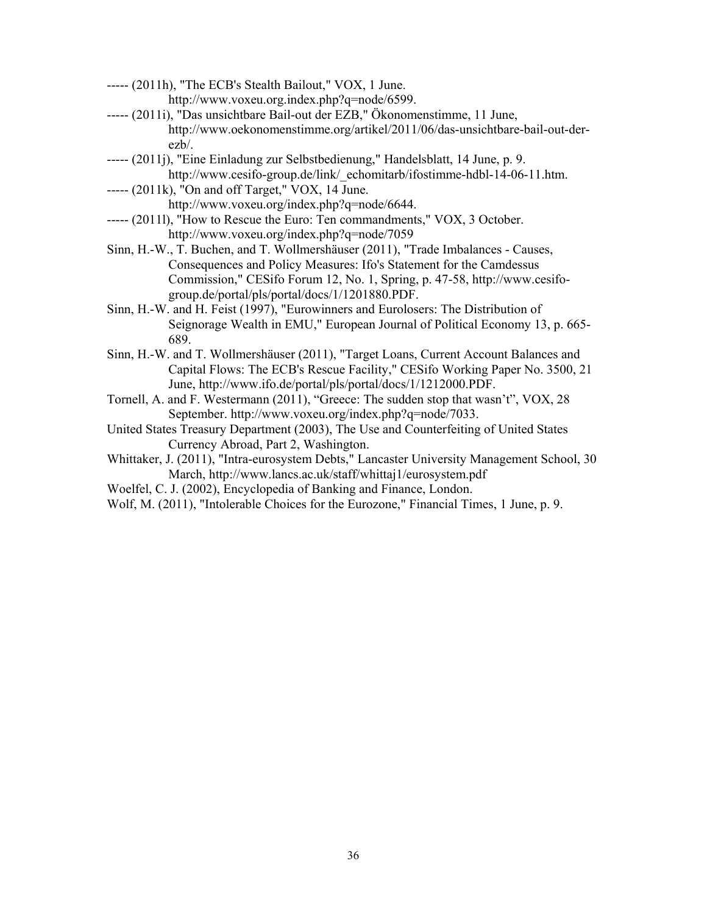----- (2011h), "The ECB's Stealth Bailout," VOX, 1 June. http://www.voxeu.org.index.php?q=node/6599.

----- (2011i), "Das unsichtbare Bail-out der EZB," Ökonomenstimme, 11 June, http://www.oekonomenstimme.org/artikel/2011/06/das-unsichtbare-bail-out-der-ezb/.

----- (2011j), "Eine Einladung zur Selbstbedienung," Handelsblatt, 14 June, p. 9. http://www.cesifo-group.de/link/_echomitarb/ifostimme-hdbl-14-06-11.htm.

----- (2011k), "On and off Target," VOX, 14 June. http://www.voxeu.org/index.php?q=node/6644.

----- (2011l), "How to Rescue the Euro: Ten commandments," VOX, 3 October. http://www.voxeu.org/index.php?q=node/7059

Sinn, H.-W., T. Buchen, and T. Wollmershäuser (2011), "Trade Imbalances - Causes, Consequences and Policy Measures: Ifo's Statement for the Camdessus Commission," CESifo Forum 12, No. 1, Spring, p. 47-58, http://www.cesifo-group.de/portal/pls/portal/docs/1/1201880.PDF.

Sinn, H.-W. and H. Feist (1997), "Eurowinners and Eurolosers: The Distribution of Seignorage Wealth in EMU," European Journal of Political Economy 13, p. 665-689.

Sinn, H.-W. and T. Wollmershäuser (2011), "Target Loans, Current Account Balances and Capital Flows: The ECB's Rescue Facility," CESifo Working Paper No. 3500, 21 June, http://www.ifo.de/portal/pls/portal/docs/1/1212000.PDF.

Tornell, A. and F. Westermann (2011), "Greece: The sudden stop that wasn't", VOX, 28 September. http://www.voxeu.org/index.php?q=node/7033.

United States Treasury Department (2003), The Use and Counterfeiting of United States Currency Abroad, Part 2, Washington.

Whittaker, J. (2011), "Intra-eurosystem Debts," Lancaster University Management School, 30 March, http://www.lancs.ac.uk/staff/whittaj1/eurosystem.pdf

Woelfel, C. J. (2002), Encyclopedia of Banking and Finance, London.

Wolf, M. (2011), "Intolerable Choices for the Eurozone," Financial Times, 1 June, p. 9.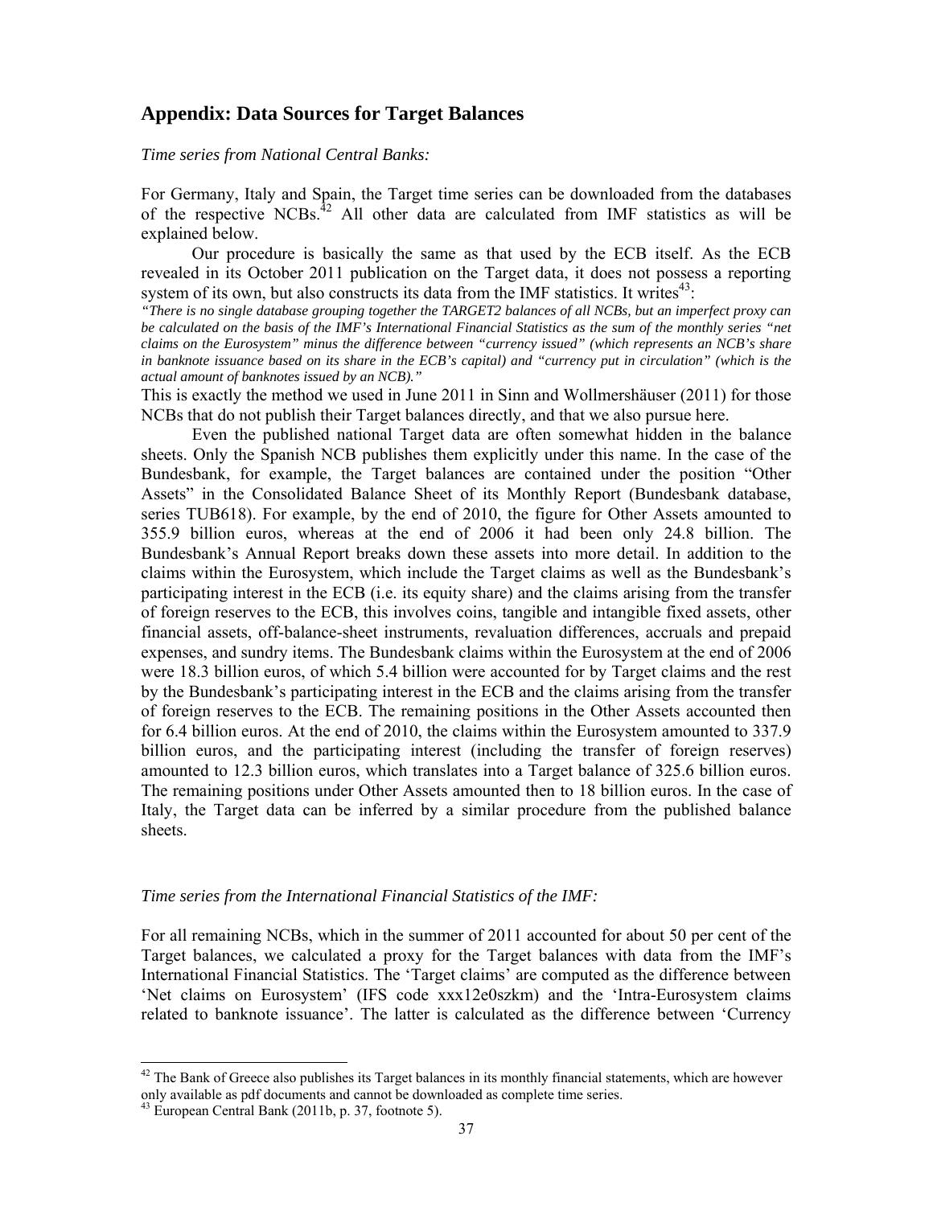## Appendix: Data Sources for Target Balances

*Time series from National Central Banks:*

For Germany, Italy and Spain, the Target time series can be downloaded from the databases of the respective NCBs.[42] All other data are calculated from IMF statistics as will be explained below.

Our procedure is basically the same as that used by the ECB itself. As the ECB revealed in its October 2011 publication on the Target data, it does not possess a reporting system of its own, but also constructs its data from the IMF statistics. It writes[43]:

*"There is no single database grouping together the TARGET2 balances of all NCBs, but an imperfect proxy can be calculated on the basis of the IMF's International Financial Statistics as the sum of the monthly series "net claims on the Eurosystem" minus the difference between "currency issued" (which represents an NCB's share in banknote issuance based on its share in the ECB's capital) and "currency put in circulation" (which is the actual amount of banknotes issued by an NCB)."*

This is exactly the method we used in June 2011 in Sinn and Wollmershäuser (2011) for those NCBs that do not publish their Target balances directly, and that we also pursue here.

Even the published national Target data are often somewhat hidden in the balance sheets. Only the Spanish NCB publishes them explicitly under this name. In the case of the Bundesbank, for example, the Target balances are contained under the position "Other Assets" in the Consolidated Balance Sheet of its Monthly Report (Bundesbank database, series TUB618). For example, by the end of 2010, the figure for Other Assets amounted to 355.9 billion euros, whereas at the end of 2006 it had been only 24.8 billion. The Bundesbank's Annual Report breaks down these assets into more detail. In addition to the claims within the Eurosystem, which include the Target claims as well as the Bundesbank's participating interest in the ECB (i.e. its equity share) and the claims arising from the transfer of foreign reserves to the ECB, this involves coins, tangible and intangible fixed assets, other financial assets, off-balance-sheet instruments, revaluation differences, accruals and prepaid expenses, and sundry items. The Bundesbank claims within the Eurosystem at the end of 2006 were 18.3 billion euros, of which 5.4 billion were accounted for by Target claims and the rest by the Bundesbank's participating interest in the ECB and the claims arising from the transfer of foreign reserves to the ECB. The remaining positions in the Other Assets accounted then for 6.4 billion euros. At the end of 2010, the claims within the Eurosystem amounted to 337.9 billion euros, and the participating interest (including the transfer of foreign reserves) amounted to 12.3 billion euros, which translates into a Target balance of 325.6 billion euros. The remaining positions under Other Assets amounted then to 18 billion euros. In the case of Italy, the Target data can be inferred by a similar procedure from the published balance sheets.

*Time series from the International Financial Statistics of the IMF:*

For all remaining NCBs, which in the summer of 2011 accounted for about 50 per cent of the Target balances, we calculated a proxy for the Target balances with data from the IMF's International Financial Statistics. The 'Target claims' are computed as the difference between 'Net claims on Eurosystem' (IFS code xxx12e0szkm) and the 'Intra-Eurosystem claims related to banknote issuance'. The latter is calculated as the difference between 'Currency

---

[42] The Bank of Greece also publishes its Target balances in its monthly financial statements, which are however only available as pdf documents and cannot be downloaded as complete time series.

[43] European Central Bank (2011b, p. 37, footnote 5).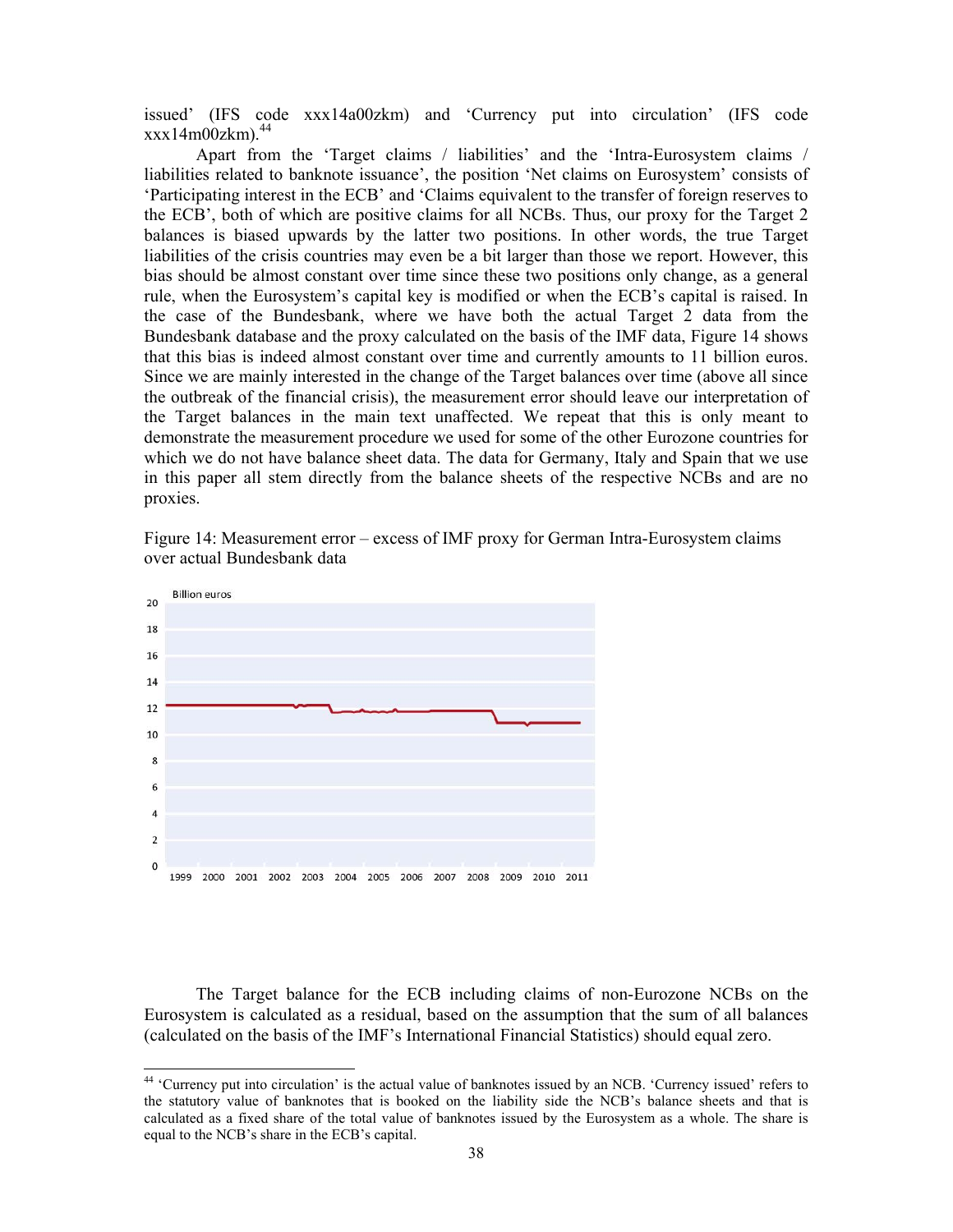issued' (IFS code xxx14a00zkm) and 'Currency put into circulation' (IFS code xxx14m00zkm).[44]

Apart from the 'Target claims / liabilities' and the 'Intra-Eurosystem claims / liabilities related to banknote issuance', the position 'Net claims on Eurosystem' consists of 'Participating interest in the ECB' and 'Claims equivalent to the transfer of foreign reserves to the ECB', both of which are positive claims for all NCBs. Thus, our proxy for the Target 2 balances is biased upwards by the latter two positions. In other words, the true Target liabilities of the crisis countries may even be a bit larger than those we report. However, this bias should be almost constant over time since these two positions only change, as a general rule, when the Eurosystem's capital key is modified or when the ECB's capital is raised. In the case of the Bundesbank, where we have both the actual Target 2 data from the Bundesbank database and the proxy calculated on the basis of the IMF data, Figure 14 shows that this bias is indeed almost constant over time and currently amounts to 11 billion euros. Since we are mainly interested in the change of the Target balances over time (above all since the outbreak of the financial crisis), the measurement error should leave our interpretation of the Target balances in the main text unaffected. We repeat that this is only meant to demonstrate the measurement procedure we used for some of the other Eurozone countries for which we do not have balance sheet data. The data for Germany, Italy and Spain that we use in this paper all stem directly from the balance sheets of the respective NCBs and are no proxies.

Figure 14: Measurement error – excess of IMF proxy for German Intra-Eurosystem claims over actual Bundesbank data

The Target balance for the ECB including claims of non-Eurozone NCBs on the Eurosystem is calculated as a residual, based on the assumption that the sum of all balances (calculated on the basis of the IMF's International Financial Statistics) should equal zero.

[44] 'Currency put into circulation' is the actual value of banknotes issued by an NCB. 'Currency issued' refers to the statutory value of banknotes that is booked on the liability side the NCB's balance sheets and that is calculated as a fixed share of the total value of banknotes issued by the Eurosystem as a whole. The share is equal to the NCB's share in the ECB's capital.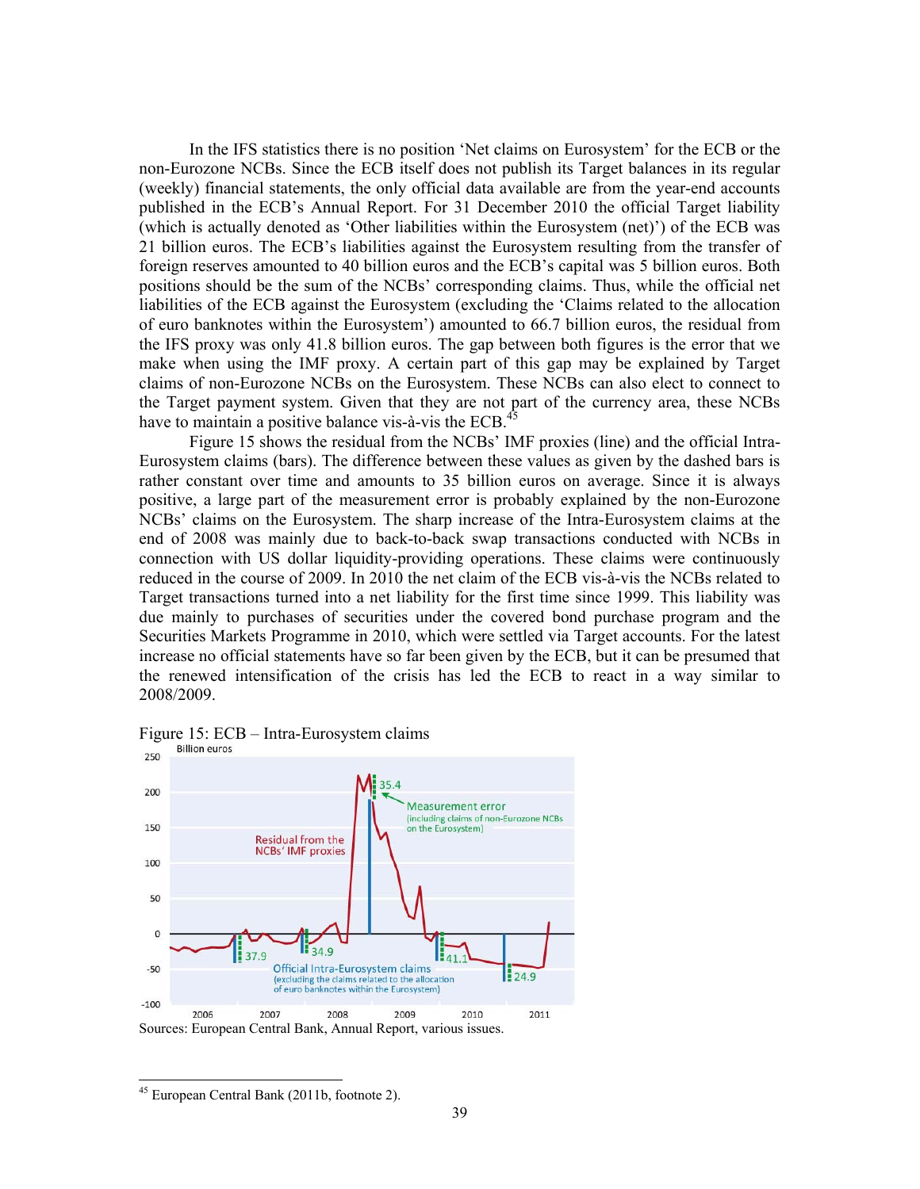In the IFS statistics there is no position 'Net claims on Eurosystem' for the ECB or the non-Eurozone NCBs. Since the ECB itself does not publish its Target balances in its regular (weekly) financial statements, the only official data available are from the year-end accounts published in the ECB's Annual Report. For 31 December 2010 the official Target liability (which is actually denoted as 'Other liabilities within the Eurosystem (net)') of the ECB was 21 billion euros. The ECB's liabilities against the Eurosystem resulting from the transfer of foreign reserves amounted to 40 billion euros and the ECB's capital was 5 billion euros. Both positions should be the sum of the NCBs' corresponding claims. Thus, while the official net liabilities of the ECB against the Eurosystem (excluding the 'Claims related to the allocation of euro banknotes within the Eurosystem') amounted to 66.7 billion euros, the residual from the IFS proxy was only 41.8 billion euros. The gap between both figures is the error that we make when using the IMF proxy. A certain part of this gap may be explained by Target claims of non-Eurozone NCBs on the Eurosystem. These NCBs can also elect to connect to the Target payment system. Given that they are not part of the currency area, these NCBs have to maintain a positive balance vis-à-vis the ECB.[45]

Figure 15 shows the residual from the NCBs' IMF proxies (line) and the official Intra-Eurosystem claims (bars). The difference between these values as given by the dashed bars is rather constant over time and amounts to 35 billion euros on average. Since it is always positive, a large part of the measurement error is probably explained by the non-Eurozone NCBs' claims on the Eurosystem. The sharp increase of the Intra-Eurosystem claims at the end of 2008 was mainly due to back-to-back swap transactions conducted with NCBs in connection with US dollar liquidity-providing operations. These claims were continuously reduced in the course of 2009. In 2010 the net claim of the ECB vis-à-vis the NCBs related to Target transactions turned into a net liability for the first time since 1999. This liability was due mainly to purchases of securities under the covered bond purchase program and the Securities Markets Programme in 2010, which were settled via Target accounts. For the latest increase no official statements have so far been given by the ECB, but it can be presumed that the renewed intensification of the crisis has led the ECB to react in a way similar to 2008/2009.

Figure 15: ECB – Intra-Eurosystem claims

Sources: European Central Bank, Annual Report, various issues.

---

[45] European Central Bank (2011b, footnote 2).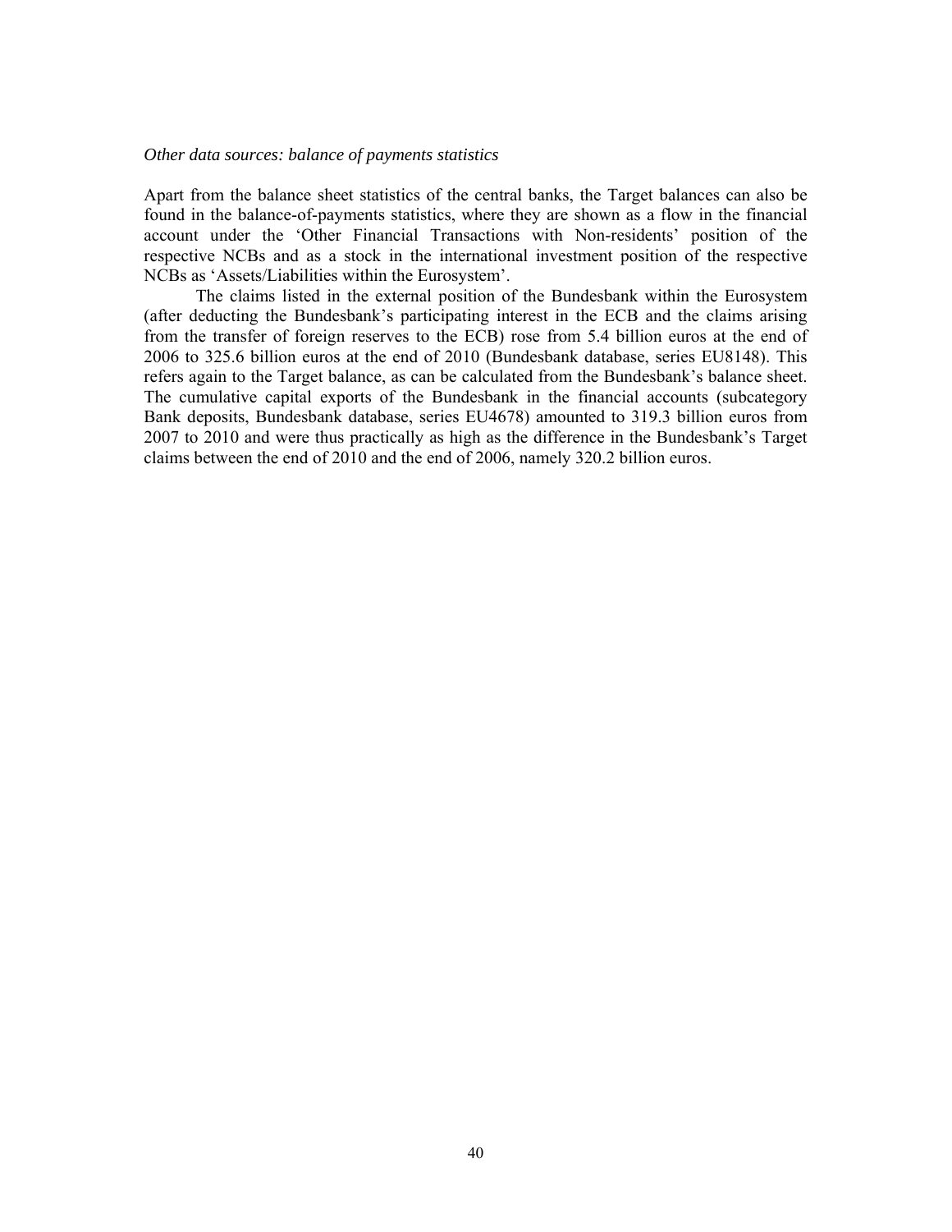*Other data sources: balance of payments statistics*

Apart from the balance sheet statistics of the central banks, the Target balances can also be found in the balance-of-payments statistics, where they are shown as a flow in the financial account under the 'Other Financial Transactions with Non-residents' position of the respective NCBs and as a stock in the international investment position of the respective NCBs as 'Assets/Liabilities within the Eurosystem'.

The claims listed in the external position of the Bundesbank within the Eurosystem (after deducting the Bundesbank's participating interest in the ECB and the claims arising from the transfer of foreign reserves to the ECB) rose from 5.4 billion euros at the end of 2006 to 325.6 billion euros at the end of 2010 (Bundesbank database, series EU8148). This refers again to the Target balance, as can be calculated from the Bundesbank's balance sheet. The cumulative capital exports of the Bundesbank in the financial accounts (subcategory Bank deposits, Bundesbank database, series EU4678) amounted to 319.3 billion euros from 2007 to 2010 and were thus practically as high as the difference in the Bundesbank's Target claims between the end of 2010 and the end of 2006, namely 320.2 billion euros.